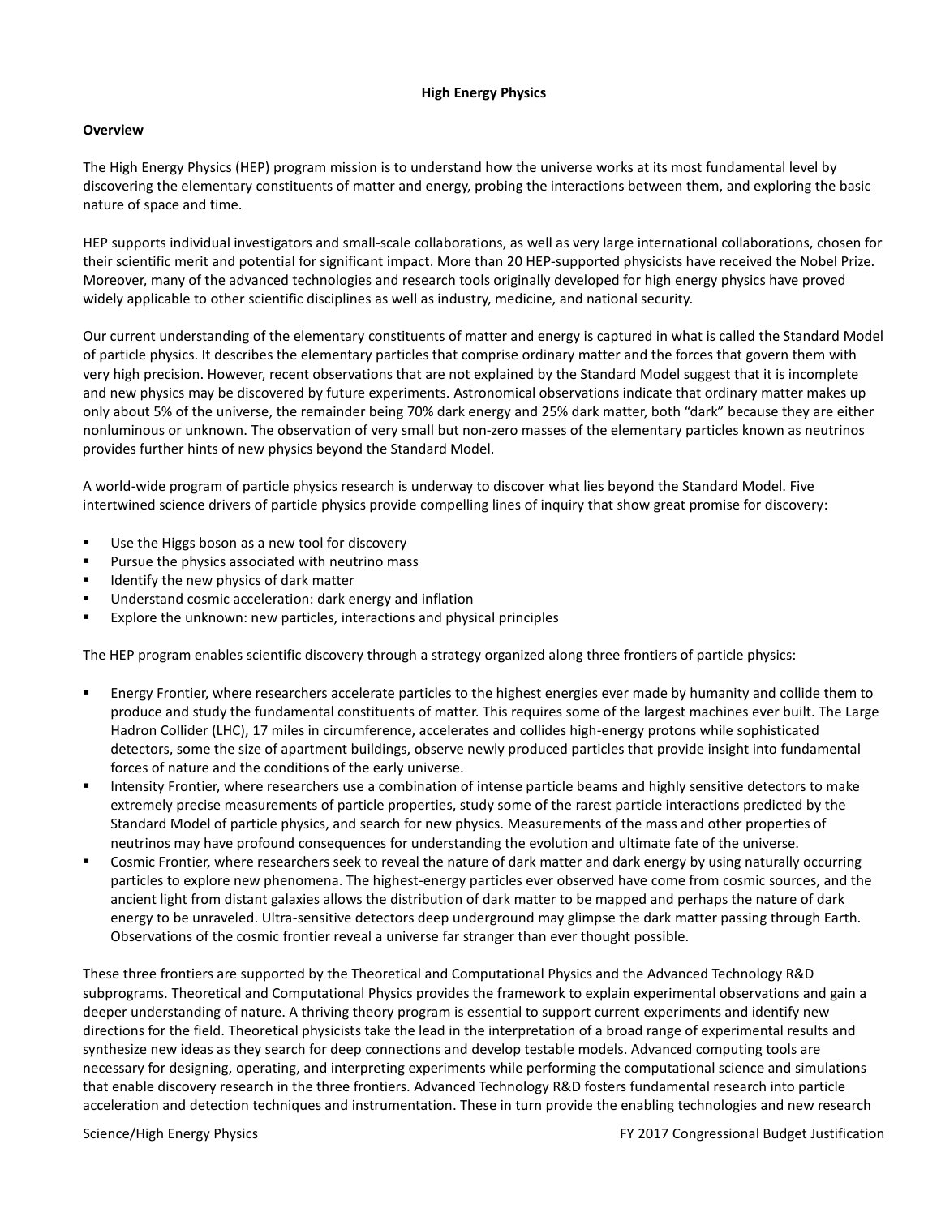# High Energy Physics

## Overview

The High Energy Physics (HEP) program mission is to understand how the universe works at its most fundamental level by discovering the elementary constituents of matter and energy, probing the interactions between them, and exploring the basic nature of space and time.

HEP supports individual investigators and small-scale collaborations, as well as very large international collaborations, chosen for their scientific merit and potential for significant impact. More than 20 HEP-supported physicists have received the Nobel Prize. Moreover, many of the advanced technologies and research tools originally developed for high energy physics have proved widely applicable to other scientific disciplines as well as industry, medicine, and national security.

Our current understanding of the elementary constituents of matter and energy is captured in what is called the Standard Model of particle physics. It describes the elementary particles that comprise ordinary matter and the forces that govern them with very high precision. However, recent observations that are not explained by the Standard Model suggest that it is incomplete and new physics may be discovered by future experiments. Astronomical observations indicate that ordinary matter makes up only about 5% of the universe, the remainder being 70% dark energy and 25% dark matter, both "dark" because they are either nonluminous or unknown. The observation of very small but non-zero masses of the elementary particles known as neutrinos provides further hints of new physics beyond the Standard Model.

A world-wide program of particle physics research is underway to discover what lies beyond the Standard Model. Five intertwined science drivers of particle physics provide compelling lines of inquiry that show great promise for discovery:

- Use the Higgs boson as a new tool for discovery
- Pursue the physics associated with neutrino mass
- Identify the new physics of dark matter
- Understand cosmic acceleration: dark energy and inflation
- Explore the unknown: new particles, interactions and physical principles

The HEP program enables scientific discovery through a strategy organized along three frontiers of particle physics:

- Energy Frontier, where researchers accelerate particles to the highest energies ever made by humanity and collide them to produce and study the fundamental constituents of matter. This requires some of the largest machines ever built. The Large Hadron Collider (LHC), 17 miles in circumference, accelerates and collides high-energy protons while sophisticated detectors, some the size of apartment buildings, observe newly produced particles that provide insight into fundamental forces of nature and the conditions of the early universe.
- Intensity Frontier, where researchers use a combination of intense particle beams and highly sensitive detectors to make extremely precise measurements of particle properties, study some of the rarest particle interactions predicted by the Standard Model of particle physics, and search for new physics. Measurements of the mass and other properties of neutrinos may have profound consequences for understanding the evolution and ultimate fate of the universe.
- Cosmic Frontier, where researchers seek to reveal the nature of dark matter and dark energy by using naturally occurring particles to explore new phenomena. The highest-energy particles ever observed have come from cosmic sources, and the ancient light from distant galaxies allows the distribution of dark matter to be mapped and perhaps the nature of dark energy to be unraveled. Ultra-sensitive detectors deep underground may glimpse the dark matter passing through Earth. Observations of the cosmic frontier reveal a universe far stranger than ever thought possible.

These three frontiers are supported by the Theoretical and Computational Physics and the Advanced Technology R&D subprograms. Theoretical and Computational Physics provides the framework to explain experimental observations and gain a deeper understanding of nature. A thriving theory program is essential to support current experiments and identify new directions for the field. Theoretical physicists take the lead in the interpretation of a broad range of experimental results and synthesize new ideas as they search for deep connections and develop testable models. Advanced computing tools are necessary for designing, operating, and interpreting experiments while performing the computational science and simulations that enable discovery research in the three frontiers. Advanced Technology R&D fosters fundamental research into particle acceleration and detection techniques and instrumentation. These in turn provide the enabling technologies and new research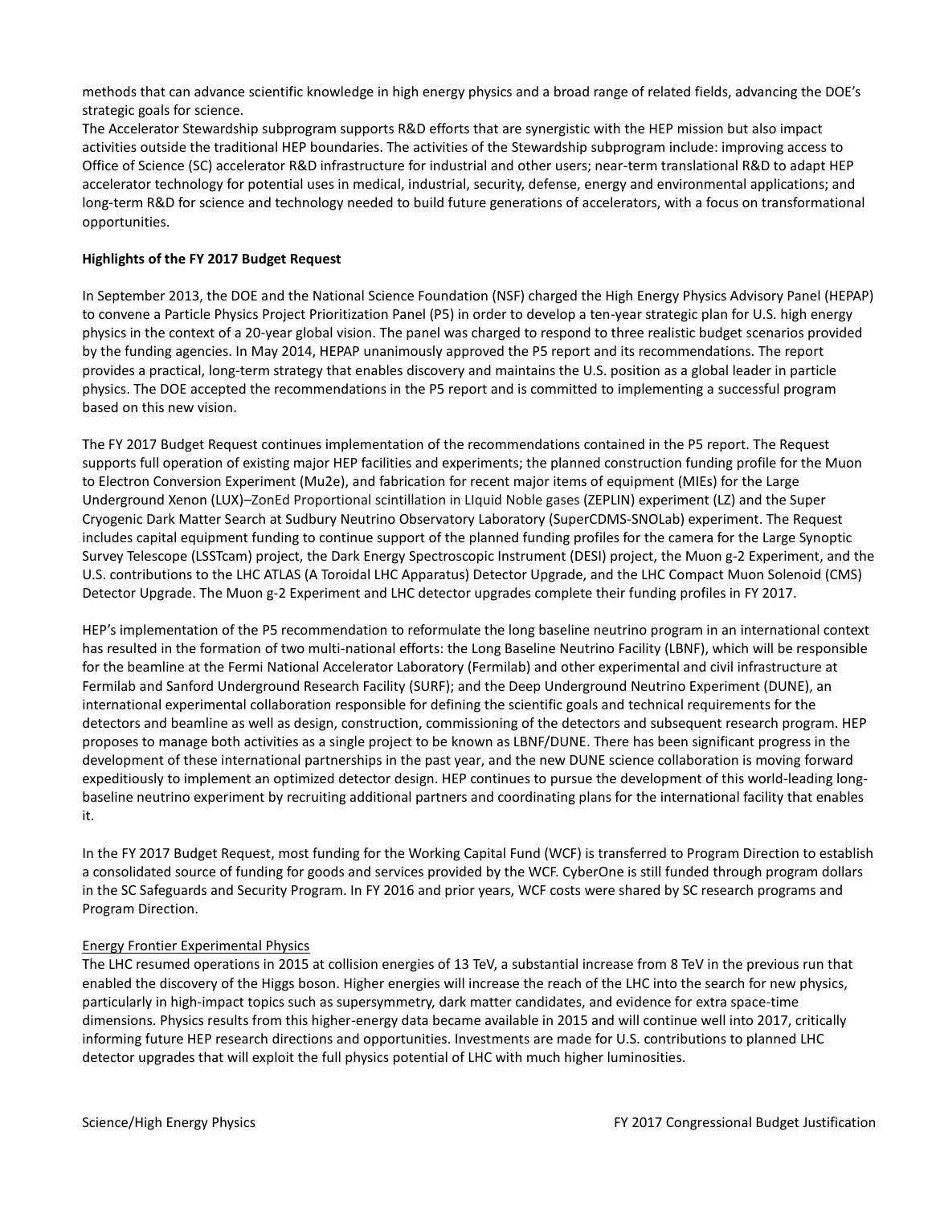methods that can advance scientific knowledge in high energy physics and a broad range of related fields, advancing the DOE's strategic goals for science.

The Accelerator Stewardship subprogram supports R&D efforts that are synergistic with the HEP mission but also impact activities outside the traditional HEP boundaries. The activities of the Stewardship subprogram include: improving access to Office of Science (SC) accelerator R&D infrastructure for industrial and other users; near-term translational R&D to adapt HEP accelerator technology for potential uses in medical, industrial, security, defense, energy and environmental applications; and long-term R&D for science and technology needed to build future generations of accelerators, with a focus on transformational opportunities.

**Highlights of the FY 2017 Budget Request**

In September 2013, the DOE and the National Science Foundation (NSF) charged the High Energy Physics Advisory Panel (HEPAP) to convene a Particle Physics Project Prioritization Panel (P5) in order to develop a ten-year strategic plan for U.S. high energy physics in the context of a 20-year global vision. The panel was charged to respond to three realistic budget scenarios provided by the funding agencies. In May 2014, HEPAP unanimously approved the P5 report and its recommendations. The report provides a practical, long-term strategy that enables discovery and maintains the U.S. position as a global leader in particle physics. The DOE accepted the recommendations in the P5 report and is committed to implementing a successful program based on this new vision.

The FY 2017 Budget Request continues implementation of the recommendations contained in the P5 report. The Request supports full operation of existing major HEP facilities and experiments; the planned construction funding profile for the Muon to Electron Conversion Experiment (Mu2e), and fabrication for recent major items of equipment (MIEs) for the Large Underground Xenon (LUX)–ZonEd Proportional scintillation in LIquid Noble gases (ZEPLIN) experiment (LZ) and the Super Cryogenic Dark Matter Search at Sudbury Neutrino Observatory Laboratory (SuperCDMS-SNOLab) experiment. The Request includes capital equipment funding to continue support of the planned funding profiles for the camera for the Large Synoptic Survey Telescope (LSSTcam) project, the Dark Energy Spectroscopic Instrument (DESI) project, the Muon g-2 Experiment, and the U.S. contributions to the LHC ATLAS (A Toroidal LHC Apparatus) Detector Upgrade, and the LHC Compact Muon Solenoid (CMS) Detector Upgrade. The Muon g-2 Experiment and LHC detector upgrades complete their funding profiles in FY 2017.

HEP's implementation of the P5 recommendation to reformulate the long baseline neutrino program in an international context has resulted in the formation of two multi-national efforts: the Long Baseline Neutrino Facility (LBNF), which will be responsible for the beamline at the Fermi National Accelerator Laboratory (Fermilab) and other experimental and civil infrastructure at Fermilab and Sanford Underground Research Facility (SURF); and the Deep Underground Neutrino Experiment (DUNE), an international experimental collaboration responsible for defining the scientific goals and technical requirements for the detectors and beamline as well as design, construction, commissioning of the detectors and subsequent research program. HEP proposes to manage both activities as a single project to be known as LBNF/DUNE. There has been significant progress in the development of these international partnerships in the past year, and the new DUNE science collaboration is moving forward expeditiously to implement an optimized detector design. HEP continues to pursue the development of this world-leading long-baseline neutrino experiment by recruiting additional partners and coordinating plans for the international facility that enables it.

In the FY 2017 Budget Request, most funding for the Working Capital Fund (WCF) is transferred to Program Direction to establish a consolidated source of funding for goods and services provided by the WCF. CyberOne is still funded through program dollars in the SC Safeguards and Security Program. In FY 2016 and prior years, WCF costs were shared by SC research programs and Program Direction.

Energy Frontier Experimental Physics

The LHC resumed operations in 2015 at collision energies of 13 TeV, a substantial increase from 8 TeV in the previous run that enabled the discovery of the Higgs boson. Higher energies will increase the reach of the LHC into the search for new physics, particularly in high-impact topics such as supersymmetry, dark matter candidates, and evidence for extra space-time dimensions. Physics results from this higher-energy data became available in 2015 and will continue well into 2017, critically informing future HEP research directions and opportunities. Investments are made for U.S. contributions to planned LHC detector upgrades that will exploit the full physics potential of LHC with much higher luminosities.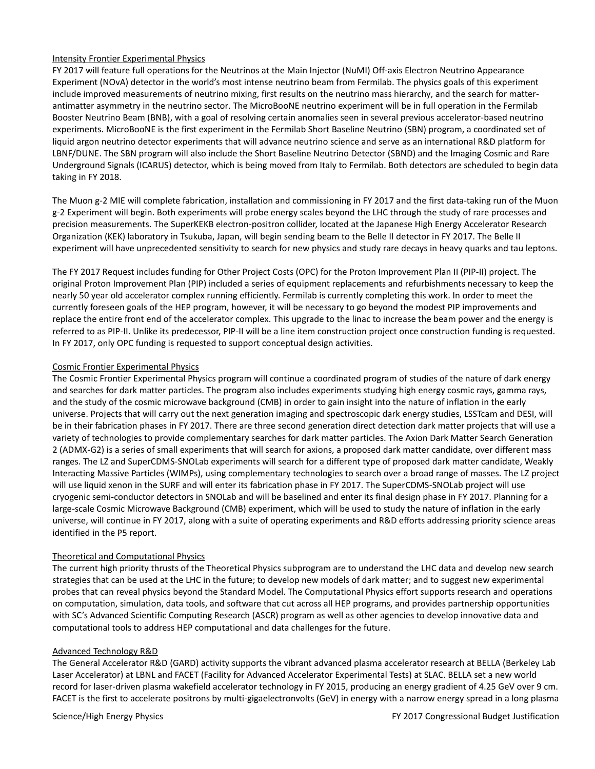Intensity Frontier Experimental Physics

FY 2017 will feature full operations for the Neutrinos at the Main Injector (NuMI) Off-axis Electron Neutrino Appearance Experiment (NOvA) detector in the world's most intense neutrino beam from Fermilab. The physics goals of this experiment include improved measurements of neutrino mixing, first results on the neutrino mass hierarchy, and the search for matter-antimatter asymmetry in the neutrino sector. The MicroBooNE neutrino experiment will be in full operation in the Fermilab Booster Neutrino Beam (BNB), with a goal of resolving certain anomalies seen in several previous accelerator-based neutrino experiments. MicroBooNE is the first experiment in the Fermilab Short Baseline Neutrino (SBN) program, a coordinated set of liquid argon neutrino detector experiments that will advance neutrino science and serve as an international R&D platform for LBNF/DUNE. The SBN program will also include the Short Baseline Neutrino Detector (SBND) and the Imaging Cosmic and Rare Underground Signals (ICARUS) detector, which is being moved from Italy to Fermilab. Both detectors are scheduled to begin data taking in FY 2018.

The Muon g-2 MIE will complete fabrication, installation and commissioning in FY 2017 and the first data-taking run of the Muon g-2 Experiment will begin. Both experiments will probe energy scales beyond the LHC through the study of rare processes and precision measurements. The SuperKEKB electron-positron collider, located at the Japanese High Energy Accelerator Research Organization (KEK) laboratory in Tsukuba, Japan, will begin sending beam to the Belle II detector in FY 2017. The Belle II experiment will have unprecedented sensitivity to search for new physics and study rare decays in heavy quarks and tau leptons.

The FY 2017 Request includes funding for Other Project Costs (OPC) for the Proton Improvement Plan II (PIP-II) project. The original Proton Improvement Plan (PIP) included a series of equipment replacements and refurbishments necessary to keep the nearly 50 year old accelerator complex running efficiently. Fermilab is currently completing this work. In order to meet the currently foreseen goals of the HEP program, however, it will be necessary to go beyond the modest PIP improvements and replace the entire front end of the accelerator complex. This upgrade to the linac to increase the beam power and the energy is referred to as PIP-II. Unlike its predecessor, PIP-II will be a line item construction project once construction funding is requested. In FY 2017, only OPC funding is requested to support conceptual design activities.

Cosmic Frontier Experimental Physics

The Cosmic Frontier Experimental Physics program will continue a coordinated program of studies of the nature of dark energy and searches for dark matter particles. The program also includes experiments studying high energy cosmic rays, gamma rays, and the study of the cosmic microwave background (CMB) in order to gain insight into the nature of inflation in the early universe. Projects that will carry out the next generation imaging and spectroscopic dark energy studies, LSSTcam and DESI, will be in their fabrication phases in FY 2017. There are three second generation direct detection dark matter projects that will use a variety of technologies to provide complementary searches for dark matter particles. The Axion Dark Matter Search Generation 2 (ADMX-G2) is a series of small experiments that will search for axions, a proposed dark matter candidate, over different mass ranges. The LZ and SuperCDMS-SNOLab experiments will search for a different type of proposed dark matter candidate, Weakly Interacting Massive Particles (WIMPs), using complementary technologies to search over a broad range of masses. The LZ project will use liquid xenon in the SURF and will enter its fabrication phase in FY 2017. The SuperCDMS-SNOLab project will use cryogenic semi-conductor detectors in SNOLab and will be baselined and enter its final design phase in FY 2017. Planning for a large-scale Cosmic Microwave Background (CMB) experiment, which will be used to study the nature of inflation in the early universe, will continue in FY 2017, along with a suite of operating experiments and R&D efforts addressing priority science areas identified in the P5 report.

Theoretical and Computational Physics

The current high priority thrusts of the Theoretical Physics subprogram are to understand the LHC data and develop new search strategies that can be used at the LHC in the future; to develop new models of dark matter; and to suggest new experimental probes that can reveal physics beyond the Standard Model. The Computational Physics effort supports research and operations on computation, simulation, data tools, and software that cut across all HEP programs, and provides partnership opportunities with SC's Advanced Scientific Computing Research (ASCR) program as well as other agencies to develop innovative data and computational tools to address HEP computational and data challenges for the future.

Advanced Technology R&D

The General Accelerator R&D (GARD) activity supports the vibrant advanced plasma accelerator research at BELLA (Berkeley Lab Laser Accelerator) at LBNL and FACET (Facility for Advanced Accelerator Experimental Tests) at SLAC. BELLA set a new world record for laser-driven plasma wakefield accelerator technology in FY 2015, producing an energy gradient of 4.25 GeV over 9 cm. FACET is the first to accelerate positrons by multi-gigaelectronvolts (GeV) in energy with a narrow energy spread in a long plasma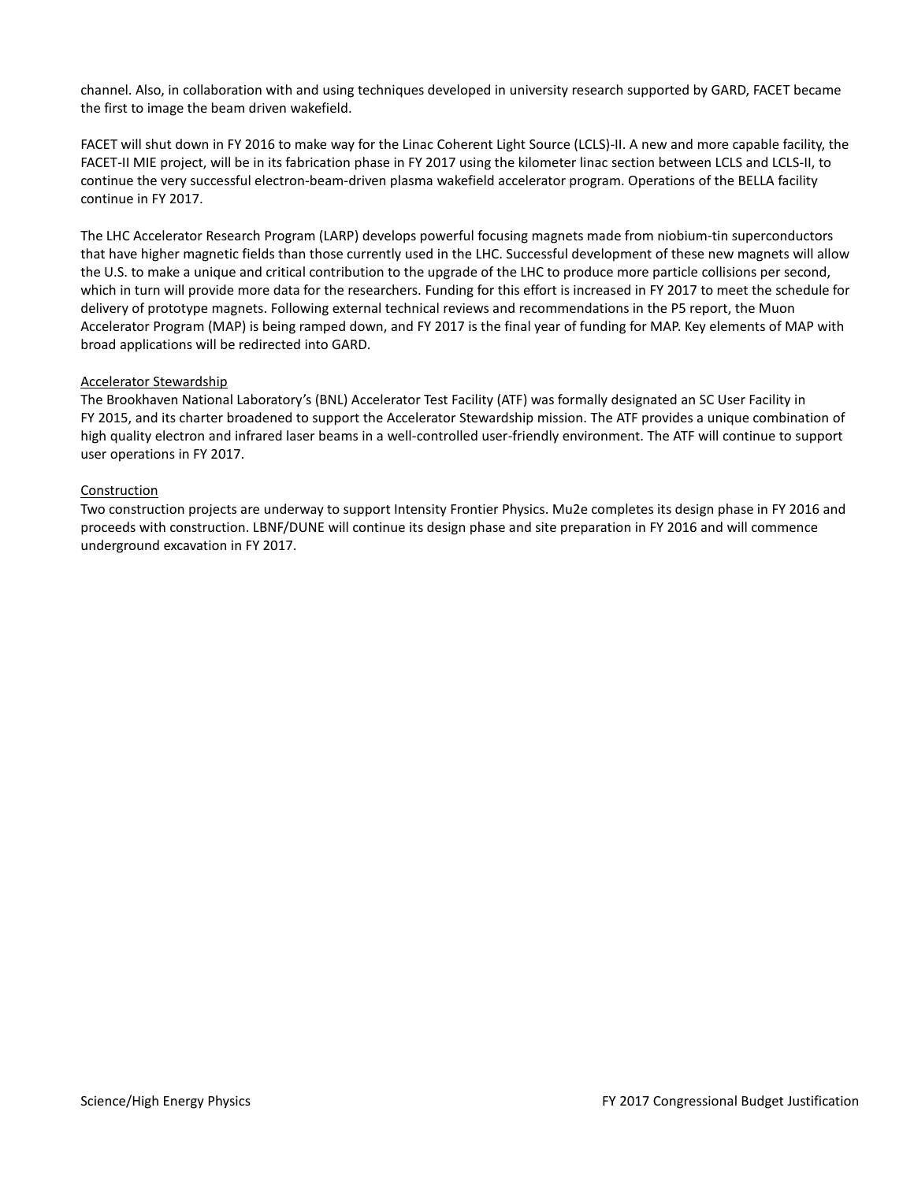channel. Also, in collaboration with and using techniques developed in university research supported by GARD, FACET became the first to image the beam driven wakefield.

FACET will shut down in FY 2016 to make way for the Linac Coherent Light Source (LCLS)-II. A new and more capable facility, the FACET-II MIE project, will be in its fabrication phase in FY 2017 using the kilometer linac section between LCLS and LCLS-II, to continue the very successful electron-beam-driven plasma wakefield accelerator program. Operations of the BELLA facility continue in FY 2017.

The LHC Accelerator Research Program (LARP) develops powerful focusing magnets made from niobium-tin superconductors that have higher magnetic fields than those currently used in the LHC. Successful development of these new magnets will allow the U.S. to make a unique and critical contribution to the upgrade of the LHC to produce more particle collisions per second, which in turn will provide more data for the researchers. Funding for this effort is increased in FY 2017 to meet the schedule for delivery of prototype magnets. Following external technical reviews and recommendations in the P5 report, the Muon Accelerator Program (MAP) is being ramped down, and FY 2017 is the final year of funding for MAP. Key elements of MAP with broad applications will be redirected into GARD.

Accelerator Stewardship

The Brookhaven National Laboratory's (BNL) Accelerator Test Facility (ATF) was formally designated an SC User Facility in FY 2015, and its charter broadened to support the Accelerator Stewardship mission. The ATF provides a unique combination of high quality electron and infrared laser beams in a well-controlled user-friendly environment. The ATF will continue to support user operations in FY 2017.

Construction

Two construction projects are underway to support Intensity Frontier Physics. Mu2e completes its design phase in FY 2016 and proceeds with construction. LBNF/DUNE will continue its design phase and site preparation in FY 2016 and will commence underground excavation in FY 2017.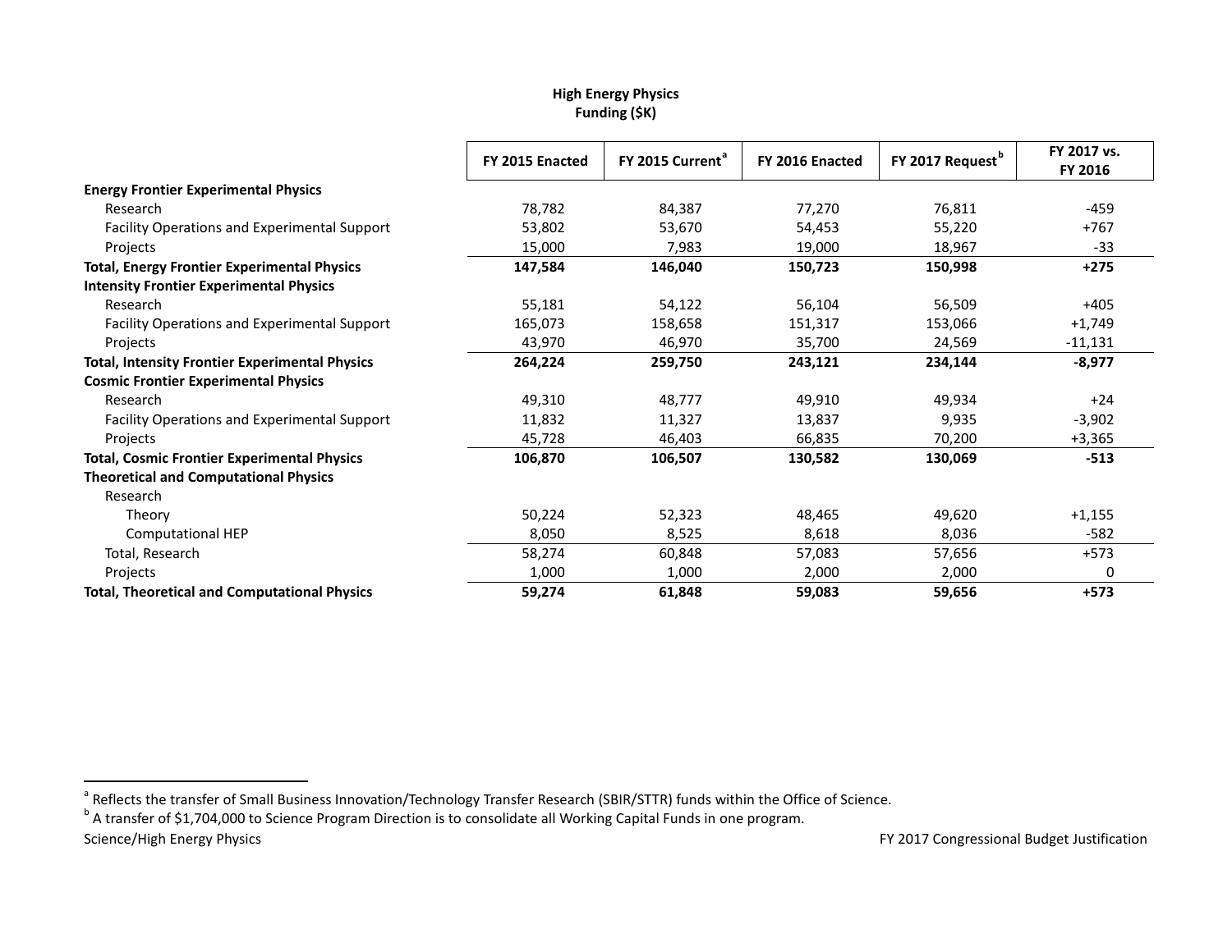**High Energy Physics**
**Funding ($K)**

| | FY 2015 Enacted | FY 2015 Current[a] | FY 2016 Enacted | FY 2017 Request[b] | FY 2017 vs. FY 2016 |
|---|---|---|---|---|---|
| **Energy Frontier Experimental Physics** | | | | | |
| Research | 78,782 | 84,387 | 77,270 | 76,811 | -459 |
| Facility Operations and Experimental Support | 53,802 | 53,670 | 54,453 | 55,220 | +767 |
| Projects | 15,000 | 7,983 | 19,000 | 18,967 | -33 |
| **Total, Energy Frontier Experimental Physics** | **147,584** | **146,040** | **150,723** | **150,998** | **+275** |
| **Intensity Frontier Experimental Physics** | | | | | |
| Research | 55,181 | 54,122 | 56,104 | 56,509 | +405 |
| Facility Operations and Experimental Support | 165,073 | 158,658 | 151,317 | 153,066 | +1,749 |
| Projects | 43,970 | 46,970 | 35,700 | 24,569 | -11,131 |
| **Total, Intensity Frontier Experimental Physics** | **264,224** | **259,750** | **243,121** | **234,144** | **-8,977** |
| **Cosmic Frontier Experimental Physics** | | | | | |
| Research | 49,310 | 48,777 | 49,910 | 49,934 | +24 |
| Facility Operations and Experimental Support | 11,832 | 11,327 | 13,837 | 9,935 | -3,902 |
| Projects | 45,728 | 46,403 | 66,835 | 70,200 | +3,365 |
| **Total, Cosmic Frontier Experimental Physics** | **106,870** | **106,507** | **130,582** | **130,069** | **-513** |
| **Theoretical and Computational Physics** | | | | | |
| Research | | | | | |
| Theory | 50,224 | 52,323 | 48,465 | 49,620 | +1,155 |
| Computational HEP | 8,050 | 8,525 | 8,618 | 8,036 | -582 |
| Total, Research | 58,274 | 60,848 | 57,083 | 57,656 | +573 |
| Projects | 1,000 | 1,000 | 2,000 | 2,000 | 0 |
| **Total, Theoretical and Computational Physics** | **59,274** | **61,848** | **59,083** | **59,656** | **+573** |

[a] Reflects the transfer of Small Business Innovation/Technology Transfer Research (SBIR/STTR) funds within the Office of Science.

[b] A transfer of $1,704,000 to Science Program Direction is to consolidate all Working Capital Funds in one program.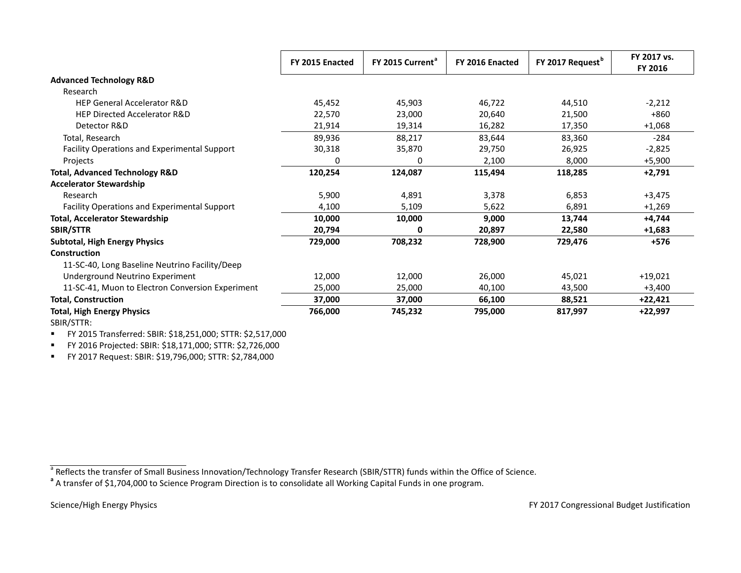| | FY 2015 Enacted | FY 2015 Current[a] | FY 2016 Enacted | FY 2017 Request[b] | FY 2017 vs. FY 2016 |
|---|---|---|---|---|---|
| **Advanced Technology R&D** | | | | | |
| Research | | | | | |
| HEP General Accelerator R&D | 45,452 | 45,903 | 46,722 | 44,510 | -2,212 |
| HEP Directed Accelerator R&D | 22,570 | 23,000 | 20,640 | 21,500 | +860 |
| Detector R&D | 21,914 | 19,314 | 16,282 | 17,350 | +1,068 |
| Total, Research | 89,936 | 88,217 | 83,644 | 83,360 | -284 |
| Facility Operations and Experimental Support | 30,318 | 35,870 | 29,750 | 26,925 | -2,825 |
| Projects | 0 | 0 | 2,100 | 8,000 | +5,900 |
| **Total, Advanced Technology R&D** | **120,254** | **124,087** | **115,494** | **118,285** | **+2,791** |
| **Accelerator Stewardship** | | | | | |
| Research | 5,900 | 4,891 | 3,378 | 6,853 | +3,475 |
| Facility Operations and Experimental Support | 4,100 | 5,109 | 5,622 | 6,891 | +1,269 |
| **Total, Accelerator Stewardship** | **10,000** | **10,000** | **9,000** | **13,744** | **+4,744** |
| **SBIR/STTR** | **20,794** | **0** | **20,897** | **22,580** | **+1,683** |
| **Subtotal, High Energy Physics** | **729,000** | **708,232** | **728,900** | **729,476** | **+576** |
| **Construction** | | | | | |
| 11-SC-40, Long Baseline Neutrino Facility/Deep Underground Neutrino Experiment | 12,000 | 12,000 | 26,000 | 45,021 | +19,021 |
| 11-SC-41, Muon to Electron Conversion Experiment | 25,000 | 25,000 | 40,100 | 43,500 | +3,400 |
| **Total, Construction** | **37,000** | **37,000** | **66,100** | **88,521** | **+22,421** |
| **Total, High Energy Physics** | **766,000** | **745,232** | **795,000** | **817,997** | **+22,997** |

SBIR/STTR:

- FY 2015 Transferred: SBIR: $18,251,000; STTR: $2,517,000
- FY 2016 Projected: SBIR: $18,171,000; STTR: $2,726,000
- FY 2017 Request: SBIR: $19,796,000; STTR: $2,784,000

[a] Reflects the transfer of Small Business Innovation/Technology Transfer Research (SBIR/STTR) funds within the Office of Science.

[a] A transfer of $1,704,000 to Science Program Direction is to consolidate all Working Capital Funds in one program.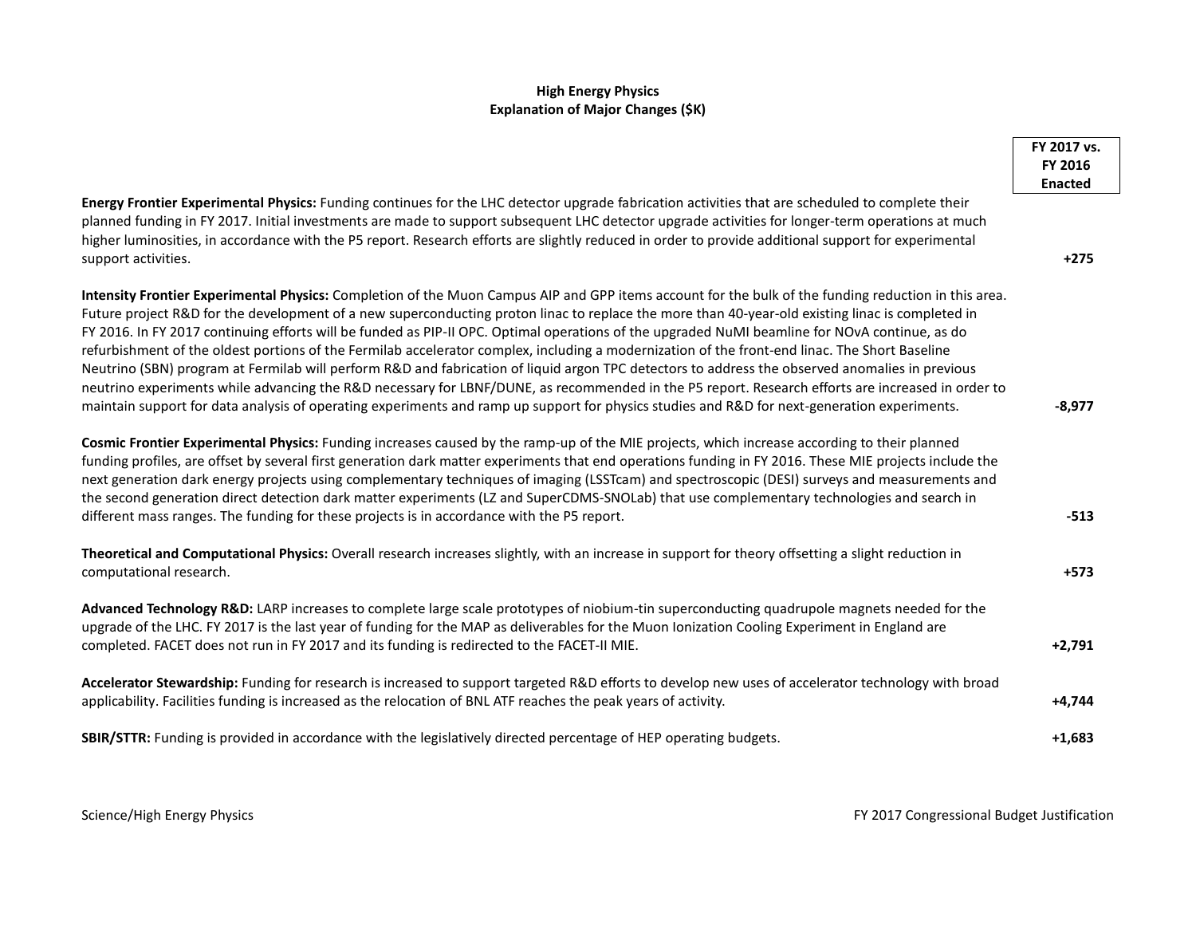# High Energy Physics
## Explanation of Major Changes ($K)

| | FY 2017 vs. FY 2016 Enacted |
|---|---|
| **Energy Frontier Experimental Physics:** Funding continues for the LHC detector upgrade fabrication activities that are scheduled to complete their planned funding in FY 2017. Initial investments are made to support subsequent LHC detector upgrade activities for longer-term operations at much higher luminosities, in accordance with the P5 report. Research efforts are slightly reduced in order to provide additional support for experimental support activities. | +275 |
| **Intensity Frontier Experimental Physics:** Completion of the Muon Campus AIP and GPP items account for the bulk of the funding reduction in this area. Future project R&D for the development of a new superconducting proton linac to replace the more than 40-year-old existing linac is completed in FY 2016. In FY 2017 continuing efforts will be funded as PIP-II OPC. Optimal operations of the upgraded NuMI beamline for NOvA continue, as do refurbishment of the oldest portions of the Fermilab accelerator complex, including a modernization of the front-end linac. The Short Baseline Neutrino (SBN) program at Fermilab will perform R&D and fabrication of liquid argon TPC detectors to address the observed anomalies in previous neutrino experiments while advancing the R&D necessary for LBNF/DUNE, as recommended in the P5 report. Research efforts are increased in order to maintain support for data analysis of operating experiments and ramp up support for physics studies and R&D for next-generation experiments. | -8,977 |
| **Cosmic Frontier Experimental Physics:** Funding increases caused by the ramp-up of the MIE projects, which increase according to their planned funding profiles, are offset by several first generation dark matter experiments that end operations funding in FY 2016. These MIE projects include the next generation dark energy projects using complementary techniques of imaging (LSSTcam) and spectroscopic (DESI) surveys and measurements and the second generation direct detection dark matter experiments (LZ and SuperCDMS-SNOLab) that use complementary technologies and search in different mass ranges. The funding for these projects is in accordance with the P5 report. | -513 |
| **Theoretical and Computational Physics:** Overall research increases slightly, with an increase in support for theory offsetting a slight reduction in computational research. | +573 |
| **Advanced Technology R&D:** LARP increases to complete large scale prototypes of niobium-tin superconducting quadrupole magnets needed for the upgrade of the LHC. FY 2017 is the last year of funding for the MAP as deliverables for the Muon Ionization Cooling Experiment in England are completed. FACET does not run in FY 2017 and its funding is redirected to the FACET-II MIE. | +2,791 |
| **Accelerator Stewardship:** Funding for research is increased to support targeted R&D efforts to develop new uses of accelerator technology with broad applicability. Facilities funding is increased as the relocation of BNL ATF reaches the peak years of activity. | +4,744 |
| **SBIR/STTR:** Funding is provided in accordance with the legislatively directed percentage of HEP operating budgets. | +1,683 |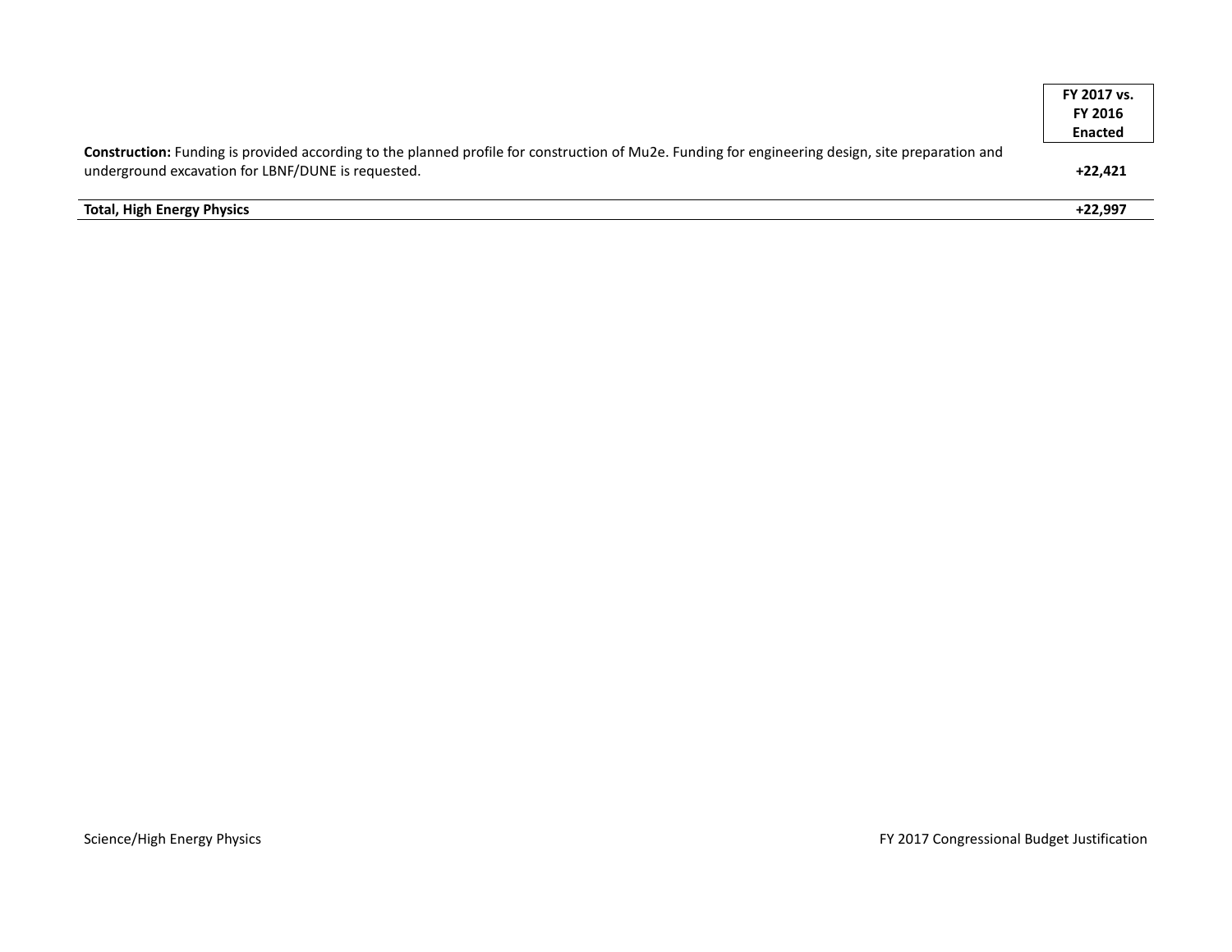| | FY 2017 vs. FY 2016 Enacted |
|---|---|
| **Construction:** Funding is provided according to the planned profile for construction of Mu2e. Funding for engineering design, site preparation and underground excavation for LBNF/DUNE is requested. | **+22,421** |
| **Total, High Energy Physics** | **+22,997** |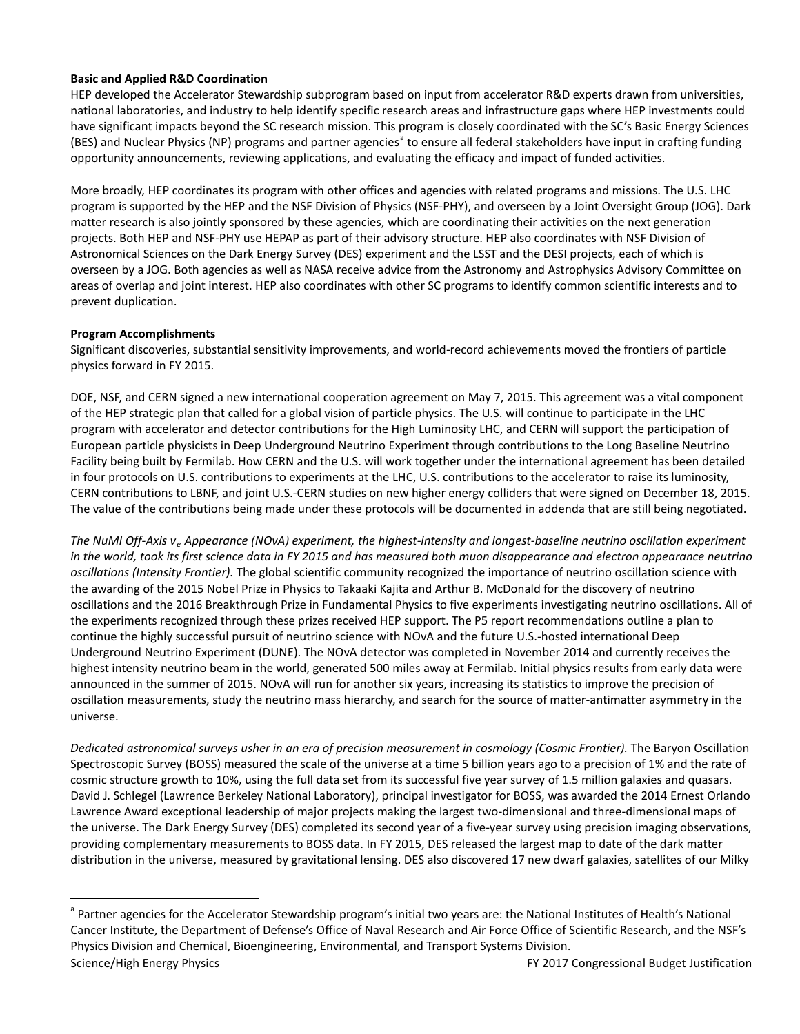**Basic and Applied R&D Coordination**

HEP developed the Accelerator Stewardship subprogram based on input from accelerator R&D experts drawn from universities, national laboratories, and industry to help identify specific research areas and infrastructure gaps where HEP investments could have significant impacts beyond the SC research mission. This program is closely coordinated with the SC's Basic Energy Sciences (BES) and Nuclear Physics (NP) programs and partner agencies[a] to ensure all federal stakeholders have input in crafting funding opportunity announcements, reviewing applications, and evaluating the efficacy and impact of funded activities.

More broadly, HEP coordinates its program with other offices and agencies with related programs and missions. The U.S. LHC program is supported by the HEP and the NSF Division of Physics (NSF-PHY), and overseen by a Joint Oversight Group (JOG). Dark matter research is also jointly sponsored by these agencies, which are coordinating their activities on the next generation projects. Both HEP and NSF-PHY use HEPAP as part of their advisory structure. HEP also coordinates with NSF Division of Astronomical Sciences on the Dark Energy Survey (DES) experiment and the LSST and the DESI projects, each of which is overseen by a JOG. Both agencies as well as NASA receive advice from the Astronomy and Astrophysics Advisory Committee on areas of overlap and joint interest. HEP also coordinates with other SC programs to identify common scientific interests and to prevent duplication.

**Program Accomplishments**

Significant discoveries, substantial sensitivity improvements, and world-record achievements moved the frontiers of particle physics forward in FY 2015.

DOE, NSF, and CERN signed a new international cooperation agreement on May 7, 2015. This agreement was a vital component of the HEP strategic plan that called for a global vision of particle physics. The U.S. will continue to participate in the LHC program with accelerator and detector contributions for the High Luminosity LHC, and CERN will support the participation of European particle physicists in Deep Underground Neutrino Experiment through contributions to the Long Baseline Neutrino Facility being built by Fermilab. How CERN and the U.S. will work together under the international agreement has been detailed in four protocols on U.S. contributions to experiments at the LHC, U.S. contributions to the accelerator to raise its luminosity, CERN contributions to LBNF, and joint U.S.-CERN studies on new higher energy colliders that were signed on December 18, 2015. The value of the contributions being made under these protocols will be documented in addenda that are still being negotiated.

*The NuMI Off-Axis $\nu_e$ Appearance (NOvA) experiment, the highest-intensity and longest-baseline neutrino oscillation experiment in the world, took its first science data in FY 2015 and has measured both muon disappearance and electron appearance neutrino oscillations (Intensity Frontier).* The global scientific community recognized the importance of neutrino oscillation science with the awarding of the 2015 Nobel Prize in Physics to Takaaki Kajita and Arthur B. McDonald for the discovery of neutrino oscillations and the 2016 Breakthrough Prize in Fundamental Physics to five experiments investigating neutrino oscillations. All of the experiments recognized through these prizes received HEP support. The P5 report recommendations outline a plan to continue the highly successful pursuit of neutrino science with NOvA and the future U.S.-hosted international Deep Underground Neutrino Experiment (DUNE). The NOvA detector was completed in November 2014 and currently receives the highest intensity neutrino beam in the world, generated 500 miles away at Fermilab. Initial physics results from early data were announced in the summer of 2015. NOvA will run for another six years, increasing its statistics to improve the precision of oscillation measurements, study the neutrino mass hierarchy, and search for the source of matter-antimatter asymmetry in the universe.

*Dedicated astronomical surveys usher in an era of precision measurement in cosmology (Cosmic Frontier).* The Baryon Oscillation Spectroscopic Survey (BOSS) measured the scale of the universe at a time 5 billion years ago to a precision of 1% and the rate of cosmic structure growth to 10%, using the full data set from its successful five year survey of 1.5 million galaxies and quasars. David J. Schlegel (Lawrence Berkeley National Laboratory), principal investigator for BOSS, was awarded the 2014 Ernest Orlando Lawrence Award exceptional leadership of major projects making the largest two-dimensional and three-dimensional maps of the universe. The Dark Energy Survey (DES) completed its second year of a five-year survey using precision imaging observations, providing complementary measurements to BOSS data. In FY 2015, DES released the largest map to date of the dark matter distribution in the universe, measured by gravitational lensing. DES also discovered 17 new dwarf galaxies, satellites of our Milky

[a] Partner agencies for the Accelerator Stewardship program's initial two years are: the National Institutes of Health's National Cancer Institute, the Department of Defense's Office of Naval Research and Air Force Office of Scientific Research, and the NSF's Physics Division and Chemical, Bioengineering, Environmental, and Transport Systems Division.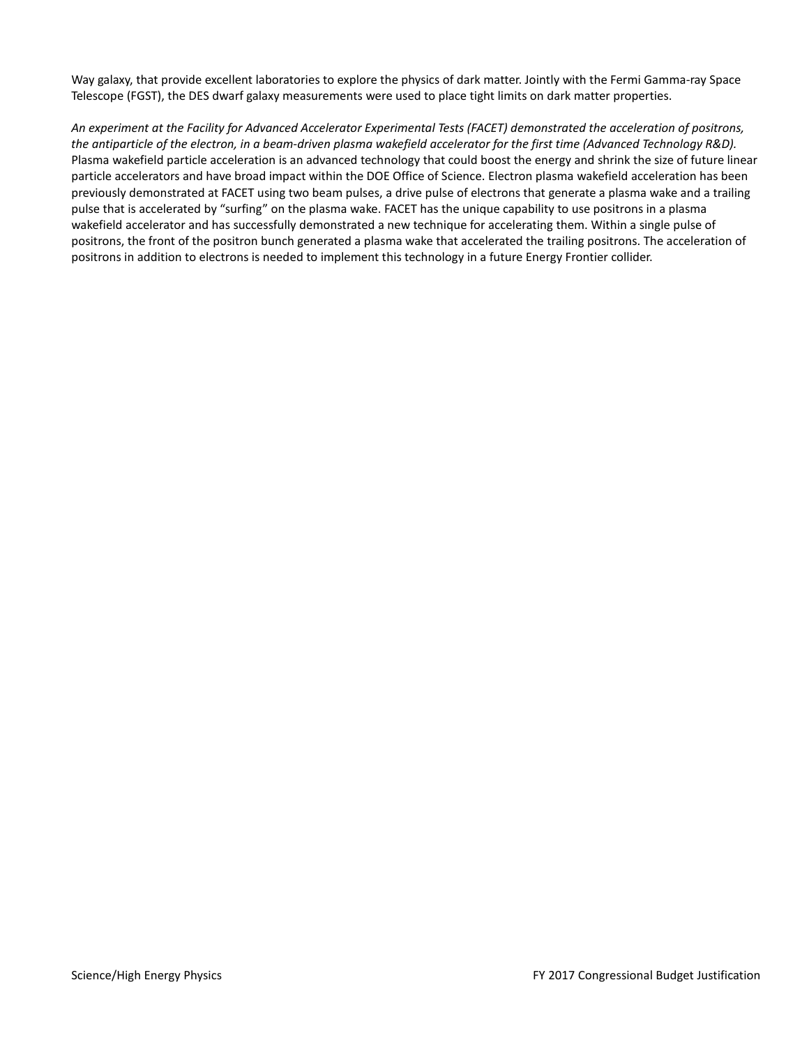Way galaxy, that provide excellent laboratories to explore the physics of dark matter. Jointly with the Fermi Gamma-ray Space Telescope (FGST), the DES dwarf galaxy measurements were used to place tight limits on dark matter properties.

*An experiment at the Facility for Advanced Accelerator Experimental Tests (FACET) demonstrated the acceleration of positrons, the antiparticle of the electron, in a beam-driven plasma wakefield accelerator for the first time (Advanced Technology R&D).* Plasma wakefield particle acceleration is an advanced technology that could boost the energy and shrink the size of future linear particle accelerators and have broad impact within the DOE Office of Science. Electron plasma wakefield acceleration has been previously demonstrated at FACET using two beam pulses, a drive pulse of electrons that generate a plasma wake and a trailing pulse that is accelerated by "surfing" on the plasma wake. FACET has the unique capability to use positrons in a plasma wakefield accelerator and has successfully demonstrated a new technique for accelerating them. Within a single pulse of positrons, the front of the positron bunch generated a plasma wake that accelerated the trailing positrons. The acceleration of positrons in addition to electrons is needed to implement this technology in a future Energy Frontier collider.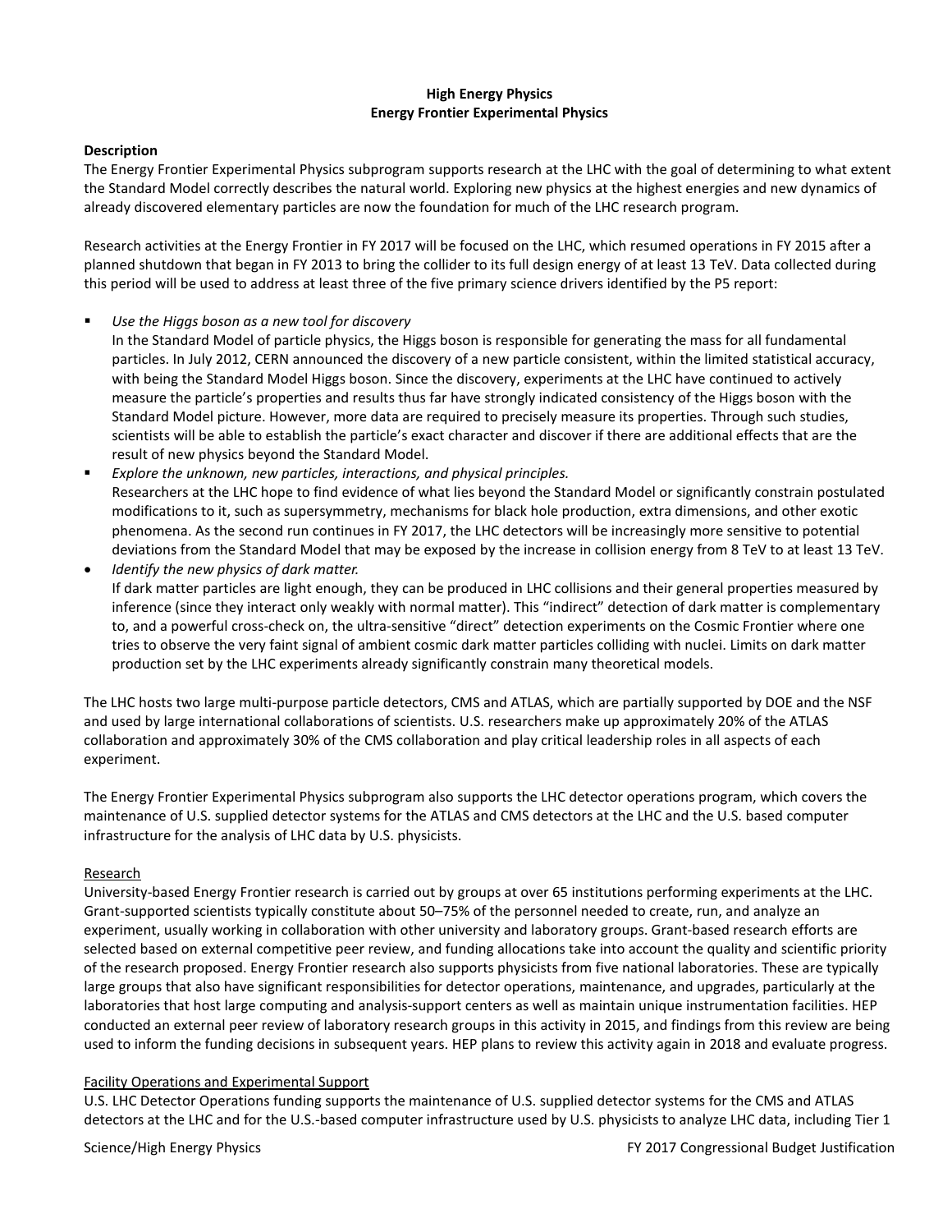**High Energy Physics**
**Energy Frontier Experimental Physics**

**Description**

The Energy Frontier Experimental Physics subprogram supports research at the LHC with the goal of determining to what extent the Standard Model correctly describes the natural world. Exploring new physics at the highest energies and new dynamics of already discovered elementary particles are now the foundation for much of the LHC research program.

Research activities at the Energy Frontier in FY 2017 will be focused on the LHC, which resumed operations in FY 2015 after a planned shutdown that began in FY 2013 to bring the collider to its full design energy of at least 13 TeV. Data collected during this period will be used to address at least three of the five primary science drivers identified by the P5 report:

- *Use the Higgs boson as a new tool for discovery*
  In the Standard Model of particle physics, the Higgs boson is responsible for generating the mass for all fundamental particles. In July 2012, CERN announced the discovery of a new particle consistent, within the limited statistical accuracy, with being the Standard Model Higgs boson. Since the discovery, experiments at the LHC have continued to actively measure the particle's properties and results thus far have strongly indicated consistency of the Higgs boson with the Standard Model picture. However, more data are required to precisely measure its properties. Through such studies, scientists will be able to establish the particle's exact character and discover if there are additional effects that are the result of new physics beyond the Standard Model.
- *Explore the unknown, new particles, interactions, and physical principles.*
  Researchers at the LHC hope to find evidence of what lies beyond the Standard Model or significantly constrain postulated modifications to it, such as supersymmetry, mechanisms for black hole production, extra dimensions, and other exotic phenomena. As the second run continues in FY 2017, the LHC detectors will be increasingly more sensitive to potential deviations from the Standard Model that may be exposed by the increase in collision energy from 8 TeV to at least 13 TeV.
- *Identify the new physics of dark matter.*
  If dark matter particles are light enough, they can be produced in LHC collisions and their general properties measured by inference (since they interact only weakly with normal matter). This "indirect" detection of dark matter is complementary to, and a powerful cross-check on, the ultra-sensitive "direct" detection experiments on the Cosmic Frontier where one tries to observe the very faint signal of ambient cosmic dark matter particles colliding with nuclei. Limits on dark matter production set by the LHC experiments already significantly constrain many theoretical models.

The LHC hosts two large multi-purpose particle detectors, CMS and ATLAS, which are partially supported by DOE and the NSF and used by large international collaborations of scientists. U.S. researchers make up approximately 20% of the ATLAS collaboration and approximately 30% of the CMS collaboration and play critical leadership roles in all aspects of each experiment.

The Energy Frontier Experimental Physics subprogram also supports the LHC detector operations program, which covers the maintenance of U.S. supplied detector systems for the ATLAS and CMS detectors at the LHC and the U.S. based computer infrastructure for the analysis of LHC data by U.S. physicists.

Research

University-based Energy Frontier research is carried out by groups at over 65 institutions performing experiments at the LHC. Grant-supported scientists typically constitute about 50–75% of the personnel needed to create, run, and analyze an experiment, usually working in collaboration with other university and laboratory groups. Grant-based research efforts are selected based on external competitive peer review, and funding allocations take into account the quality and scientific priority of the research proposed. Energy Frontier research also supports physicists from five national laboratories. These are typically large groups that also have significant responsibilities for detector operations, maintenance, and upgrades, particularly at the laboratories that host large computing and analysis-support centers as well as maintain unique instrumentation facilities. HEP conducted an external peer review of laboratory research groups in this activity in 2015, and findings from this review are being used to inform the funding decisions in subsequent years. HEP plans to review this activity again in 2018 and evaluate progress.

Facility Operations and Experimental Support

U.S. LHC Detector Operations funding supports the maintenance of U.S. supplied detector systems for the CMS and ATLAS detectors at the LHC and for the U.S.-based computer infrastructure used by U.S. physicists to analyze LHC data, including Tier 1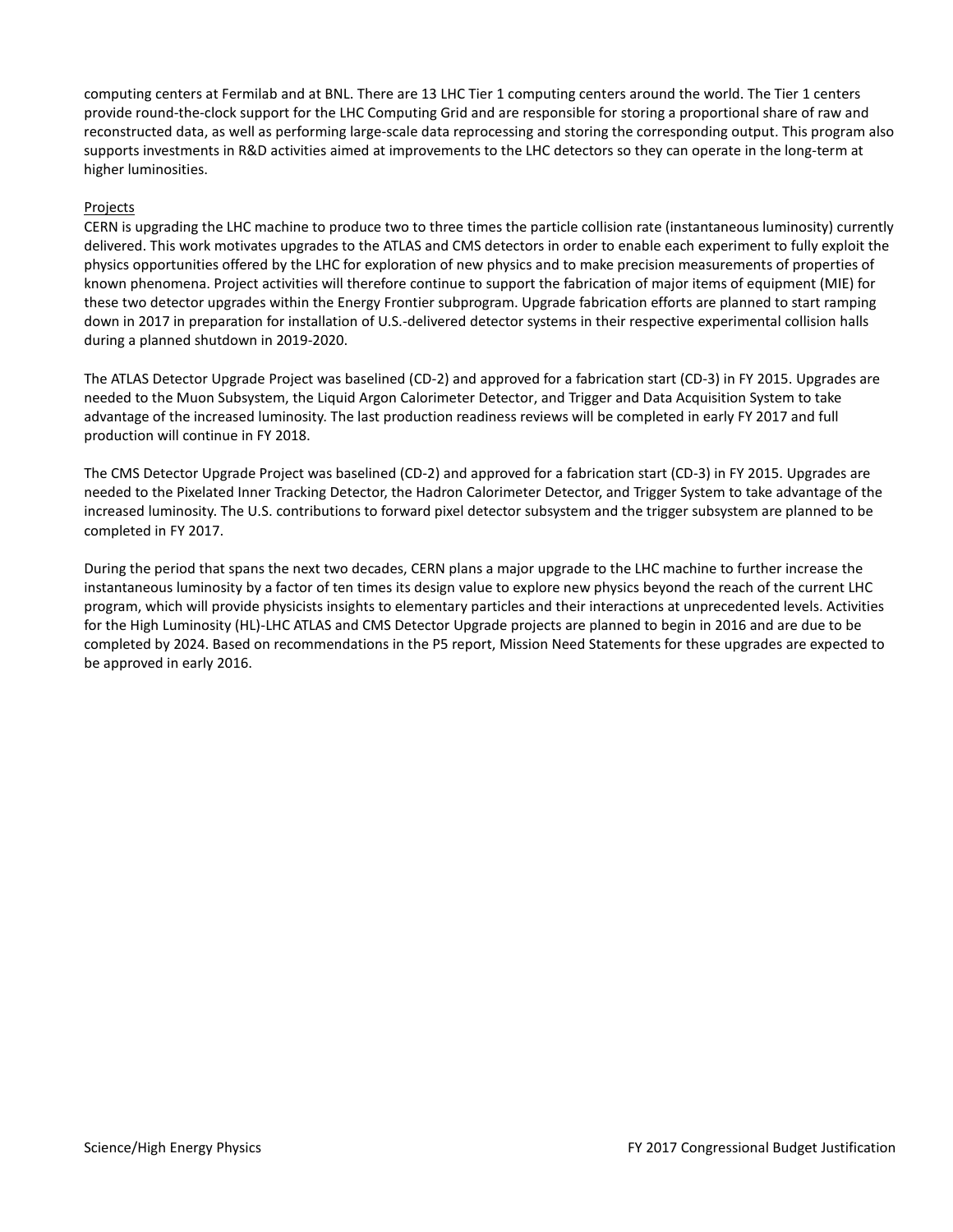computing centers at Fermilab and at BNL. There are 13 LHC Tier 1 computing centers around the world. The Tier 1 centers provide round-the-clock support for the LHC Computing Grid and are responsible for storing a proportional share of raw and reconstructed data, as well as performing large-scale data reprocessing and storing the corresponding output. This program also supports investments in R&D activities aimed at improvements to the LHC detectors so they can operate in the long-term at higher luminosities.

<u>Projects</u>

CERN is upgrading the LHC machine to produce two to three times the particle collision rate (instantaneous luminosity) currently delivered. This work motivates upgrades to the ATLAS and CMS detectors in order to enable each experiment to fully exploit the physics opportunities offered by the LHC for exploration of new physics and to make precision measurements of properties of known phenomena. Project activities will therefore continue to support the fabrication of major items of equipment (MIE) for these two detector upgrades within the Energy Frontier subprogram. Upgrade fabrication efforts are planned to start ramping down in 2017 in preparation for installation of U.S.-delivered detector systems in their respective experimental collision halls during a planned shutdown in 2019-2020.

The ATLAS Detector Upgrade Project was baselined (CD-2) and approved for a fabrication start (CD-3) in FY 2015. Upgrades are needed to the Muon Subsystem, the Liquid Argon Calorimeter Detector, and Trigger and Data Acquisition System to take advantage of the increased luminosity. The last production readiness reviews will be completed in early FY 2017 and full production will continue in FY 2018.

The CMS Detector Upgrade Project was baselined (CD-2) and approved for a fabrication start (CD-3) in FY 2015. Upgrades are needed to the Pixelated Inner Tracking Detector, the Hadron Calorimeter Detector, and Trigger System to take advantage of the increased luminosity. The U.S. contributions to forward pixel detector subsystem and the trigger subsystem are planned to be completed in FY 2017.

During the period that spans the next two decades, CERN plans a major upgrade to the LHC machine to further increase the instantaneous luminosity by a factor of ten times its design value to explore new physics beyond the reach of the current LHC program, which will provide physicists insights to elementary particles and their interactions at unprecedented levels. Activities for the High Luminosity (HL)-LHC ATLAS and CMS Detector Upgrade projects are planned to begin in 2016 and are due to be completed by 2024. Based on recommendations in the P5 report, Mission Need Statements for these upgrades are expected to be approved in early 2016.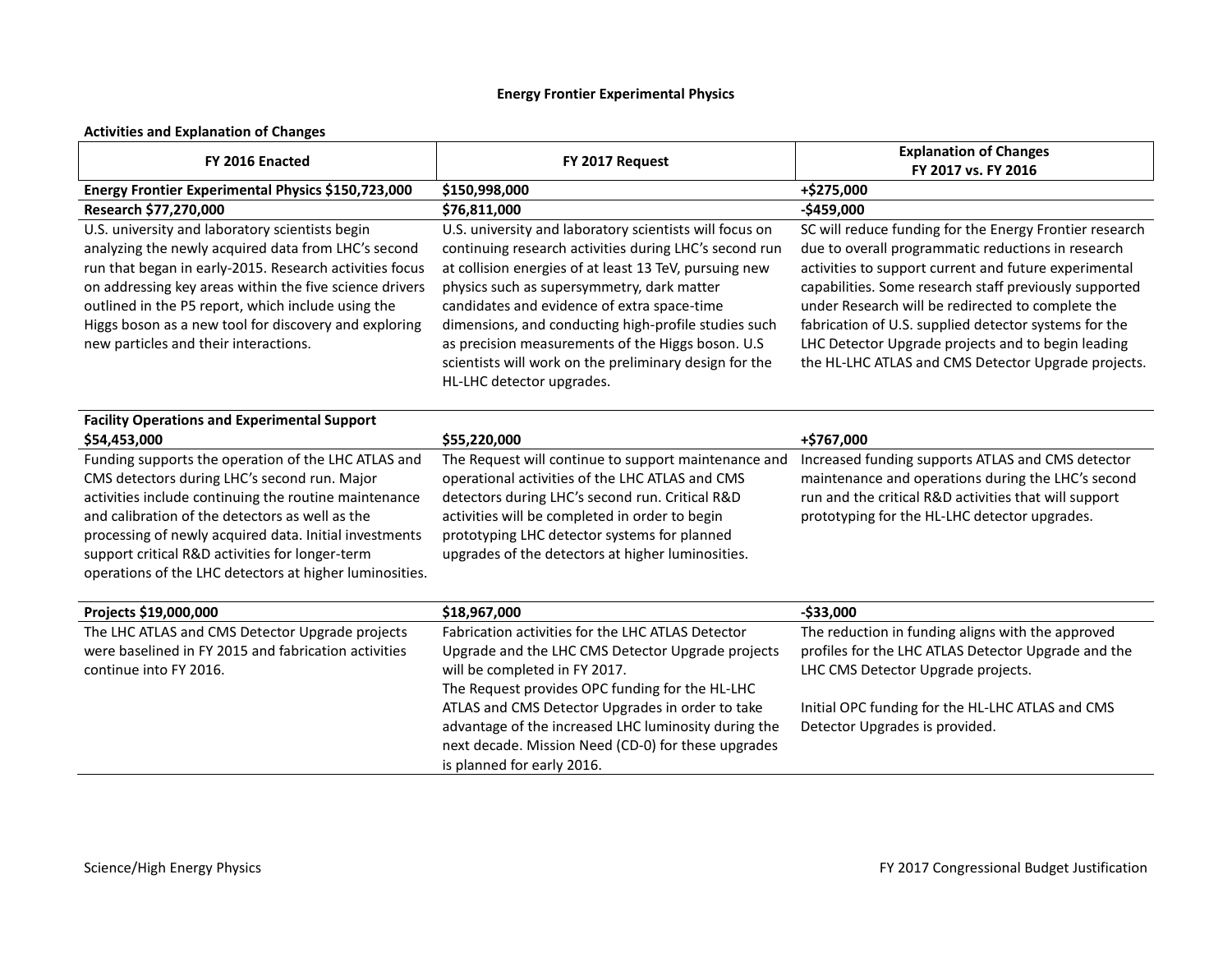## Energy Frontier Experimental Physics

**Activities and Explanation of Changes**

| FY 2016 Enacted | FY 2017 Request | Explanation of Changes FY 2017 vs. FY 2016 |
|---|---|---|
| **Energy Frontier Experimental Physics $150,723,000** | **$150,998,000** | **+$275,000** |
| **Research $77,270,000** | **$76,811,000** | **-$459,000** |
| U.S. university and laboratory scientists begin analyzing the newly acquired data from LHC's second run that began in early-2015. Research activities focus on addressing key areas within the five science drivers outlined in the P5 report, which include using the Higgs boson as a new tool for discovery and exploring new particles and their interactions. | U.S. university and laboratory scientists will focus on continuing research activities during LHC's second run at collision energies of at least 13 TeV, pursuing new physics such as supersymmetry, dark matter candidates and evidence of extra space-time dimensions, and conducting high-profile studies such as precision measurements of the Higgs boson. U.S scientists will work on the preliminary design for the HL-LHC detector upgrades. | SC will reduce funding for the Energy Frontier research due to overall programmatic reductions in research activities to support current and future experimental capabilities. Some research staff previously supported under Research will be redirected to complete the fabrication of U.S. supplied detector systems for the LHC Detector Upgrade projects and to begin leading the HL-LHC ATLAS and CMS Detector Upgrade projects. |
| **Facility Operations and Experimental Support $54,453,000** | **$55,220,000** | **+$767,000** |
| Funding supports the operation of the LHC ATLAS and CMS detectors during LHC's second run. Major activities include continuing the routine maintenance and calibration of the detectors as well as the processing of newly acquired data. Initial investments support critical R&D activities for longer-term operations of the LHC detectors at higher luminosities. | The Request will continue to support maintenance and operational activities of the LHC ATLAS and CMS detectors during LHC's second run. Critical R&D activities will be completed in order to begin prototyping LHC detector systems for planned upgrades of the detectors at higher luminosities. | Increased funding supports ATLAS and CMS detector maintenance and operations during the LHC's second run and the critical R&D activities that will support prototyping for the HL-LHC detector upgrades. |
| **Projects $19,000,000** | **$18,967,000** | **-$33,000** |
| The LHC ATLAS and CMS Detector Upgrade projects were baselined in FY 2015 and fabrication activities continue into FY 2016. | Fabrication activities for the LHC ATLAS Detector Upgrade and the LHC CMS Detector Upgrade projects will be completed in FY 2017. The Request provides OPC funding for the HL-LHC ATLAS and CMS Detector Upgrades in order to take advantage of the increased LHC luminosity during the next decade. Mission Need (CD-0) for these upgrades is planned for early 2016. | The reduction in funding aligns with the approved profiles for the LHC ATLAS Detector Upgrade and the LHC CMS Detector Upgrade projects. Initial OPC funding for the HL-LHC ATLAS and CMS Detector Upgrades is provided. |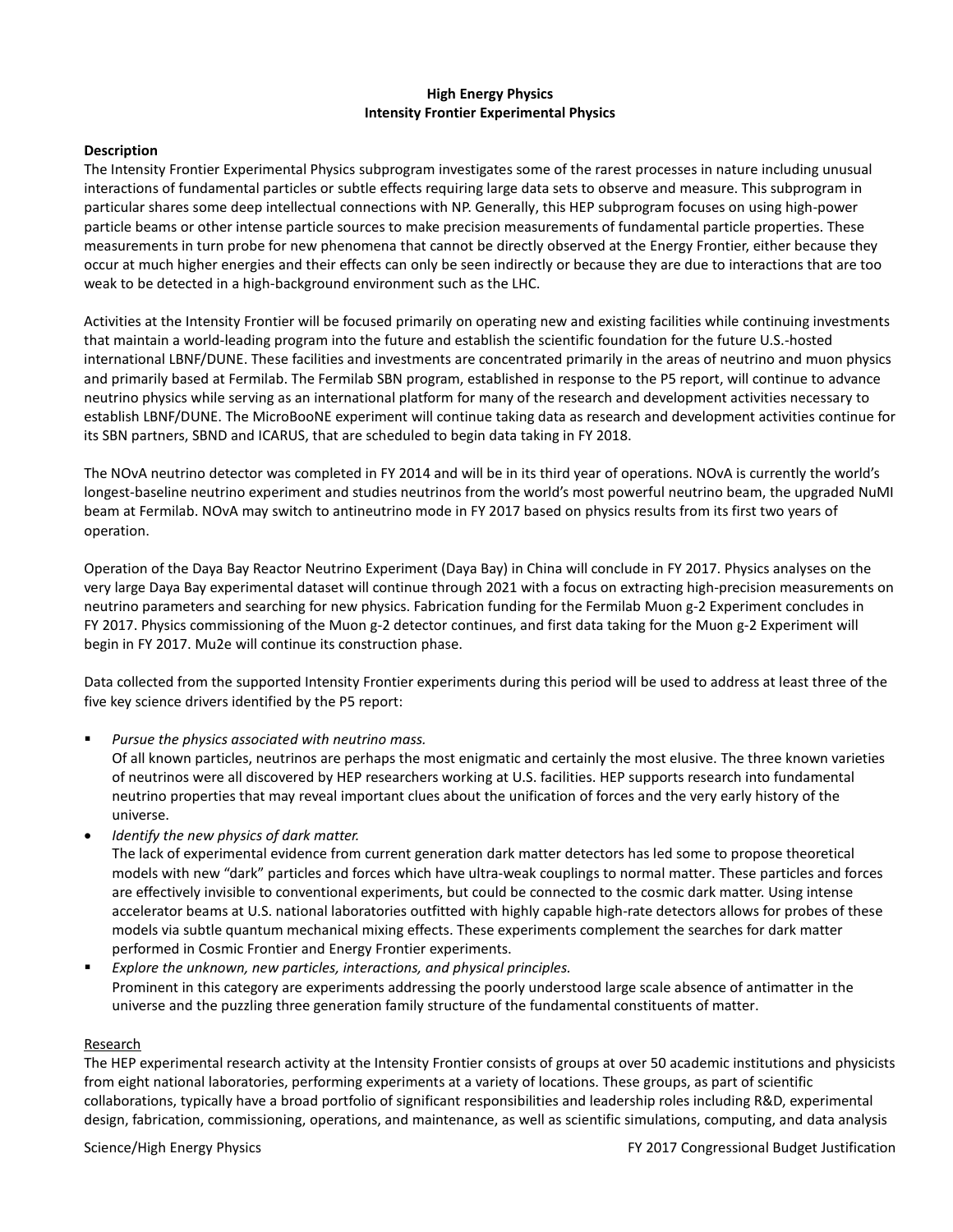**High Energy Physics**
**Intensity Frontier Experimental Physics**

**Description**

The Intensity Frontier Experimental Physics subprogram investigates some of the rarest processes in nature including unusual interactions of fundamental particles or subtle effects requiring large data sets to observe and measure. This subprogram in particular shares some deep intellectual connections with NP. Generally, this HEP subprogram focuses on using high-power particle beams or other intense particle sources to make precision measurements of fundamental particle properties. These measurements in turn probe for new phenomena that cannot be directly observed at the Energy Frontier, either because they occur at much higher energies and their effects can only be seen indirectly or because they are due to interactions that are too weak to be detected in a high-background environment such as the LHC.

Activities at the Intensity Frontier will be focused primarily on operating new and existing facilities while continuing investments that maintain a world-leading program into the future and establish the scientific foundation for the future U.S.-hosted international LBNF/DUNE. These facilities and investments are concentrated primarily in the areas of neutrino and muon physics and primarily based at Fermilab. The Fermilab SBN program, established in response to the P5 report, will continue to advance neutrino physics while serving as an international platform for many of the research and development activities necessary to establish LBNF/DUNE. The MicroBooNE experiment will continue taking data as research and development activities continue for its SBN partners, SBND and ICARUS, that are scheduled to begin data taking in FY 2018.

The NOvA neutrino detector was completed in FY 2014 and will be in its third year of operations. NOvA is currently the world's longest-baseline neutrino experiment and studies neutrinos from the world's most powerful neutrino beam, the upgraded NuMI beam at Fermilab. NOvA may switch to antineutrino mode in FY 2017 based on physics results from its first two years of operation.

Operation of the Daya Bay Reactor Neutrino Experiment (Daya Bay) in China will conclude in FY 2017. Physics analyses on the very large Daya Bay experimental dataset will continue through 2021 with a focus on extracting high-precision measurements on neutrino parameters and searching for new physics. Fabrication funding for the Fermilab Muon g-2 Experiment concludes in FY 2017. Physics commissioning of the Muon g-2 detector continues, and first data taking for the Muon g-2 Experiment will begin in FY 2017. Mu2e will continue its construction phase.

Data collected from the supported Intensity Frontier experiments during this period will be used to address at least three of the five key science drivers identified by the P5 report:

- *Pursue the physics associated with neutrino mass.*
  Of all known particles, neutrinos are perhaps the most enigmatic and certainly the most elusive. The three known varieties of neutrinos were all discovered by HEP researchers working at U.S. facilities. HEP supports research into fundamental neutrino properties that may reveal important clues about the unification of forces and the very early history of the universe.
- *Identify the new physics of dark matter.*
  The lack of experimental evidence from current generation dark matter detectors has led some to propose theoretical models with new "dark" particles and forces which have ultra-weak couplings to normal matter. These particles and forces are effectively invisible to conventional experiments, but could be connected to the cosmic dark matter. Using intense accelerator beams at U.S. national laboratories outfitted with highly capable high-rate detectors allows for probes of these models via subtle quantum mechanical mixing effects. These experiments complement the searches for dark matter performed in Cosmic Frontier and Energy Frontier experiments.
- *Explore the unknown, new particles, interactions, and physical principles.*
  Prominent in this category are experiments addressing the poorly understood large scale absence of antimatter in the universe and the puzzling three generation family structure of the fundamental constituents of matter.

Research

The HEP experimental research activity at the Intensity Frontier consists of groups at over 50 academic institutions and physicists from eight national laboratories, performing experiments at a variety of locations. These groups, as part of scientific collaborations, typically have a broad portfolio of significant responsibilities and leadership roles including R&D, experimental design, fabrication, commissioning, operations, and maintenance, as well as scientific simulations, computing, and data analysis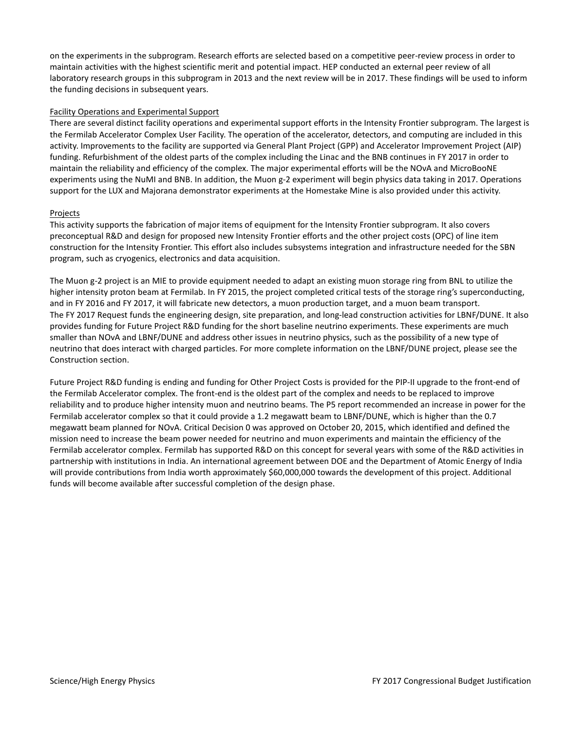on the experiments in the subprogram. Research efforts are selected based on a competitive peer-review process in order to maintain activities with the highest scientific merit and potential impact. HEP conducted an external peer review of all laboratory research groups in this subprogram in 2013 and the next review will be in 2017. These findings will be used to inform the funding decisions in subsequent years.

Facility Operations and Experimental Support

There are several distinct facility operations and experimental support efforts in the Intensity Frontier subprogram. The largest is the Fermilab Accelerator Complex User Facility. The operation of the accelerator, detectors, and computing are included in this activity. Improvements to the facility are supported via General Plant Project (GPP) and Accelerator Improvement Project (AIP) funding. Refurbishment of the oldest parts of the complex including the Linac and the BNB continues in FY 2017 in order to maintain the reliability and efficiency of the complex. The major experimental efforts will be the NOvA and MicroBooNE experiments using the NuMI and BNB. In addition, the Muon g-2 experiment will begin physics data taking in 2017. Operations support for the LUX and Majorana demonstrator experiments at the Homestake Mine is also provided under this activity.

Projects

This activity supports the fabrication of major items of equipment for the Intensity Frontier subprogram. It also covers preconceptual R&D and design for proposed new Intensity Frontier efforts and the other project costs (OPC) of line item construction for the Intensity Frontier. This effort also includes subsystems integration and infrastructure needed for the SBN program, such as cryogenics, electronics and data acquisition.

The Muon g-2 project is an MIE to provide equipment needed to adapt an existing muon storage ring from BNL to utilize the higher intensity proton beam at Fermilab. In FY 2015, the project completed critical tests of the storage ring's superconducting, and in FY 2016 and FY 2017, it will fabricate new detectors, a muon production target, and a muon beam transport.
The FY 2017 Request funds the engineering design, site preparation, and long-lead construction activities for LBNF/DUNE. It also provides funding for Future Project R&D funding for the short baseline neutrino experiments. These experiments are much smaller than NOvA and LBNF/DUNE and address other issues in neutrino physics, such as the possibility of a new type of neutrino that does interact with charged particles. For more complete information on the LBNF/DUNE project, please see the Construction section.

Future Project R&D funding is ending and funding for Other Project Costs is provided for the PIP-II upgrade to the front-end of the Fermilab Accelerator complex. The front-end is the oldest part of the complex and needs to be replaced to improve reliability and to produce higher intensity muon and neutrino beams. The P5 report recommended an increase in power for the Fermilab accelerator complex so that it could provide a 1.2 megawatt beam to LBNF/DUNE, which is higher than the 0.7 megawatt beam planned for NOvA. Critical Decision 0 was approved on October 20, 2015, which identified and defined the mission need to increase the beam power needed for neutrino and muon experiments and maintain the efficiency of the Fermilab accelerator complex. Fermilab has supported R&D on this concept for several years with some of the R&D activities in partnership with institutions in India. An international agreement between DOE and the Department of Atomic Energy of India will provide contributions from India worth approximately $60,000,000 towards the development of this project. Additional funds will become available after successful completion of the design phase.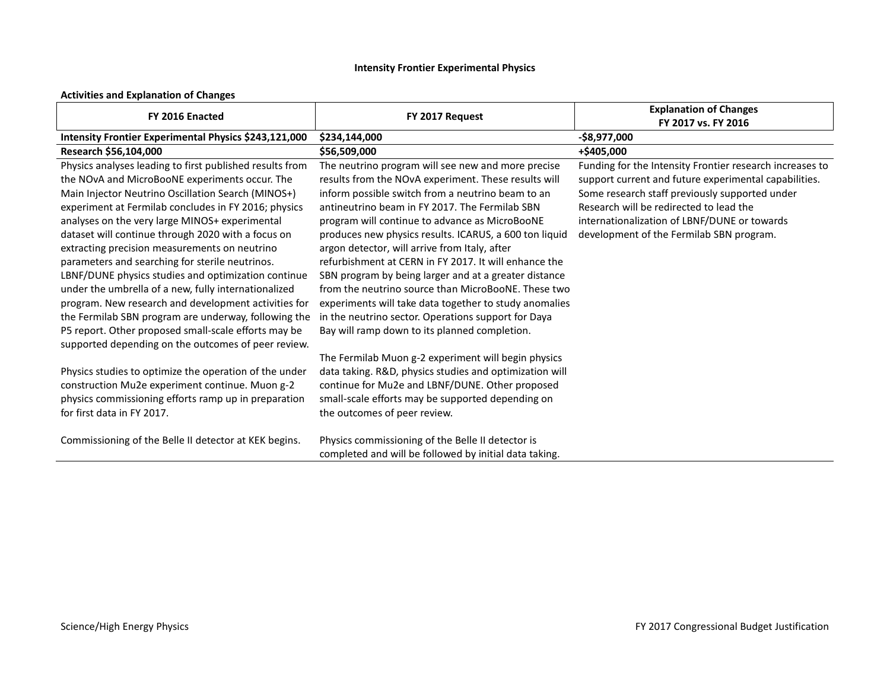### Intensity Frontier Experimental Physics

**Activities and Explanation of Changes**

| FY 2016 Enacted | FY 2017 Request | Explanation of Changes FY 2017 vs. FY 2016 |
| --- | --- | --- |
| **Intensity Frontier Experimental Physics $243,121,000** | **$234,144,000** | **-$8,977,000** |
| **Research $56,104,000** | **$56,509,000** | **+$405,000** |
| Physics analyses leading to first published results from the NOvA and MicroBooNE experiments occur. The Main Injector Neutrino Oscillation Search (MINOS+) experiment at Fermilab concludes in FY 2016; physics analyses on the very large MINOS+ experimental dataset will continue through 2020 with a focus on extracting precision measurements on neutrino parameters and searching for sterile neutrinos. LBNF/DUNE physics studies and optimization continue under the umbrella of a new, fully internationalized program. New research and development activities for the Fermilab SBN program are underway, following the P5 report. Other proposed small-scale efforts may be supported depending on the outcomes of peer review.<br><br>Physics studies to optimize the operation of the under construction Mu2e experiment continue. Muon g-2 physics commissioning efforts ramp up in preparation for first data in FY 2017.<br><br>Commissioning of the Belle II detector at KEK begins. | The neutrino program will see new and more precise results from the NOvA experiment. These results will inform possible switch from a neutrino beam to an antineutrino beam in FY 2017. The Fermilab SBN program will continue to advance as MicroBooNE produces new physics results. ICARUS, a 600 ton liquid argon detector, will arrive from Italy, after refurbishment at CERN in FY 2017. It will enhance the SBN program by being larger and at a greater distance from the neutrino source than MicroBooNE. These two experiments will take data together to study anomalies in the neutrino sector. Operations support for Daya Bay will ramp down to its planned completion.<br><br>The Fermilab Muon g-2 experiment will begin physics data taking. R&D, physics studies and optimization will continue for Mu2e and LBNF/DUNE. Other proposed small-scale efforts may be supported depending on the outcomes of peer review.<br><br>Physics commissioning of the Belle II detector is completed and will be followed by initial data taking. | Funding for the Intensity Frontier research increases to support current and future experimental capabilities. Some research staff previously supported under Research will be redirected to lead the internationalization of LBNF/DUNE or towards development of the Fermilab SBN program. |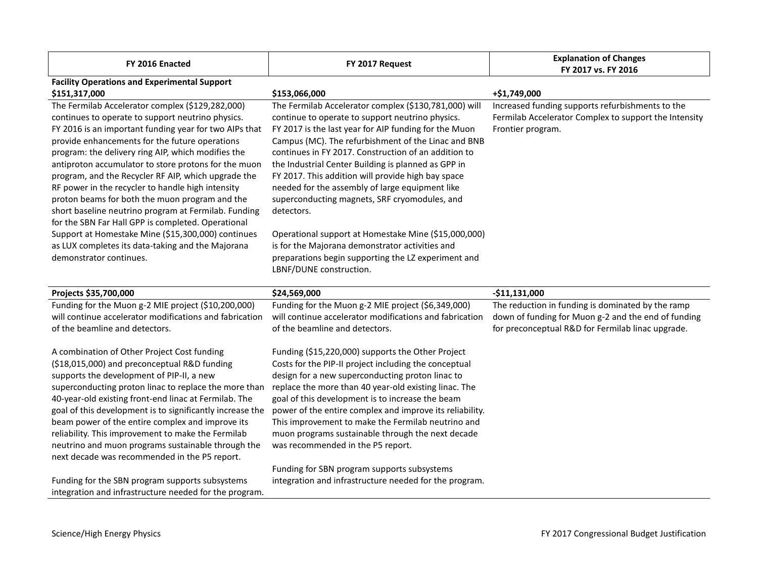| FY 2016 Enacted | FY 2017 Request | Explanation of Changes FY 2017 vs. FY 2016 |
|---|---|---|
| **Facility Operations and Experimental Support $151,317,000** | **$153,066,000** | **+$1,749,000** |
| The Fermilab Accelerator complex ($129,282,000) continues to operate to support neutrino physics. FY 2016 is an important funding year for two AIPs that provide enhancements for the future operations program: the delivery ring AIP, which modifies the antiproton accumulator to store protons for the muon program, and the Recycler RF AIP, which upgrade the RF power in the recycler to handle high intensity proton beams for both the muon program and the short baseline neutrino program at Fermilab. Funding for the SBN Far Hall GPP is completed. Operational Support at Homestake Mine ($15,300,000) continues as LUX completes its data-taking and the Majorana demonstrator continues. | The Fermilab Accelerator complex ($130,781,000) will continue to operate to support neutrino physics. FY 2017 is the last year for AIP funding for the Muon Campus (MC). The refurbishment of the Linac and BNB continues in FY 2017. Construction of an addition to the Industrial Center Building is planned as GPP in FY 2017. This addition will provide high bay space needed for the assembly of large equipment like superconducting magnets, SRF cryomodules, and detectors.<br><br>Operational support at Homestake Mine ($15,000,000) is for the Majorana demonstrator activities and preparations begin supporting the LZ experiment and LBNF/DUNE construction. | Increased funding supports refurbishments to the Fermilab Accelerator Complex to support the Intensity Frontier program. |
| **Projects $35,700,000** | **$24,569,000** | **-$11,131,000** |
| Funding for the Muon g-2 MIE project ($10,200,000) will continue accelerator modifications and fabrication of the beamline and detectors.<br><br>A combination of Other Project Cost funding ($18,015,000) and preconceptual R&D funding supports the development of PIP-II, a new superconducting proton linac to replace the more than 40-year-old existing front-end linac at Fermilab. The goal of this development is to significantly increase the beam power of the entire complex and improve its reliability. This improvement to make the Fermilab neutrino and muon programs sustainable through the next decade was recommended in the P5 report.<br><br>Funding for the SBN program supports subsystems integration and infrastructure needed for the program. | Funding for the Muon g-2 MIE project ($6,349,000) will continue accelerator modifications and fabrication of the beamline and detectors.<br><br>Funding ($15,220,000) supports the Other Project Costs for the PIP-II project including the conceptual design for a new superconducting proton linac to replace the more than 40 year-old existing linac. The goal of this development is to increase the beam power of the entire complex and improve its reliability. This improvement to make the Fermilab neutrino and muon programs sustainable through the next decade was recommended in the P5 report.<br><br>Funding for SBN program supports subsystems integration and infrastructure needed for the program. | The reduction in funding is dominated by the ramp down of funding for Muon g-2 and the end of funding for preconceptual R&D for Fermilab linac upgrade. |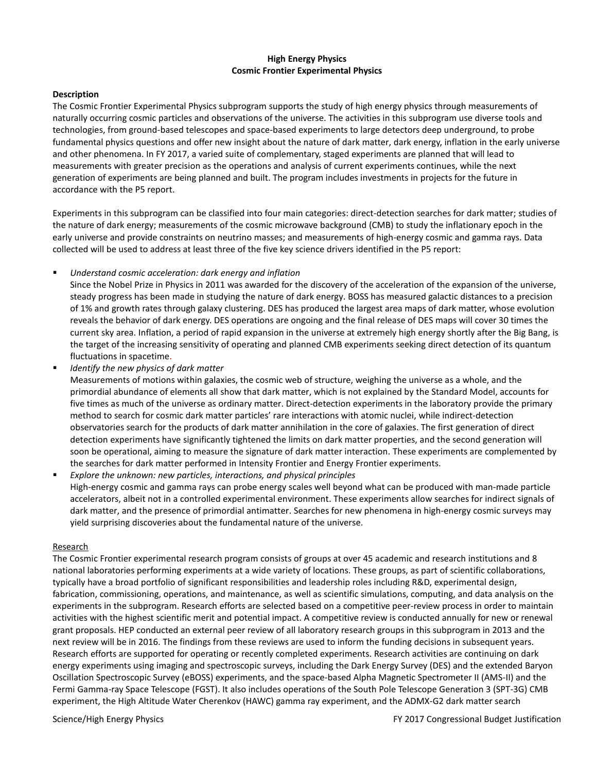**High Energy Physics**
**Cosmic Frontier Experimental Physics**

**Description**

The Cosmic Frontier Experimental Physics subprogram supports the study of high energy physics through measurements of naturally occurring cosmic particles and observations of the universe. The activities in this subprogram use diverse tools and technologies, from ground-based telescopes and space-based experiments to large detectors deep underground, to probe fundamental physics questions and offer new insight about the nature of dark matter, dark energy, inflation in the early universe and other phenomena. In FY 2017, a varied suite of complementary, staged experiments are planned that will lead to measurements with greater precision as the operations and analysis of current experiments continues, while the next generation of experiments are being planned and built. The program includes investments in projects for the future in accordance with the P5 report.

Experiments in this subprogram can be classified into four main categories: direct-detection searches for dark matter; studies of the nature of dark energy; measurements of the cosmic microwave background (CMB) to study the inflationary epoch in the early universe and provide constraints on neutrino masses; and measurements of high-energy cosmic and gamma rays. Data collected will be used to address at least three of the five key science drivers identified in the P5 report:

- *Understand cosmic acceleration: dark energy and inflation*
  Since the Nobel Prize in Physics in 2011 was awarded for the discovery of the acceleration of the expansion of the universe, steady progress has been made in studying the nature of dark energy. BOSS has measured galactic distances to a precision of 1% and growth rates through galaxy clustering. DES has produced the largest area maps of dark matter, whose evolution reveals the behavior of dark energy. DES operations are ongoing and the final release of DES maps will cover 30 times the current sky area. Inflation, a period of rapid expansion in the universe at extremely high energy shortly after the Big Bang, is the target of the increasing sensitivity of operating and planned CMB experiments seeking direct detection of its quantum fluctuations in spacetime.
- *Identify the new physics of dark matter*
  Measurements of motions within galaxies, the cosmic web of structure, weighing the universe as a whole, and the primordial abundance of elements all show that dark matter, which is not explained by the Standard Model, accounts for five times as much of the universe as ordinary matter. Direct-detection experiments in the laboratory provide the primary method to search for cosmic dark matter particles' rare interactions with atomic nuclei, while indirect-detection observatories search for the products of dark matter annihilation in the core of galaxies. The first generation of direct detection experiments have significantly tightened the limits on dark matter properties, and the second generation will soon be operational, aiming to measure the signature of dark matter interaction. These experiments are complemented by the searches for dark matter performed in Intensity Frontier and Energy Frontier experiments.
- *Explore the unknown: new particles, interactions, and physical principles*
  High-energy cosmic and gamma rays can probe energy scales well beyond what can be produced with man-made particle accelerators, albeit not in a controlled experimental environment. These experiments allow searches for indirect signals of dark matter, and the presence of primordial antimatter. Searches for new phenomena in high-energy cosmic surveys may yield surprising discoveries about the fundamental nature of the universe.

Research

The Cosmic Frontier experimental research program consists of groups at over 45 academic and research institutions and 8 national laboratories performing experiments at a wide variety of locations. These groups, as part of scientific collaborations, typically have a broad portfolio of significant responsibilities and leadership roles including R&D, experimental design, fabrication, commissioning, operations, and maintenance, as well as scientific simulations, computing, and data analysis on the experiments in the subprogram. Research efforts are selected based on a competitive peer-review process in order to maintain activities with the highest scientific merit and potential impact. A competitive review is conducted annually for new or renewal grant proposals. HEP conducted an external peer review of all laboratory research groups in this subprogram in 2013 and the next review will be in 2016. The findings from these reviews are used to inform the funding decisions in subsequent years. Research efforts are supported for operating or recently completed experiments. Research activities are continuing on dark energy experiments using imaging and spectroscopic surveys, including the Dark Energy Survey (DES) and the extended Baryon Oscillation Spectroscopic Survey (eBOSS) experiments, and the space-based Alpha Magnetic Spectrometer II (AMS-II) and the Fermi Gamma-ray Space Telescope (FGST). It also includes operations of the South Pole Telescope Generation 3 (SPT-3G) CMB experiment, the High Altitude Water Cherenkov (HAWC) gamma ray experiment, and the ADMX-G2 dark matter search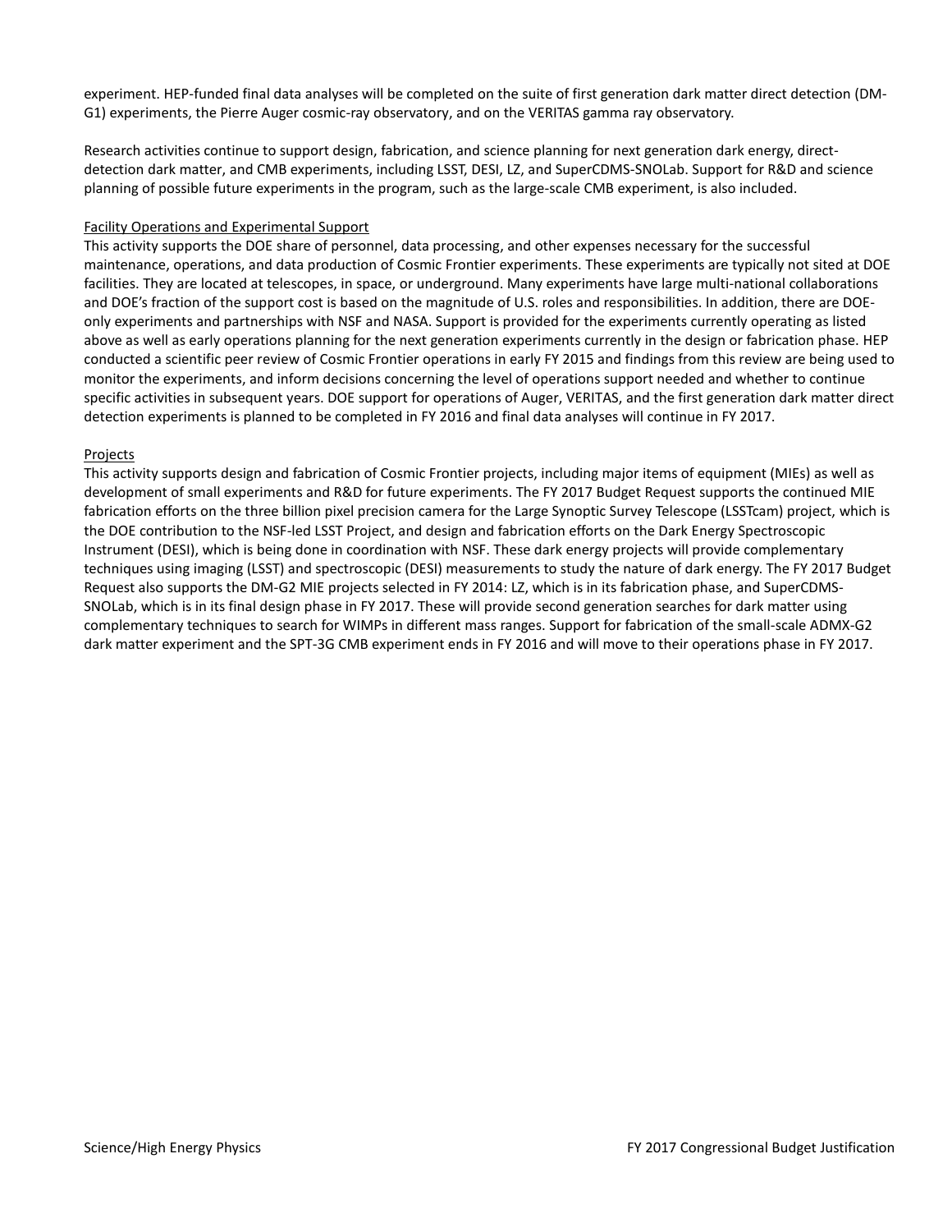experiment. HEP-funded final data analyses will be completed on the suite of first generation dark matter direct detection (DM-G1) experiments, the Pierre Auger cosmic-ray observatory, and on the VERITAS gamma ray observatory.

Research activities continue to support design, fabrication, and science planning for next generation dark energy, direct-detection dark matter, and CMB experiments, including LSST, DESI, LZ, and SuperCDMS-SNOLab. Support for R&D and science planning of possible future experiments in the program, such as the large-scale CMB experiment, is also included.

Facility Operations and Experimental Support

This activity supports the DOE share of personnel, data processing, and other expenses necessary for the successful maintenance, operations, and data production of Cosmic Frontier experiments. These experiments are typically not sited at DOE facilities. They are located at telescopes, in space, or underground. Many experiments have large multi-national collaborations and DOE's fraction of the support cost is based on the magnitude of U.S. roles and responsibilities. In addition, there are DOE-only experiments and partnerships with NSF and NASA. Support is provided for the experiments currently operating as listed above as well as early operations planning for the next generation experiments currently in the design or fabrication phase. HEP conducted a scientific peer review of Cosmic Frontier operations in early FY 2015 and findings from this review are being used to monitor the experiments, and inform decisions concerning the level of operations support needed and whether to continue specific activities in subsequent years. DOE support for operations of Auger, VERITAS, and the first generation dark matter direct detection experiments is planned to be completed in FY 2016 and final data analyses will continue in FY 2017.

Projects

This activity supports design and fabrication of Cosmic Frontier projects, including major items of equipment (MIEs) as well as development of small experiments and R&D for future experiments. The FY 2017 Budget Request supports the continued MIE fabrication efforts on the three billion pixel precision camera for the Large Synoptic Survey Telescope (LSSTcam) project, which is the DOE contribution to the NSF-led LSST Project, and design and fabrication efforts on the Dark Energy Spectroscopic Instrument (DESI), which is being done in coordination with NSF. These dark energy projects will provide complementary techniques using imaging (LSST) and spectroscopic (DESI) measurements to study the nature of dark energy. The FY 2017 Budget Request also supports the DM-G2 MIE projects selected in FY 2014: LZ, which is in its fabrication phase, and SuperCDMS-SNOLab, which is in its final design phase in FY 2017. These will provide second generation searches for dark matter using complementary techniques to search for WIMPs in different mass ranges. Support for fabrication of the small-scale ADMX-G2 dark matter experiment and the SPT-3G CMB experiment ends in FY 2016 and will move to their operations phase in FY 2017.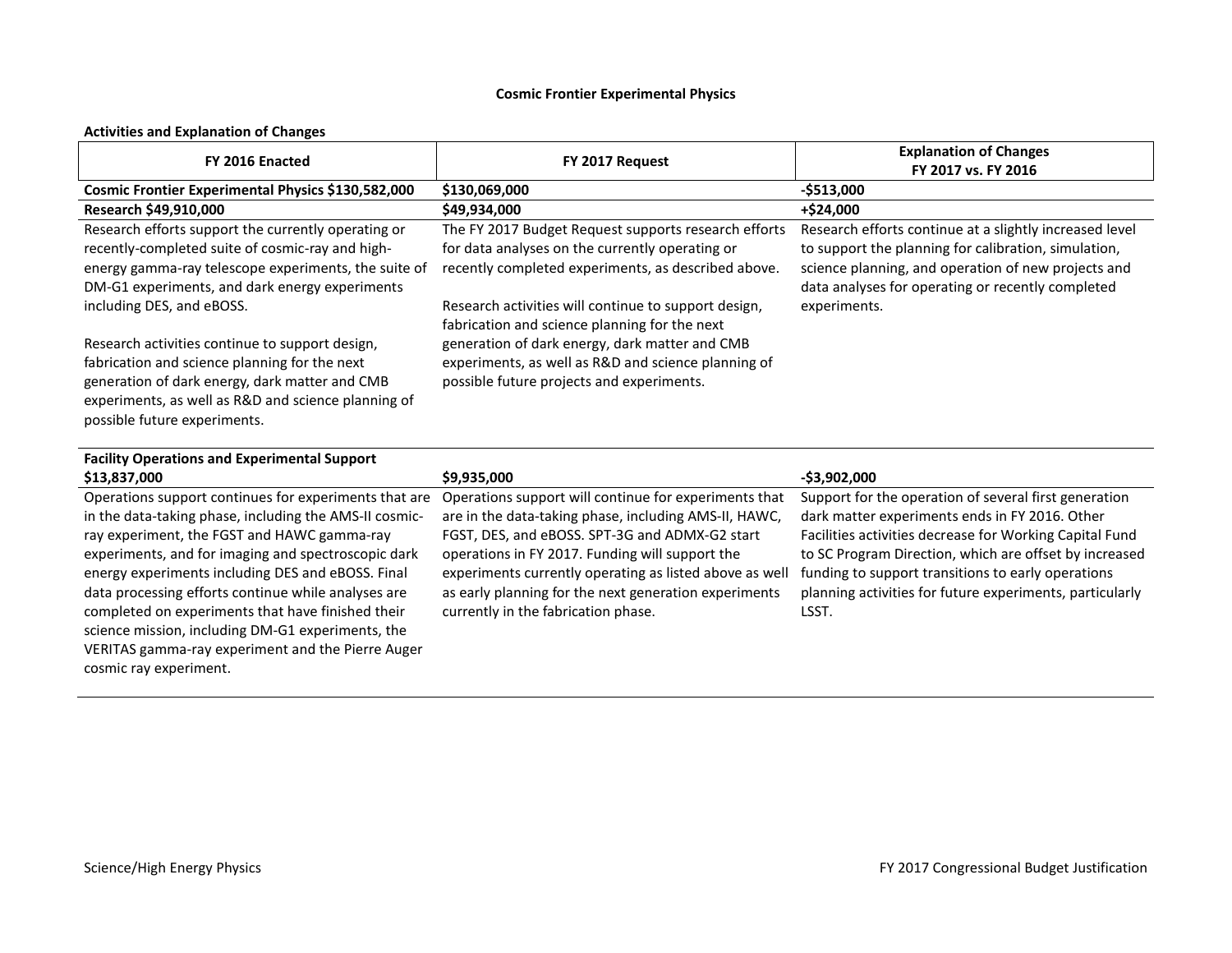**Cosmic Frontier Experimental Physics**

**Activities and Explanation of Changes**

| FY 2016 Enacted | FY 2017 Request | Explanation of Changes FY 2017 vs. FY 2016 |
|---|---|---|
| **Cosmic Frontier Experimental Physics $130,582,000** | **$130,069,000** | **-$513,000** |
| **Research $49,910,000** | **$49,934,000** | **+$24,000** |
| Research efforts support the currently operating or recently-completed suite of cosmic-ray and high-energy gamma-ray telescope experiments, the suite of DM-G1 experiments, and dark energy experiments including DES, and eBOSS.<br><br>Research activities continue to support design, fabrication and science planning for the next generation of dark energy, dark matter and CMB experiments, as well as R&D and science planning of possible future experiments. | The FY 2017 Budget Request supports research efforts for data analyses on the currently operating or recently completed experiments, as described above.<br><br>Research activities will continue to support design, fabrication and science planning for the next generation of dark energy, dark matter and CMB experiments, as well as R&D and science planning of possible future projects and experiments. | Research efforts continue at a slightly increased level to support the planning for calibration, simulation, science planning, and operation of new projects and data analyses for operating or recently completed experiments. |
| **Facility Operations and Experimental Support $13,837,000** | **$9,935,000** | **-$3,902,000** |
| Operations support continues for experiments that are in the data-taking phase, including the AMS-II cosmic-ray experiment, the FGST and HAWC gamma-ray experiments, and for imaging and spectroscopic dark energy experiments including DES and eBOSS. Final data processing efforts continue while analyses are completed on experiments that have finished their science mission, including DM-G1 experiments, the VERITAS gamma-ray experiment and the Pierre Auger cosmic ray experiment. | Operations support will continue for experiments that are in the data-taking phase, including AMS-II, HAWC, FGST, DES, and eBOSS. SPT-3G and ADMX-G2 start operations in FY 2017. Funding will support the experiments currently operating as listed above as well as early planning for the next generation experiments currently in the fabrication phase. | Support for the operation of several first generation dark matter experiments ends in FY 2016. Other Facilities activities decrease for Working Capital Fund to SC Program Direction, which are offset by increased funding to support transitions to early operations planning activities for future experiments, particularly LSST. |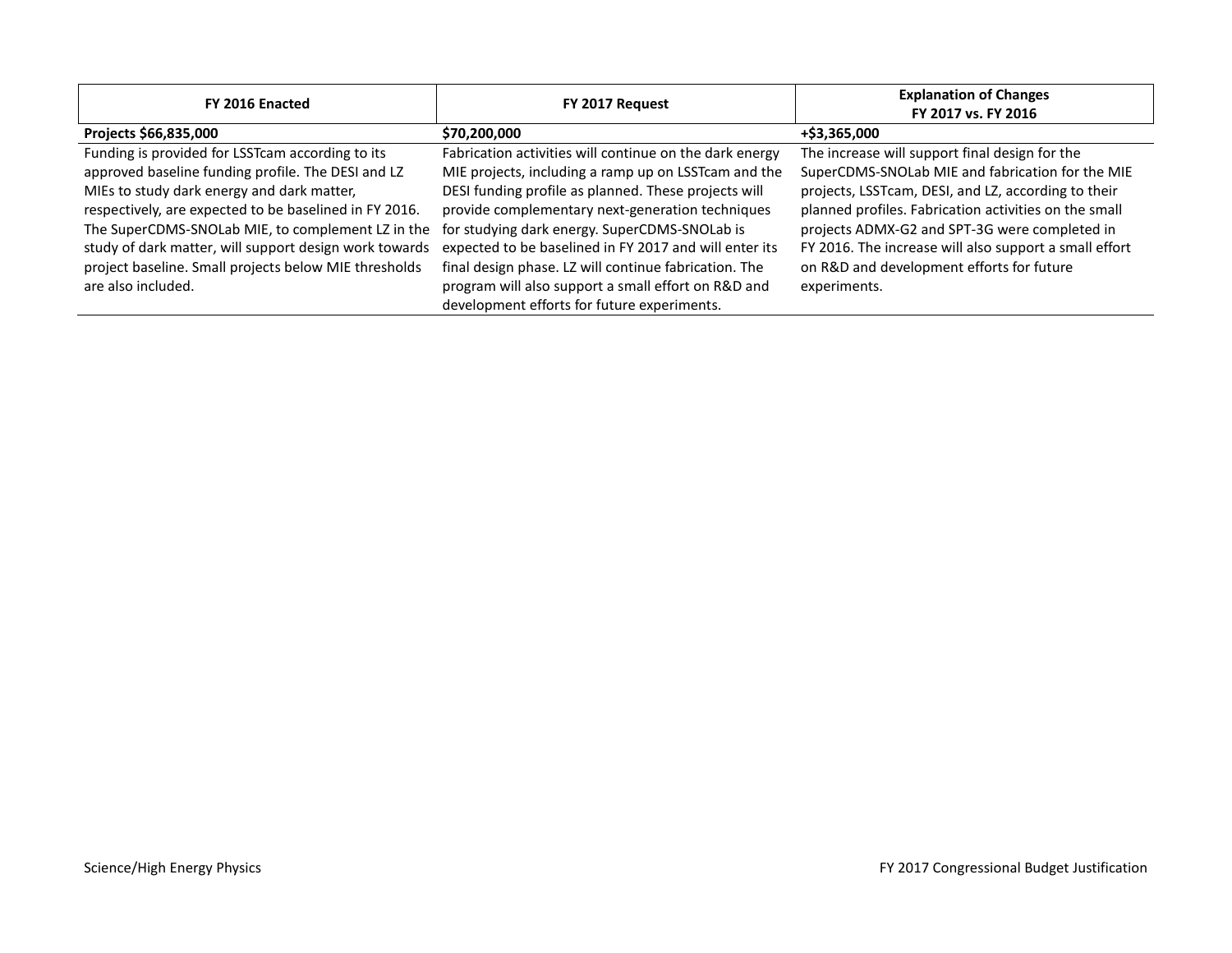| FY 2016 Enacted | FY 2017 Request | Explanation of Changes FY 2017 vs. FY 2016 |
|---|---|---|
| **Projects $66,835,000** | **$70,200,000** | **+$3,365,000** |
| Funding is provided for LSSTcam according to its approved baseline funding profile. The DESI and LZ MIEs to study dark energy and dark matter, respectively, are expected to be baselined in FY 2016. The SuperCDMS-SNOLab MIE, to complement LZ in the study of dark matter, will support design work towards project baseline. Small projects below MIE thresholds are also included. | Fabrication activities will continue on the dark energy MIE projects, including a ramp up on LSSTcam and the DESI funding profile as planned. These projects will provide complementary next-generation techniques for studying dark energy. SuperCDMS-SNOLab is expected to be baselined in FY 2017 and will enter its final design phase. LZ will continue fabrication. The program will also support a small effort on R&D and development efforts for future experiments. | The increase will support final design for the SuperCDMS-SNOLab MIE and fabrication for the MIE projects, LSSTcam, DESI, and LZ, according to their planned profiles. Fabrication activities on the small projects ADMX-G2 and SPT-3G were completed in FY 2016. The increase will also support a small effort on R&D and development efforts for future experiments. |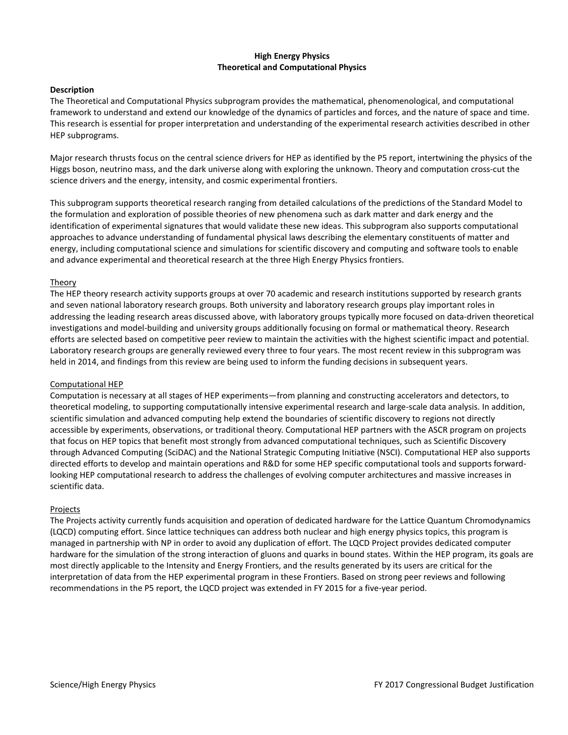# High Energy Physics
## Theoretical and Computational Physics

### Description

The Theoretical and Computational Physics subprogram provides the mathematical, phenomenological, and computational framework to understand and extend our knowledge of the dynamics of particles and forces, and the nature of space and time. This research is essential for proper interpretation and understanding of the experimental research activities described in other HEP subprograms.

Major research thrusts focus on the central science drivers for HEP as identified by the P5 report, intertwining the physics of the Higgs boson, neutrino mass, and the dark universe along with exploring the unknown. Theory and computation cross-cut the science drivers and the energy, intensity, and cosmic experimental frontiers.

This subprogram supports theoretical research ranging from detailed calculations of the predictions of the Standard Model to the formulation and exploration of possible theories of new phenomena such as dark matter and dark energy and the identification of experimental signatures that would validate these new ideas. This subprogram also supports computational approaches to advance understanding of fundamental physical laws describing the elementary constituents of matter and energy, including computational science and simulations for scientific discovery and computing and software tools to enable and advance experimental and theoretical research at the three High Energy Physics frontiers.

#### Theory

The HEP theory research activity supports groups at over 70 academic and research institutions supported by research grants and seven national laboratory research groups. Both university and laboratory research groups play important roles in addressing the leading research areas discussed above, with laboratory groups typically more focused on data-driven theoretical investigations and model-building and university groups additionally focusing on formal or mathematical theory. Research efforts are selected based on competitive peer review to maintain the activities with the highest scientific impact and potential. Laboratory research groups are generally reviewed every three to four years. The most recent review in this subprogram was held in 2014, and findings from this review are being used to inform the funding decisions in subsequent years.

#### Computational HEP

Computation is necessary at all stages of HEP experiments—from planning and constructing accelerators and detectors, to theoretical modeling, to supporting computationally intensive experimental research and large-scale data analysis. In addition, scientific simulation and advanced computing help extend the boundaries of scientific discovery to regions not directly accessible by experiments, observations, or traditional theory. Computational HEP partners with the ASCR program on projects that focus on HEP topics that benefit most strongly from advanced computational techniques, such as Scientific Discovery through Advanced Computing (SciDAC) and the National Strategic Computing Initiative (NSCI). Computational HEP also supports directed efforts to develop and maintain operations and R&D for some HEP specific computational tools and supports forward-looking HEP computational research to address the challenges of evolving computer architectures and massive increases in scientific data.

#### Projects

The Projects activity currently funds acquisition and operation of dedicated hardware for the Lattice Quantum Chromodynamics (LQCD) computing effort. Since lattice techniques can address both nuclear and high energy physics topics, this program is managed in partnership with NP in order to avoid any duplication of effort. The LQCD Project provides dedicated computer hardware for the simulation of the strong interaction of gluons and quarks in bound states. Within the HEP program, its goals are most directly applicable to the Intensity and Energy Frontiers, and the results generated by its users are critical for the interpretation of data from the HEP experimental program in these Frontiers. Based on strong peer reviews and following recommendations in the P5 report, the LQCD project was extended in FY 2015 for a five-year period.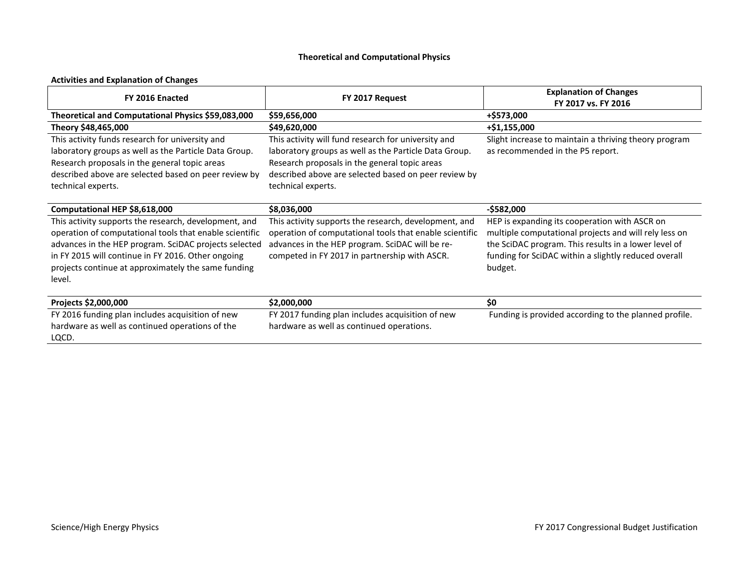# Theoretical and Computational Physics

**Activities and Explanation of Changes**

| FY 2016 Enacted | FY 2017 Request | Explanation of Changes FY 2017 vs. FY 2016 |
|---|---|---|
| **Theoretical and Computational Physics $59,083,000** | **$59,656,000** | **+$573,000** |
| **Theory $48,465,000** | **$49,620,000** | **+$1,155,000** |
| This activity funds research for university and laboratory groups as well as the Particle Data Group. Research proposals in the general topic areas described above are selected based on peer review by technical experts. | This activity will fund research for university and laboratory groups as well as the Particle Data Group. Research proposals in the general topic areas described above are selected based on peer review by technical experts. | Slight increase to maintain a thriving theory program as recommended in the P5 report. |
| **Computational HEP $8,618,000** | **$8,036,000** | **-$582,000** |
| This activity supports the research, development, and operation of computational tools that enable scientific advances in the HEP program. SciDAC projects selected in FY 2015 will continue in FY 2016. Other ongoing projects continue at approximately the same funding level. | This activity supports the research, development, and operation of computational tools that enable scientific advances in the HEP program. SciDAC will be re-competed in FY 2017 in partnership with ASCR. | HEP is expanding its cooperation with ASCR on multiple computational projects and will rely less on the SciDAC program. This results in a lower level of funding for SciDAC within a slightly reduced overall budget. |
| **Projects $2,000,000** | **$2,000,000** | **$0** |
| FY 2016 funding plan includes acquisition of new hardware as well as continued operations of the LQCD. | FY 2017 funding plan includes acquisition of new hardware as well as continued operations. | Funding is provided according to the planned profile. |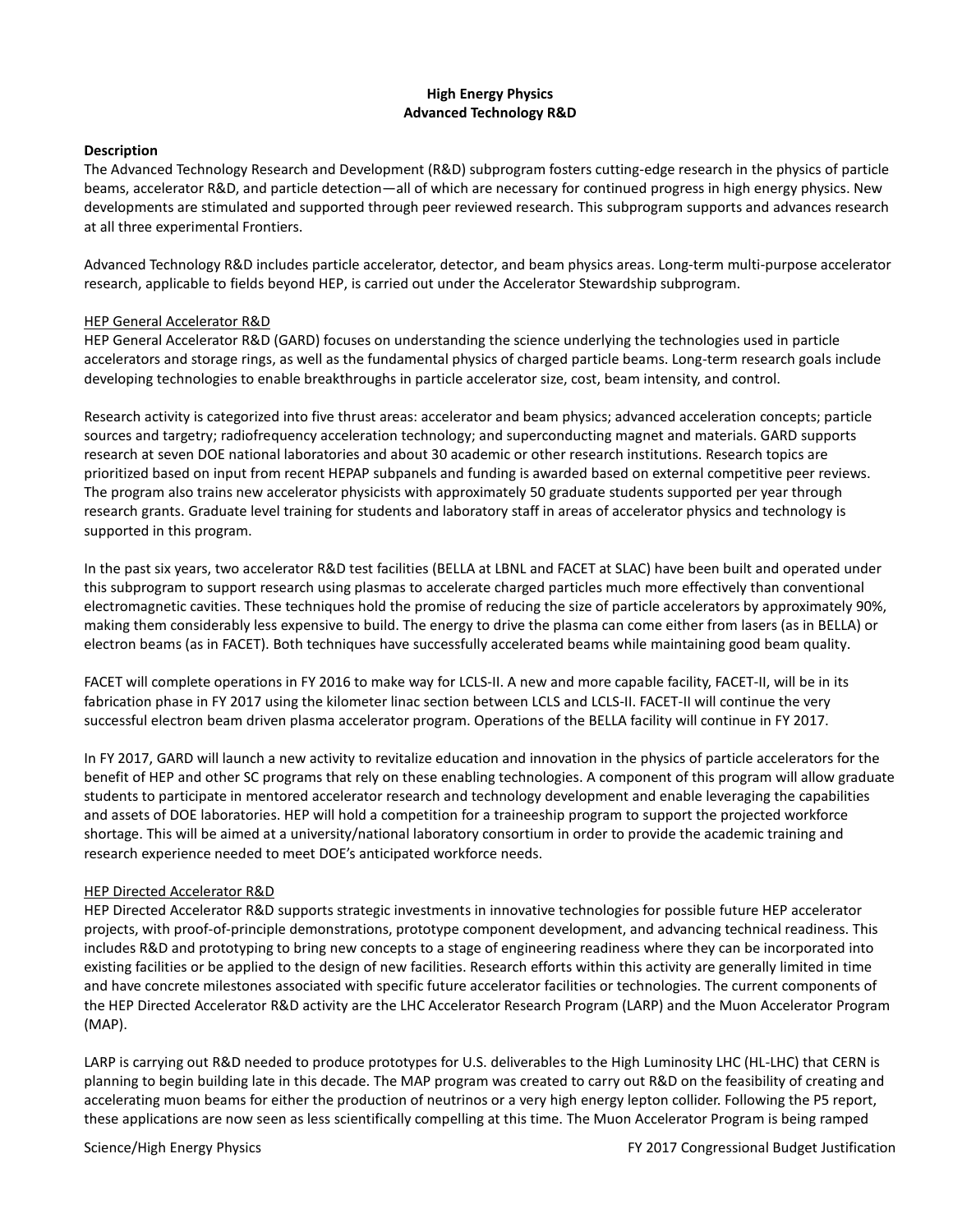**High Energy Physics**
**Advanced Technology R&D**

**Description**

The Advanced Technology Research and Development (R&D) subprogram fosters cutting-edge research in the physics of particle beams, accelerator R&D, and particle detection—all of which are necessary for continued progress in high energy physics. New developments are stimulated and supported through peer reviewed research. This subprogram supports and advances research at all three experimental Frontiers.

Advanced Technology R&D includes particle accelerator, detector, and beam physics areas. Long-term multi-purpose accelerator research, applicable to fields beyond HEP, is carried out under the Accelerator Stewardship subprogram.

<u>HEP General Accelerator R&D</u>

HEP General Accelerator R&D (GARD) focuses on understanding the science underlying the technologies used in particle accelerators and storage rings, as well as the fundamental physics of charged particle beams. Long-term research goals include developing technologies to enable breakthroughs in particle accelerator size, cost, beam intensity, and control.

Research activity is categorized into five thrust areas: accelerator and beam physics; advanced acceleration concepts; particle sources and targetry; radiofrequency acceleration technology; and superconducting magnet and materials. GARD supports research at seven DOE national laboratories and about 30 academic or other research institutions. Research topics are prioritized based on input from recent HEPAP subpanels and funding is awarded based on external competitive peer reviews. The program also trains new accelerator physicists with approximately 50 graduate students supported per year through research grants. Graduate level training for students and laboratory staff in areas of accelerator physics and technology is supported in this program.

In the past six years, two accelerator R&D test facilities (BELLA at LBNL and FACET at SLAC) have been built and operated under this subprogram to support research using plasmas to accelerate charged particles much more effectively than conventional electromagnetic cavities. These techniques hold the promise of reducing the size of particle accelerators by approximately 90%, making them considerably less expensive to build. The energy to drive the plasma can come either from lasers (as in BELLA) or electron beams (as in FACET). Both techniques have successfully accelerated beams while maintaining good beam quality.

FACET will complete operations in FY 2016 to make way for LCLS-II. A new and more capable facility, FACET-II, will be in its fabrication phase in FY 2017 using the kilometer linac section between LCLS and LCLS-II. FACET-II will continue the very successful electron beam driven plasma accelerator program. Operations of the BELLA facility will continue in FY 2017.

In FY 2017, GARD will launch a new activity to revitalize education and innovation in the physics of particle accelerators for the benefit of HEP and other SC programs that rely on these enabling technologies. A component of this program will allow graduate students to participate in mentored accelerator research and technology development and enable leveraging the capabilities and assets of DOE laboratories. HEP will hold a competition for a traineeship program to support the projected workforce shortage. This will be aimed at a university/national laboratory consortium in order to provide the academic training and research experience needed to meet DOE's anticipated workforce needs.

<u>HEP Directed Accelerator R&D</u>

HEP Directed Accelerator R&D supports strategic investments in innovative technologies for possible future HEP accelerator projects, with proof-of-principle demonstrations, prototype component development, and advancing technical readiness. This includes R&D and prototyping to bring new concepts to a stage of engineering readiness where they can be incorporated into existing facilities or be applied to the design of new facilities. Research efforts within this activity are generally limited in time and have concrete milestones associated with specific future accelerator facilities or technologies. The current components of the HEP Directed Accelerator R&D activity are the LHC Accelerator Research Program (LARP) and the Muon Accelerator Program (MAP).

LARP is carrying out R&D needed to produce prototypes for U.S. deliverables to the High Luminosity LHC (HL-LHC) that CERN is planning to begin building late in this decade. The MAP program was created to carry out R&D on the feasibility of creating and accelerating muon beams for either the production of neutrinos or a very high energy lepton collider. Following the P5 report, these applications are now seen as less scientifically compelling at this time. The Muon Accelerator Program is being ramped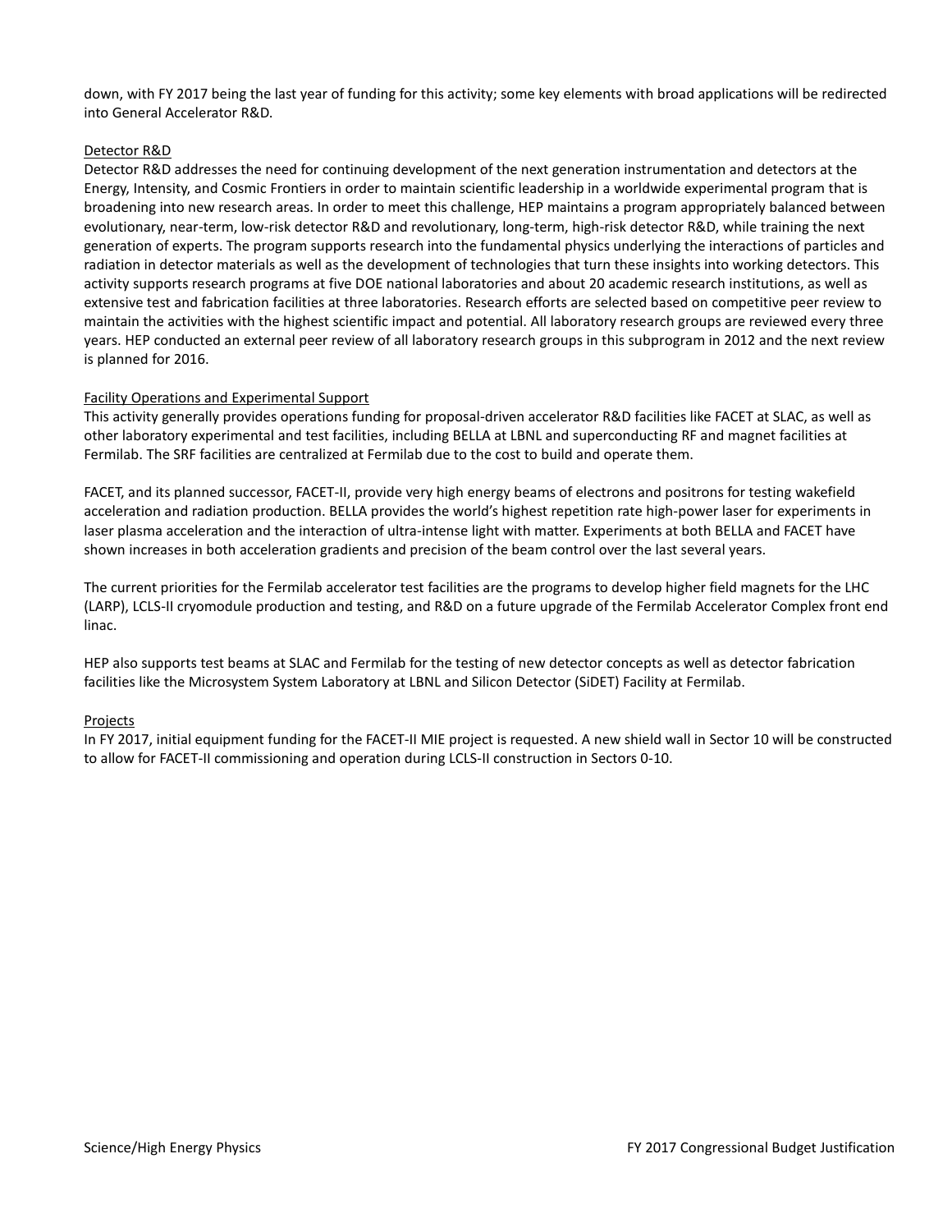down, with FY 2017 being the last year of funding for this activity; some key elements with broad applications will be redirected into General Accelerator R&D.

### Detector R&D

Detector R&D addresses the need for continuing development of the next generation instrumentation and detectors at the Energy, Intensity, and Cosmic Frontiers in order to maintain scientific leadership in a worldwide experimental program that is broadening into new research areas. In order to meet this challenge, HEP maintains a program appropriately balanced between evolutionary, near-term, low-risk detector R&D and revolutionary, long-term, high-risk detector R&D, while training the next generation of experts. The program supports research into the fundamental physics underlying the interactions of particles and radiation in detector materials as well as the development of technologies that turn these insights into working detectors. This activity supports research programs at five DOE national laboratories and about 20 academic research institutions, as well as extensive test and fabrication facilities at three laboratories. Research efforts are selected based on competitive peer review to maintain the activities with the highest scientific impact and potential. All laboratory research groups are reviewed every three years. HEP conducted an external peer review of all laboratory research groups in this subprogram in 2012 and the next review is planned for 2016.

### Facility Operations and Experimental Support

This activity generally provides operations funding for proposal-driven accelerator R&D facilities like FACET at SLAC, as well as other laboratory experimental and test facilities, including BELLA at LBNL and superconducting RF and magnet facilities at Fermilab. The SRF facilities are centralized at Fermilab due to the cost to build and operate them.

FACET, and its planned successor, FACET-II, provide very high energy beams of electrons and positrons for testing wakefield acceleration and radiation production. BELLA provides the world's highest repetition rate high-power laser for experiments in laser plasma acceleration and the interaction of ultra-intense light with matter. Experiments at both BELLA and FACET have shown increases in both acceleration gradients and precision of the beam control over the last several years.

The current priorities for the Fermilab accelerator test facilities are the programs to develop higher field magnets for the LHC (LARP), LCLS-II cryomodule production and testing, and R&D on a future upgrade of the Fermilab Accelerator Complex front end linac.

HEP also supports test beams at SLAC and Fermilab for the testing of new detector concepts as well as detector fabrication facilities like the Microsystem System Laboratory at LBNL and Silicon Detector (SiDET) Facility at Fermilab.

### Projects

In FY 2017, initial equipment funding for the FACET-II MIE project is requested. A new shield wall in Sector 10 will be constructed to allow for FACET-II commissioning and operation during LCLS-II construction in Sectors 0-10.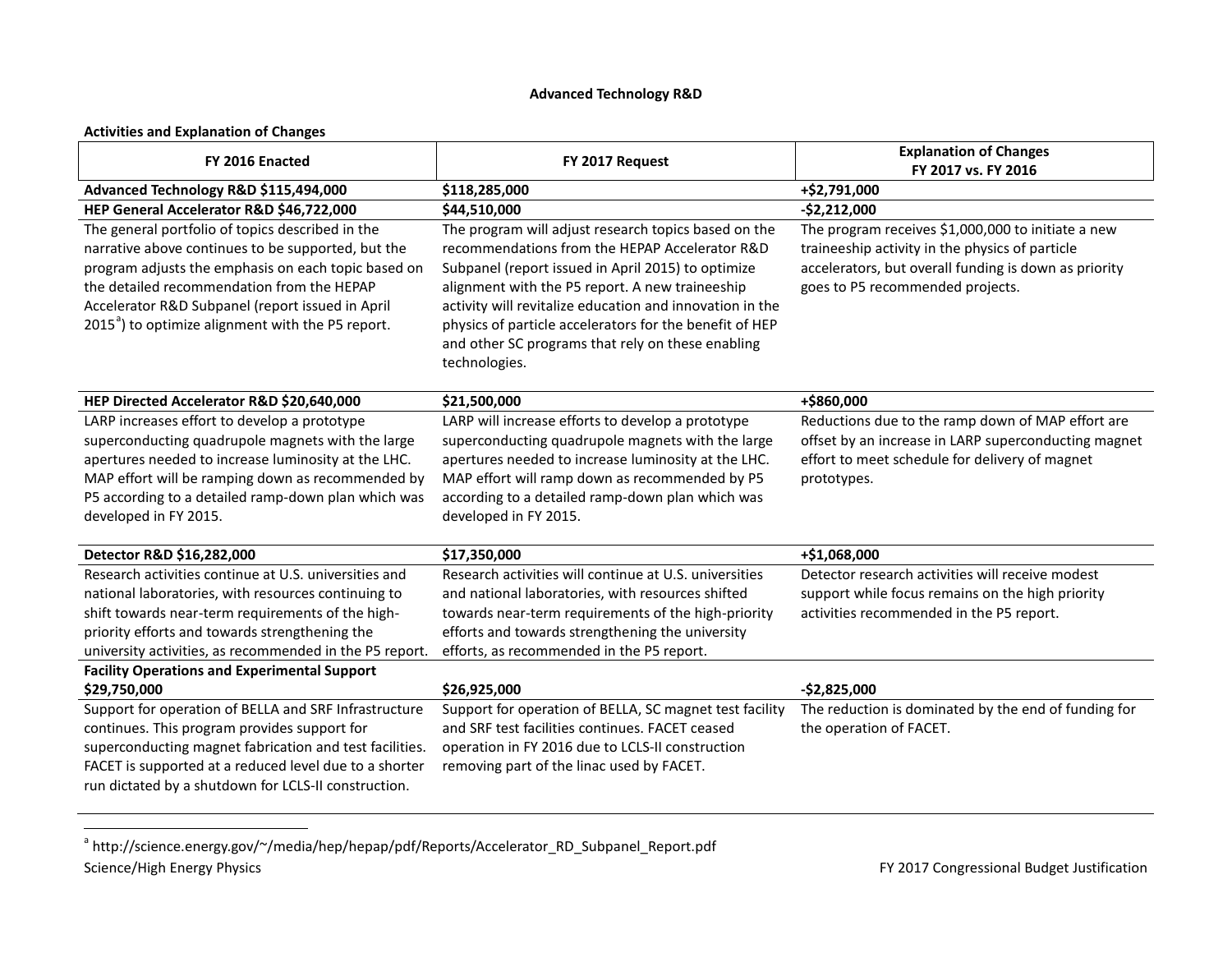**Advanced Technology R&D**

**Activities and Explanation of Changes**

| FY 2016 Enacted | FY 2017 Request | Explanation of Changes FY 2017 vs. FY 2016 |
|---|---|---|
| **Advanced Technology R&D $115,494,000** | **$118,285,000** | **+$2,791,000** |
| **HEP General Accelerator R&D $46,722,000** | **$44,510,000** | **-$2,212,000** |
| The general portfolio of topics described in the narrative above continues to be supported, but the program adjusts the emphasis on each topic based on the detailed recommendation from the HEPAP Accelerator R&D Subpanel (report issued in April 2015[a]) to optimize alignment with the P5 report. | The program will adjust research topics based on the recommendations from the HEPAP Accelerator R&D Subpanel (report issued in April 2015) to optimize alignment with the P5 report. A new traineeship activity will revitalize education and innovation in the physics of particle accelerators for the benefit of HEP and other SC programs that rely on these enabling technologies. | The program receives $1,000,000 to initiate a new traineeship activity in the physics of particle accelerators, but overall funding is down as priority goes to P5 recommended projects. |
| **HEP Directed Accelerator R&D $20,640,000** | **$21,500,000** | **+$860,000** |
| LARP increases effort to develop a prototype superconducting quadrupole magnets with the large apertures needed to increase luminosity at the LHC. MAP effort will be ramping down as recommended by P5 according to a detailed ramp-down plan which was developed in FY 2015. | LARP will increase efforts to develop a prototype superconducting quadrupole magnets with the large apertures needed to increase luminosity at the LHC. MAP effort will ramp down as recommended by P5 according to a detailed ramp-down plan which was developed in FY 2015. | Reductions due to the ramp down of MAP effort are offset by an increase in LARP superconducting magnet effort to meet schedule for delivery of magnet prototypes. |
| **Detector R&D $16,282,000** | **$17,350,000** | **+$1,068,000** |
| Research activities continue at U.S. universities and national laboratories, with resources continuing to shift towards near-term requirements of the high-priority efforts and towards strengthening the university activities, as recommended in the P5 report. | Research activities will continue at U.S. universities and national laboratories, with resources shifted towards near-term requirements of the high-priority efforts and towards strengthening the university efforts, as recommended in the P5 report. | Detector research activities will receive modest support while focus remains on the high priority activities recommended in the P5 report. |
| **Facility Operations and Experimental Support $29,750,000** | **$26,925,000** | **-$2,825,000** |
| Support for operation of BELLA and SRF Infrastructure continues. This program provides support for superconducting magnet fabrication and test facilities. FACET is supported at a reduced level due to a shorter run dictated by a shutdown for LCLS-II construction. | Support for operation of BELLA, SC magnet test facility and SRF test facilities continues. FACET ceased operation in FY 2016 due to LCLS-II construction removing part of the linac used by FACET. | The reduction is dominated by the end of funding for the operation of FACET. |

[a] http://science.energy.gov/~/media/hep/hepap/pdf/Reports/Accelerator_RD_Subpanel_Report.pdf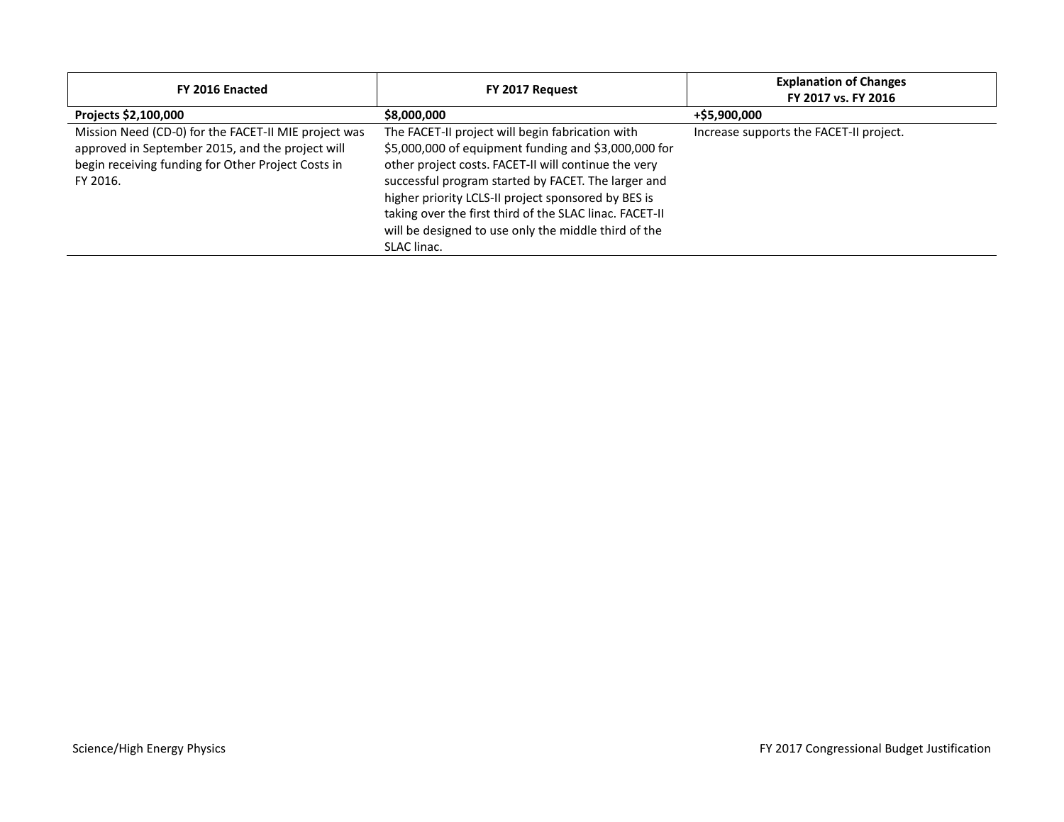| FY 2016 Enacted | FY 2017 Request | Explanation of Changes FY 2017 vs. FY 2016 |
|---|---|---|
| **Projects $2,100,000** | **$8,000,000** | **+$5,900,000** |
| Mission Need (CD-0) for the FACET-II MIE project was approved in September 2015, and the project will begin receiving funding for Other Project Costs in FY 2016. | The FACET-II project will begin fabrication with $5,000,000 of equipment funding and $3,000,000 for other project costs. FACET-II will continue the very successful program started by FACET. The larger and higher priority LCLS-II project sponsored by BES is taking over the first third of the SLAC linac. FACET-II will be designed to use only the middle third of the SLAC linac. | Increase supports the FACET-II project. |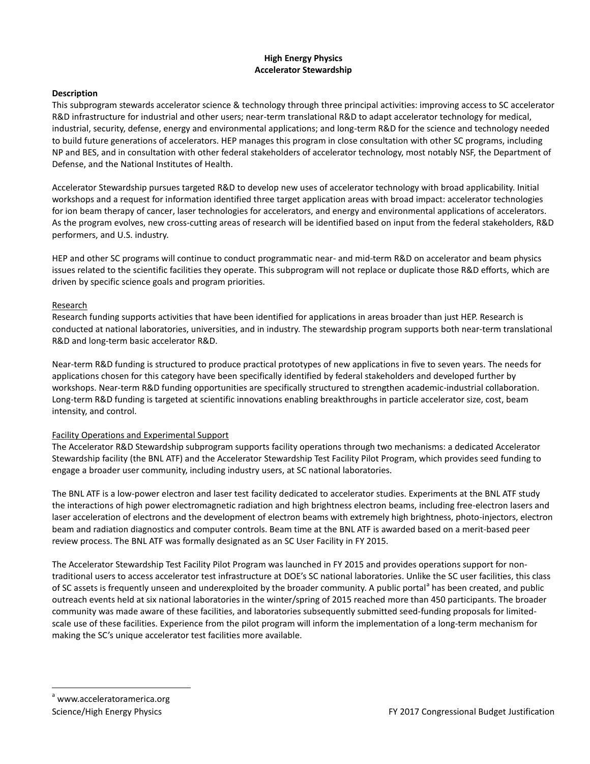# High Energy Physics
## Accelerator Stewardship

### Description

This subprogram stewards accelerator science & technology through three principal activities: improving access to SC accelerator R&D infrastructure for industrial and other users; near-term translational R&D to adapt accelerator technology for medical, industrial, security, defense, energy and environmental applications; and long-term R&D for the science and technology needed to build future generations of accelerators. HEP manages this program in close consultation with other SC programs, including NP and BES, and in consultation with other federal stakeholders of accelerator technology, most notably NSF, the Department of Defense, and the National Institutes of Health.

Accelerator Stewardship pursues targeted R&D to develop new uses of accelerator technology with broad applicability. Initial workshops and a request for information identified three target application areas with broad impact: accelerator technologies for ion beam therapy of cancer, laser technologies for accelerators, and energy and environmental applications of accelerators. As the program evolves, new cross-cutting areas of research will be identified based on input from the federal stakeholders, R&D performers, and U.S. industry.

HEP and other SC programs will continue to conduct programmatic near- and mid-term R&D on accelerator and beam physics issues related to the scientific facilities they operate. This subprogram will not replace or duplicate those R&D efforts, which are driven by specific science goals and program priorities.

#### Research

Research funding supports activities that have been identified for applications in areas broader than just HEP. Research is conducted at national laboratories, universities, and in industry. The stewardship program supports both near-term translational R&D and long-term basic accelerator R&D.

Near-term R&D funding is structured to produce practical prototypes of new applications in five to seven years. The needs for applications chosen for this category have been specifically identified by federal stakeholders and developed further by workshops. Near-term R&D funding opportunities are specifically structured to strengthen academic-industrial collaboration. Long-term R&D funding is targeted at scientific innovations enabling breakthroughs in particle accelerator size, cost, beam intensity, and control.

#### Facility Operations and Experimental Support

The Accelerator R&D Stewardship subprogram supports facility operations through two mechanisms: a dedicated Accelerator Stewardship facility (the BNL ATF) and the Accelerator Stewardship Test Facility Pilot Program, which provides seed funding to engage a broader user community, including industry users, at SC national laboratories.

The BNL ATF is a low-power electron and laser test facility dedicated to accelerator studies. Experiments at the BNL ATF study the interactions of high power electromagnetic radiation and high brightness electron beams, including free-electron lasers and laser acceleration of electrons and the development of electron beams with extremely high brightness, photo-injectors, electron beam and radiation diagnostics and computer controls. Beam time at the BNL ATF is awarded based on a merit-based peer review process. The BNL ATF was formally designated as an SC User Facility in FY 2015.

The Accelerator Stewardship Test Facility Pilot Program was launched in FY 2015 and provides operations support for non-traditional users to access accelerator test infrastructure at DOE's SC national laboratories. Unlike the SC user facilities, this class of SC assets is frequently unseen and underexploited by the broader community. A public portal[a] has been created, and public outreach events held at six national laboratories in the winter/spring of 2015 reached more than 450 participants. The broader community was made aware of these facilities, and laboratories subsequently submitted seed-funding proposals for limited-scale use of these facilities. Experience from the pilot program will inform the implementation of a long-term mechanism for making the SC's unique accelerator test facilities more available.

---

[a] www.acceleratoramerica.org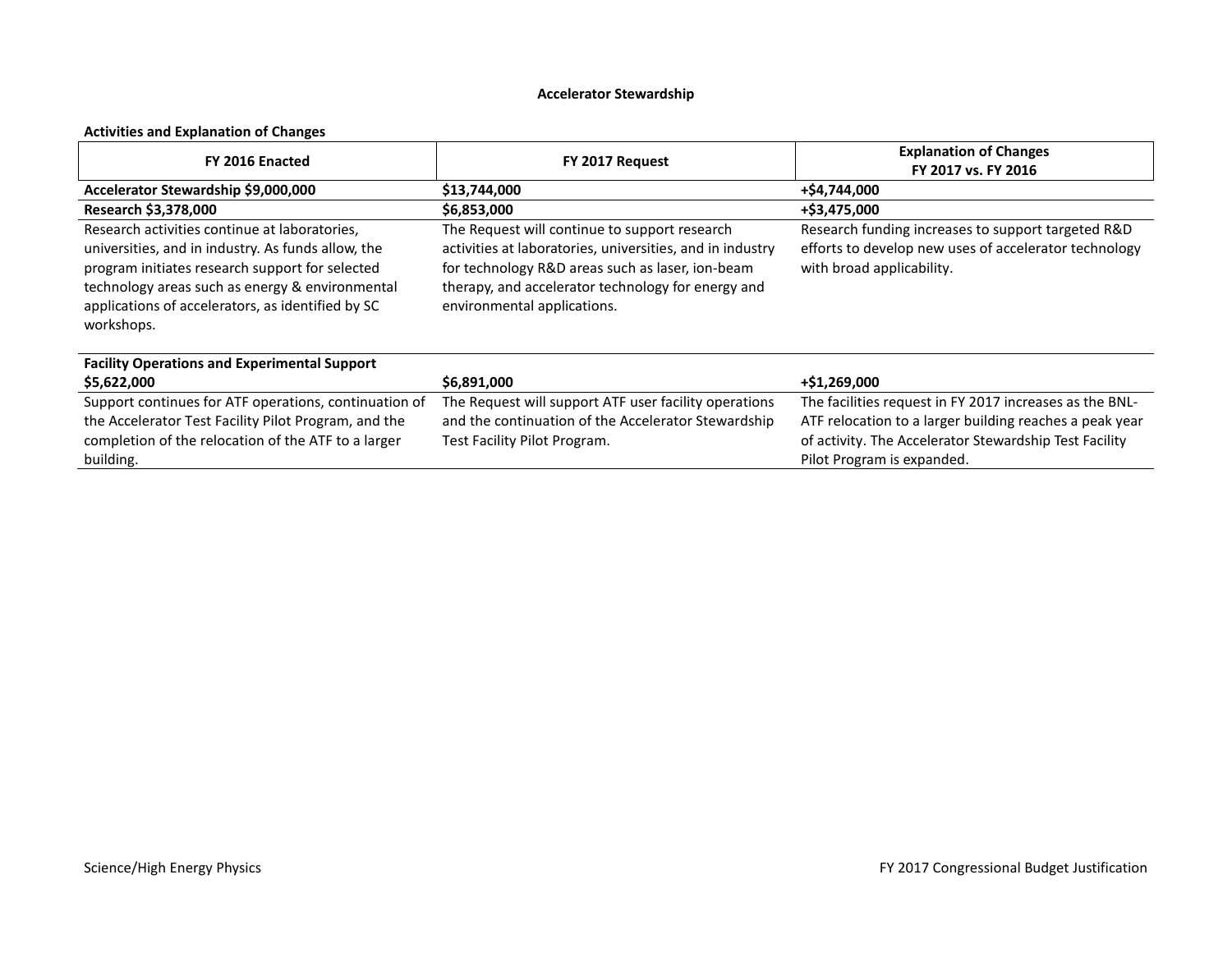## Accelerator Stewardship

### Activities and Explanation of Changes

| FY 2016 Enacted | FY 2017 Request | Explanation of Changes FY 2017 vs. FY 2016 |
|---|---|---|
| **Accelerator Stewardship $9,000,000** | **$13,744,000** | **+$4,744,000** |
| **Research $3,378,000** | **$6,853,000** | **+$3,475,000** |
| Research activities continue at laboratories, universities, and in industry. As funds allow, the program initiates research support for selected technology areas such as energy & environmental applications of accelerators, as identified by SC workshops. | The Request will continue to support research activities at laboratories, universities, and in industry for technology R&D areas such as laser, ion-beam therapy, and accelerator technology for energy and environmental applications. | Research funding increases to support targeted R&D efforts to develop new uses of accelerator technology with broad applicability. |
| **Facility Operations and Experimental Support $5,622,000** | **$6,891,000** | **+$1,269,000** |
| Support continues for ATF operations, continuation of the Accelerator Test Facility Pilot Program, and the completion of the relocation of the ATF to a larger building. | The Request will support ATF user facility operations and the continuation of the Accelerator Stewardship Test Facility Pilot Program. | The facilities request in FY 2017 increases as the BNL-ATF relocation to a larger building reaches a peak year of activity. The Accelerator Stewardship Test Facility Pilot Program is expanded. |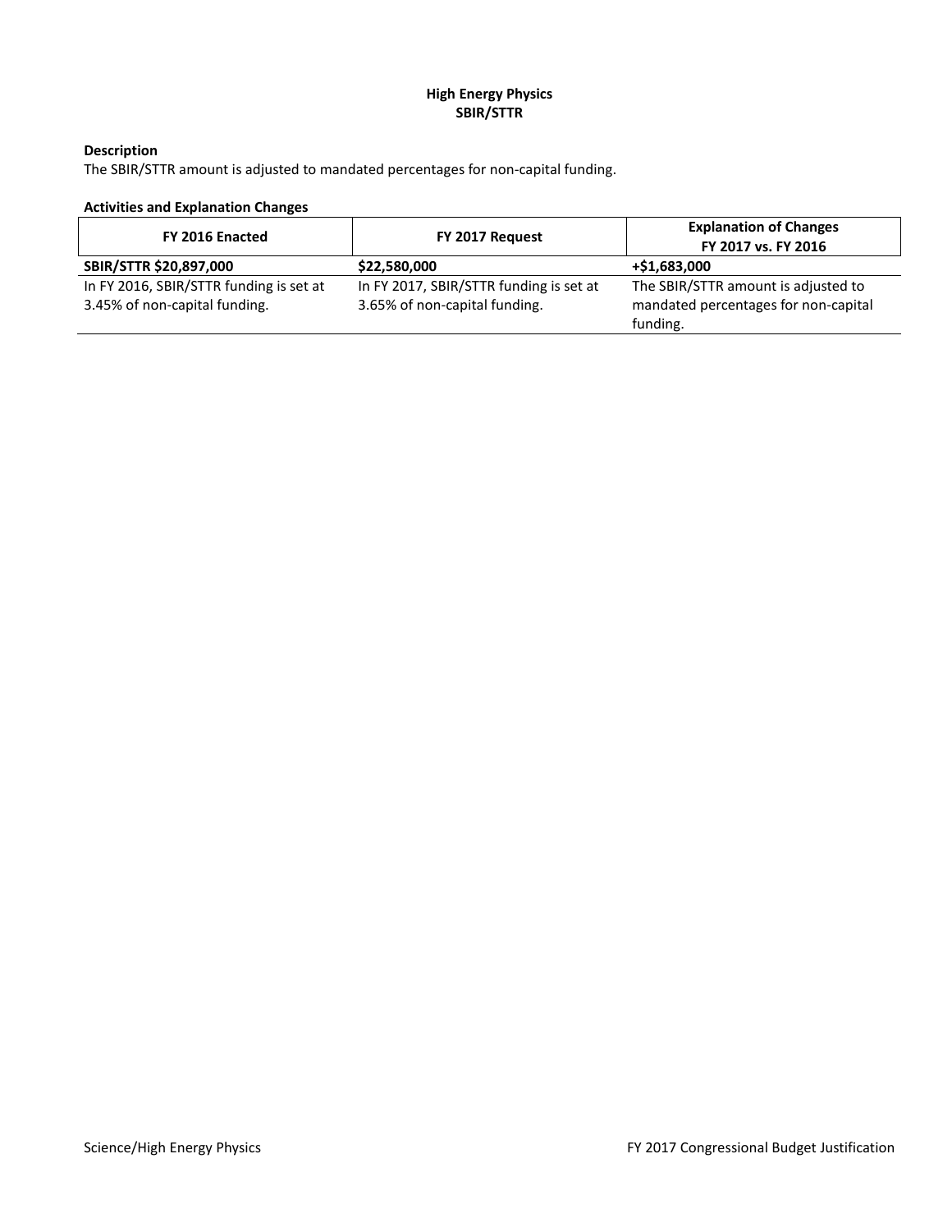# High Energy Physics
## SBIR/STTR

**Description**

The SBIR/STTR amount is adjusted to mandated percentages for non-capital funding.

**Activities and Explanation Changes**

| FY 2016 Enacted | FY 2017 Request | Explanation of Changes<br>FY 2017 vs. FY 2016 |
|---|---|---|
| **SBIR/STTR $20,897,000** | **$22,580,000** | **+$1,683,000** |
| In FY 2016, SBIR/STTR funding is set at 3.45% of non-capital funding. | In FY 2017, SBIR/STTR funding is set at 3.65% of non-capital funding. | The SBIR/STTR amount is adjusted to mandated percentages for non-capital funding. |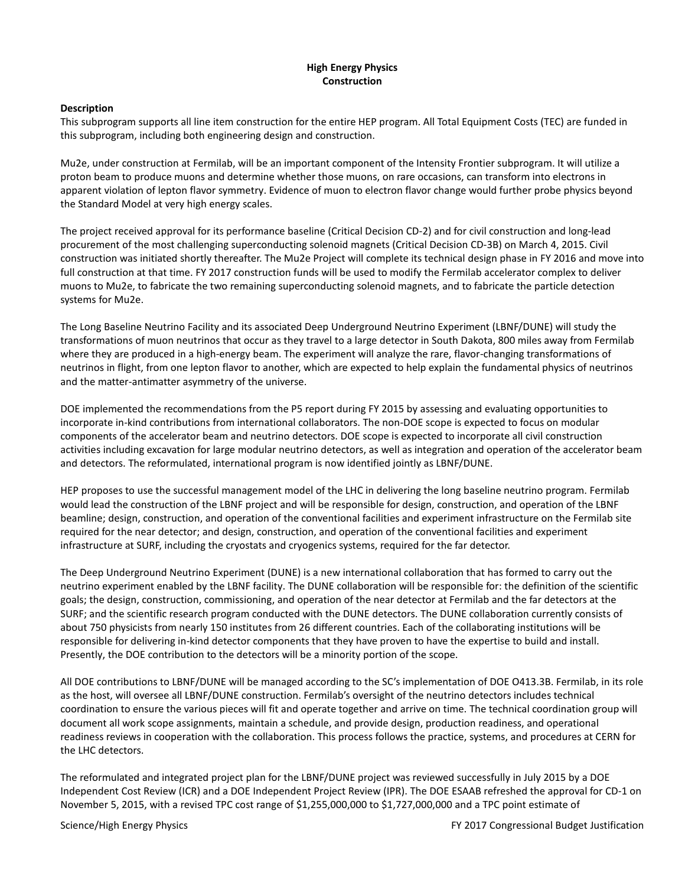# High Energy Physics
## Construction

### Description

This subprogram supports all line item construction for the entire HEP program. All Total Equipment Costs (TEC) are funded in this subprogram, including both engineering design and construction.

Mu2e, under construction at Fermilab, will be an important component of the Intensity Frontier subprogram. It will utilize a proton beam to produce muons and determine whether those muons, on rare occasions, can transform into electrons in apparent violation of lepton flavor symmetry. Evidence of muon to electron flavor change would further probe physics beyond the Standard Model at very high energy scales.

The project received approval for its performance baseline (Critical Decision CD-2) and for civil construction and long-lead procurement of the most challenging superconducting solenoid magnets (Critical Decision CD-3B) on March 4, 2015. Civil construction was initiated shortly thereafter. The Mu2e Project will complete its technical design phase in FY 2016 and move into full construction at that time. FY 2017 construction funds will be used to modify the Fermilab accelerator complex to deliver muons to Mu2e, to fabricate the two remaining superconducting solenoid magnets, and to fabricate the particle detection systems for Mu2e.

The Long Baseline Neutrino Facility and its associated Deep Underground Neutrino Experiment (LBNF/DUNE) will study the transformations of muon neutrinos that occur as they travel to a large detector in South Dakota, 800 miles away from Fermilab where they are produced in a high-energy beam. The experiment will analyze the rare, flavor-changing transformations of neutrinos in flight, from one lepton flavor to another, which are expected to help explain the fundamental physics of neutrinos and the matter-antimatter asymmetry of the universe.

DOE implemented the recommendations from the P5 report during FY 2015 by assessing and evaluating opportunities to incorporate in-kind contributions from international collaborators. The non-DOE scope is expected to focus on modular components of the accelerator beam and neutrino detectors. DOE scope is expected to incorporate all civil construction activities including excavation for large modular neutrino detectors, as well as integration and operation of the accelerator beam and detectors. The reformulated, international program is now identified jointly as LBNF/DUNE.

HEP proposes to use the successful management model of the LHC in delivering the long baseline neutrino program. Fermilab would lead the construction of the LBNF project and will be responsible for design, construction, and operation of the LBNF beamline; design, construction, and operation of the conventional facilities and experiment infrastructure on the Fermilab site required for the near detector; and design, construction, and operation of the conventional facilities and experiment infrastructure at SURF, including the cryostats and cryogenics systems, required for the far detector.

The Deep Underground Neutrino Experiment (DUNE) is a new international collaboration that has formed to carry out the neutrino experiment enabled by the LBNF facility. The DUNE collaboration will be responsible for: the definition of the scientific goals; the design, construction, commissioning, and operation of the near detector at Fermilab and the far detectors at the SURF; and the scientific research program conducted with the DUNE detectors. The DUNE collaboration currently consists of about 750 physicists from nearly 150 institutes from 26 different countries. Each of the collaborating institutions will be responsible for delivering in-kind detector components that they have proven to have the expertise to build and install. Presently, the DOE contribution to the detectors will be a minority portion of the scope.

All DOE contributions to LBNF/DUNE will be managed according to the SC's implementation of DOE O413.3B. Fermilab, in its role as the host, will oversee all LBNF/DUNE construction. Fermilab's oversight of the neutrino detectors includes technical coordination to ensure the various pieces will fit and operate together and arrive on time. The technical coordination group will document all work scope assignments, maintain a schedule, and provide design, production readiness, and operational readiness reviews in cooperation with the collaboration. This process follows the practice, systems, and procedures at CERN for the LHC detectors.

The reformulated and integrated project plan for the LBNF/DUNE project was reviewed successfully in July 2015 by a DOE Independent Cost Review (ICR) and a DOE Independent Project Review (IPR). The DOE ESAAB refreshed the approval for CD-1 on November 5, 2015, with a revised TPC cost range of $1,255,000,000 to $1,727,000,000 and a TPC point estimate of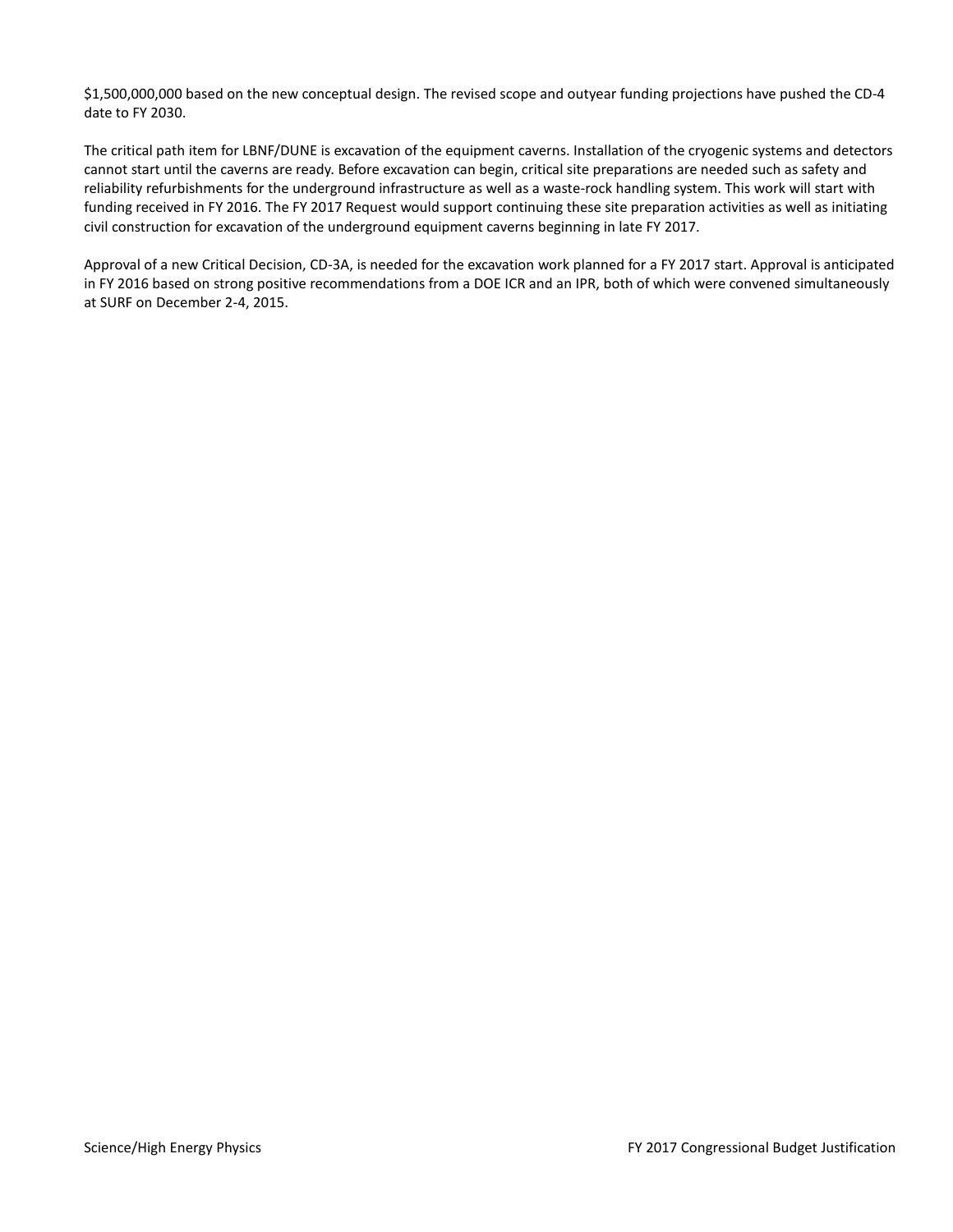$1,500,000,000 based on the new conceptual design. The revised scope and outyear funding projections have pushed the CD-4 date to FY 2030.

The critical path item for LBNF/DUNE is excavation of the equipment caverns. Installation of the cryogenic systems and detectors cannot start until the caverns are ready. Before excavation can begin, critical site preparations are needed such as safety and reliability refurbishments for the underground infrastructure as well as a waste-rock handling system. This work will start with funding received in FY 2016. The FY 2017 Request would support continuing these site preparation activities as well as initiating civil construction for excavation of the underground equipment caverns beginning in late FY 2017.

Approval of a new Critical Decision, CD-3A, is needed for the excavation work planned for a FY 2017 start. Approval is anticipated in FY 2016 based on strong positive recommendations from a DOE ICR and an IPR, both of which were convened simultaneously at SURF on December 2-4, 2015.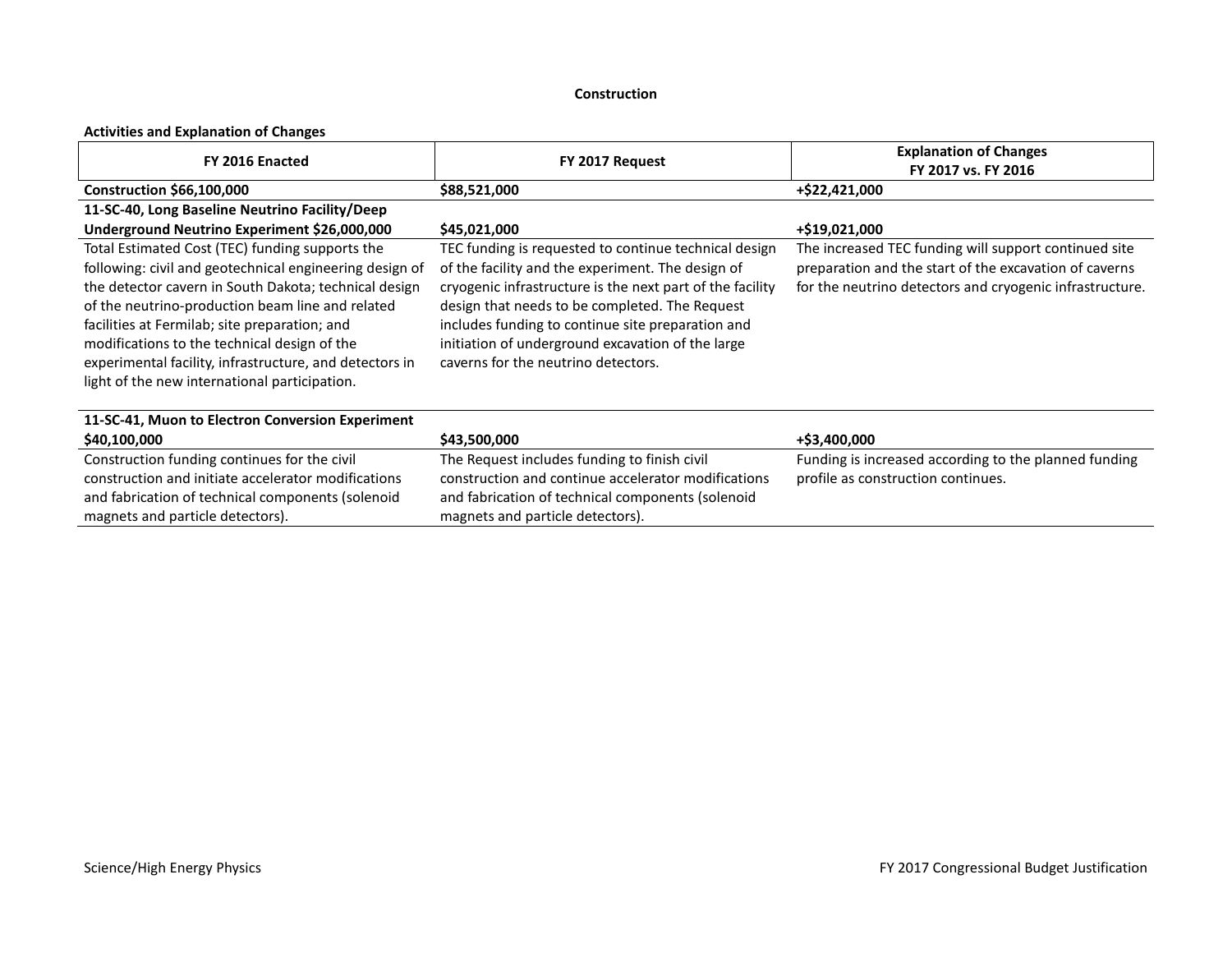**Construction**

**Activities and Explanation of Changes**

| FY 2016 Enacted | FY 2017 Request | Explanation of Changes FY 2017 vs. FY 2016 |
|---|---|---|
| **Construction $66,100,000** | **$88,521,000** | **+$22,421,000** |
| **11-SC-40, Long Baseline Neutrino Facility/Deep Underground Neutrino Experiment $26,000,000** | **$45,021,000** | **+$19,021,000** |
| Total Estimated Cost (TEC) funding supports the following: civil and geotechnical engineering design of the detector cavern in South Dakota; technical design of the neutrino-production beam line and related facilities at Fermilab; site preparation; and modifications to the technical design of the experimental facility, infrastructure, and detectors in light of the new international participation. | TEC funding is requested to continue technical design of the facility and the experiment. The design of cryogenic infrastructure is the next part of the facility design that needs to be completed. The Request includes funding to continue site preparation and initiation of underground excavation of the large caverns for the neutrino detectors. | The increased TEC funding will support continued site preparation and the start of the excavation of caverns for the neutrino detectors and cryogenic infrastructure. |
| **11-SC-41, Muon to Electron Conversion Experiment $40,100,000** | **$43,500,000** | **+$3,400,000** |
| Construction funding continues for the civil construction and initiate accelerator modifications and fabrication of technical components (solenoid magnets and particle detectors). | The Request includes funding to finish civil construction and continue accelerator modifications and fabrication of technical components (solenoid magnets and particle detectors). | Funding is increased according to the planned funding profile as construction continues. |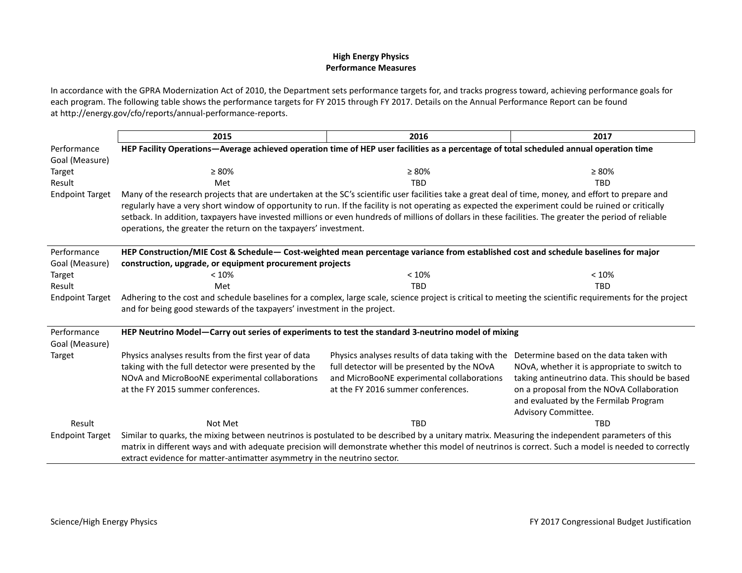# High Energy Physics
## Performance Measures

In accordance with the GPRA Modernization Act of 2010, the Department sets performance targets for, and tracks progress toward, achieving performance goals for each program. The following table shows the performance targets for FY 2015 through FY 2017. Details on the Annual Performance Report can be found at http://energy.gov/cfo/reports/annual-performance-reports.

| | 2015 | 2016 | 2017 |
|---|---|---|---|
| Performance Goal (Measure) | **HEP Facility Operations—Average achieved operation time of HEP user facilities as a percentage of total scheduled annual operation time** | | |
| Target | ≥ 80% | ≥ 80% | ≥ 80% |
| Result | Met | TBD | TBD |
| Endpoint Target | Many of the research projects that are undertaken at the SC's scientific user facilities take a great deal of time, money, and effort to prepare and regularly have a very short window of opportunity to run. If the facility is not operating as expected the experiment could be ruined or critically setback. In addition, taxpayers have invested millions or even hundreds of millions of dollars in these facilities. The greater the period of reliable operations, the greater the return on the taxpayers' investment. | | |
| Performance Goal (Measure) | **HEP Construction/MIE Cost & Schedule— Cost-weighted mean percentage variance from established cost and schedule baselines for major construction, upgrade, or equipment procurement projects** | | |
| Target | < 10% | < 10% | < 10% |
| Result | Met | TBD | TBD |
| Endpoint Target | Adhering to the cost and schedule baselines for a complex, large scale, science project is critical to meeting the scientific requirements for the project and for being good stewards of the taxpayers' investment in the project. | | |
| Performance Goal (Measure) | **HEP Neutrino Model—Carry out series of experiments to test the standard 3-neutrino model of mixing** | | |
| Target | Physics analyses results from the first year of data taking with the full detector were presented by the NOvA and MicroBooNE experimental collaborations at the FY 2015 summer conferences. | Physics analyses results of data taking with the full detector will be presented by the NOvA and MicroBooNE experimental collaborations at the FY 2016 summer conferences. | Determine based on the data taken with NOvA, whether it is appropriate to switch to taking antineutrino data. This should be based on a proposal from the NOvA Collaboration and evaluated by the Fermilab Program Advisory Committee. |
| Result | Not Met | TBD | TBD |
| Endpoint Target | Similar to quarks, the mixing between neutrinos is postulated to be described by a unitary matrix. Measuring the independent parameters of this matrix in different ways and with adequate precision will demonstrate whether this model of neutrinos is correct. Such a model is needed to correctly extract evidence for matter-antimatter asymmetry in the neutrino sector. | | |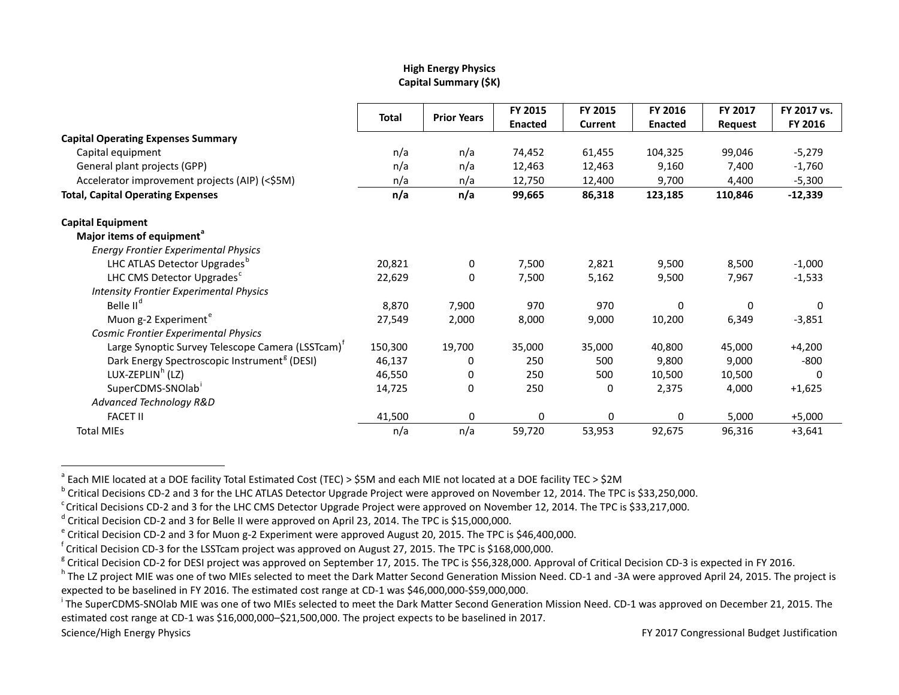**High Energy Physics**
**Capital Summary ($K)**

| | Total | Prior Years | FY 2015 Enacted | FY 2015 Current | FY 2016 Enacted | FY 2017 Request | FY 2017 vs. FY 2016 |
|---|---|---|---|---|---|---|---|
| **Capital Operating Expenses Summary** | | | | | | | |
| Capital equipment | n/a | n/a | 74,452 | 61,455 | 104,325 | 99,046 | -5,279 |
| General plant projects (GPP) | n/a | n/a | 12,463 | 12,463 | 9,160 | 7,400 | -1,760 |
| Accelerator improvement projects (AIP) (<$5M) | n/a | n/a | 12,750 | 12,400 | 9,700 | 4,400 | -5,300 |
| **Total, Capital Operating Expenses** | **n/a** | **n/a** | **99,665** | **86,318** | **123,185** | **110,846** | **-12,339** |
| | | | | | | | |
| **Capital Equipment** | | | | | | | |
| **Major items of equipment**[a] | | | | | | | |
| *Energy Frontier Experimental Physics* | | | | | | | |
| LHC ATLAS Detector Upgrades[b] | 20,821 | 0 | 7,500 | 2,821 | 9,500 | 8,500 | -1,000 |
| LHC CMS Detector Upgrades[c] | 22,629 | 0 | 7,500 | 5,162 | 9,500 | 7,967 | -1,533 |
| *Intensity Frontier Experimental Physics* | | | | | | | |
| Belle II[d] | 8,870 | 7,900 | 970 | 970 | 0 | 0 | 0 |
| Muon g-2 Experiment[e] | 27,549 | 2,000 | 8,000 | 9,000 | 10,200 | 6,349 | -3,851 |
| *Cosmic Frontier Experimental Physics* | | | | | | | |
| Large Synoptic Survey Telescope Camera (LSSTcam)[f] | 150,300 | 19,700 | 35,000 | 35,000 | 40,800 | 45,000 | +4,200 |
| Dark Energy Spectroscopic Instrument[g] (DESI) | 46,137 | 0 | 250 | 500 | 9,800 | 9,000 | -800 |
| LUX-ZEPLIN[h] (LZ) | 46,550 | 0 | 250 | 500 | 10,500 | 10,500 | 0 |
| SuperCDMS-SNOlab[i] | 14,725 | 0 | 250 | 0 | 2,375 | 4,000 | +1,625 |
| *Advanced Technology R&D* | | | | | | | |
| FACET II | 41,500 | 0 | 0 | 0 | 0 | 5,000 | +5,000 |
| Total MIEs | n/a | n/a | 59,720 | 53,953 | 92,675 | 96,316 | +3,641 |

[a] Each MIE located at a DOE facility Total Estimated Cost (TEC) > $5M and each MIE not located at a DOE facility TEC > $2M

[b] Critical Decisions CD-2 and 3 for the LHC ATLAS Detector Upgrade Project were approved on November 12, 2014. The TPC is $33,250,000.

[c] Critical Decisions CD-2 and 3 for the LHC CMS Detector Upgrade Project were approved on November 12, 2014. The TPC is $33,217,000.

[d] Critical Decision CD-2 and 3 for Belle II were approved on April 23, 2014. The TPC is $15,000,000.

[e] Critical Decision CD-2 and 3 for Muon g-2 Experiment were approved August 20, 2015. The TPC is $46,400,000.

[f] Critical Decision CD-3 for the LSSTcam project was approved on August 27, 2015. The TPC is $168,000,000.

[g] Critical Decision CD-2 for DESI project was approved on September 17, 2015. The TPC is $56,328,000. Approval of Critical Decision CD-3 is expected in FY 2016.

[h] The LZ project MIE was one of two MIEs selected to meet the Dark Matter Second Generation Mission Need. CD-1 and -3A were approved April 24, 2015. The project is expected to be baselined in FY 2016. The estimated cost range at CD-1 was $46,000,000-$59,000,000.

[i] The SuperCDMS-SNOlab MIE was one of two MIEs selected to meet the Dark Matter Second Generation Mission Need. CD-1 was approved on December 21, 2015. The estimated cost range at CD-1 was $16,000,000–$21,500,000. The project expects to be baselined in 2017.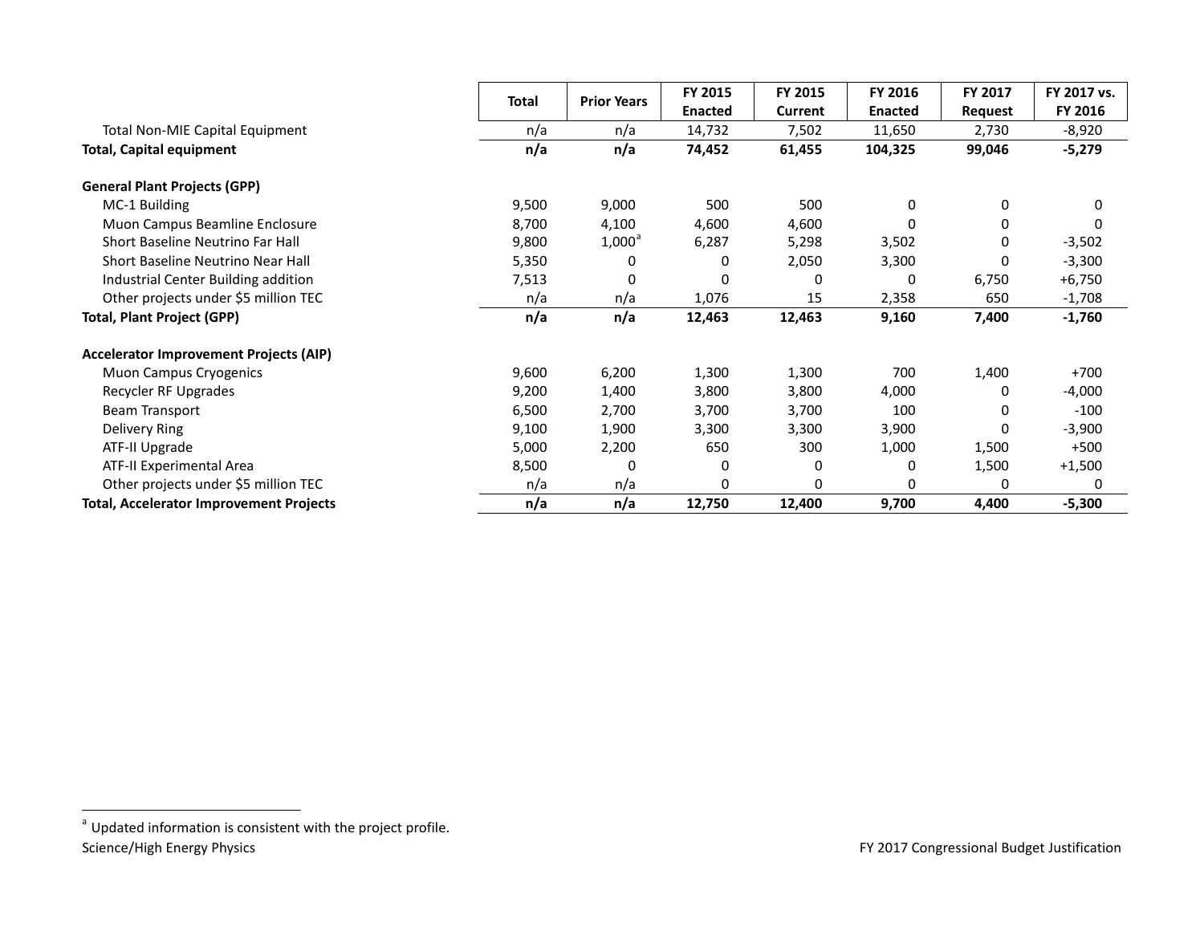| | Total | Prior Years | FY 2015 Enacted | FY 2015 Current | FY 2016 Enacted | FY 2017 Request | FY 2017 vs. FY 2016 |
|---|---|---|---|---|---|---|---|
| Total Non-MIE Capital Equipment | n/a | n/a | 14,732 | 7,502 | 11,650 | 2,730 | -8,920 |
| **Total, Capital equipment** | **n/a** | **n/a** | **74,452** | **61,455** | **104,325** | **99,046** | **-5,279** |
| **General Plant Projects (GPP)** | | | | | | | |
| MC-1 Building | 9,500 | 9,000 | 500 | 500 | 0 | 0 | 0 |
| Muon Campus Beamline Enclosure | 8,700 | 4,100 | 4,600 | 4,600 | 0 | 0 | 0 |
| Short Baseline Neutrino Far Hall | 9,800 | 1,000[a] | 6,287 | 5,298 | 3,502 | 0 | -3,502 |
| Short Baseline Neutrino Near Hall | 5,350 | 0 | 0 | 2,050 | 3,300 | 0 | -3,300 |
| Industrial Center Building addition | 7,513 | 0 | 0 | 0 | 0 | 6,750 | +6,750 |
| Other projects under $5 million TEC | n/a | n/a | 1,076 | 15 | 2,358 | 650 | -1,708 |
| **Total, Plant Project (GPP)** | **n/a** | **n/a** | **12,463** | **12,463** | **9,160** | **7,400** | **-1,760** |
| **Accelerator Improvement Projects (AIP)** | | | | | | | |
| Muon Campus Cryogenics | 9,600 | 6,200 | 1,300 | 1,300 | 700 | 1,400 | +700 |
| Recycler RF Upgrades | 9,200 | 1,400 | 3,800 | 3,800 | 4,000 | 0 | -4,000 |
| Beam Transport | 6,500 | 2,700 | 3,700 | 3,700 | 100 | 0 | -100 |
| Delivery Ring | 9,100 | 1,900 | 3,300 | 3,300 | 3,900 | 0 | -3,900 |
| ATF-II Upgrade | 5,000 | 2,200 | 650 | 300 | 1,000 | 1,500 | +500 |
| ATF-II Experimental Area | 8,500 | 0 | 0 | 0 | 0 | 1,500 | +1,500 |
| Other projects under $5 million TEC | n/a | n/a | 0 | 0 | 0 | 0 | 0 |
| **Total, Accelerator Improvement Projects** | **n/a** | **n/a** | **12,750** | **12,400** | **9,700** | **4,400** | **-5,300** |

[a] Updated information is consistent with the project profile.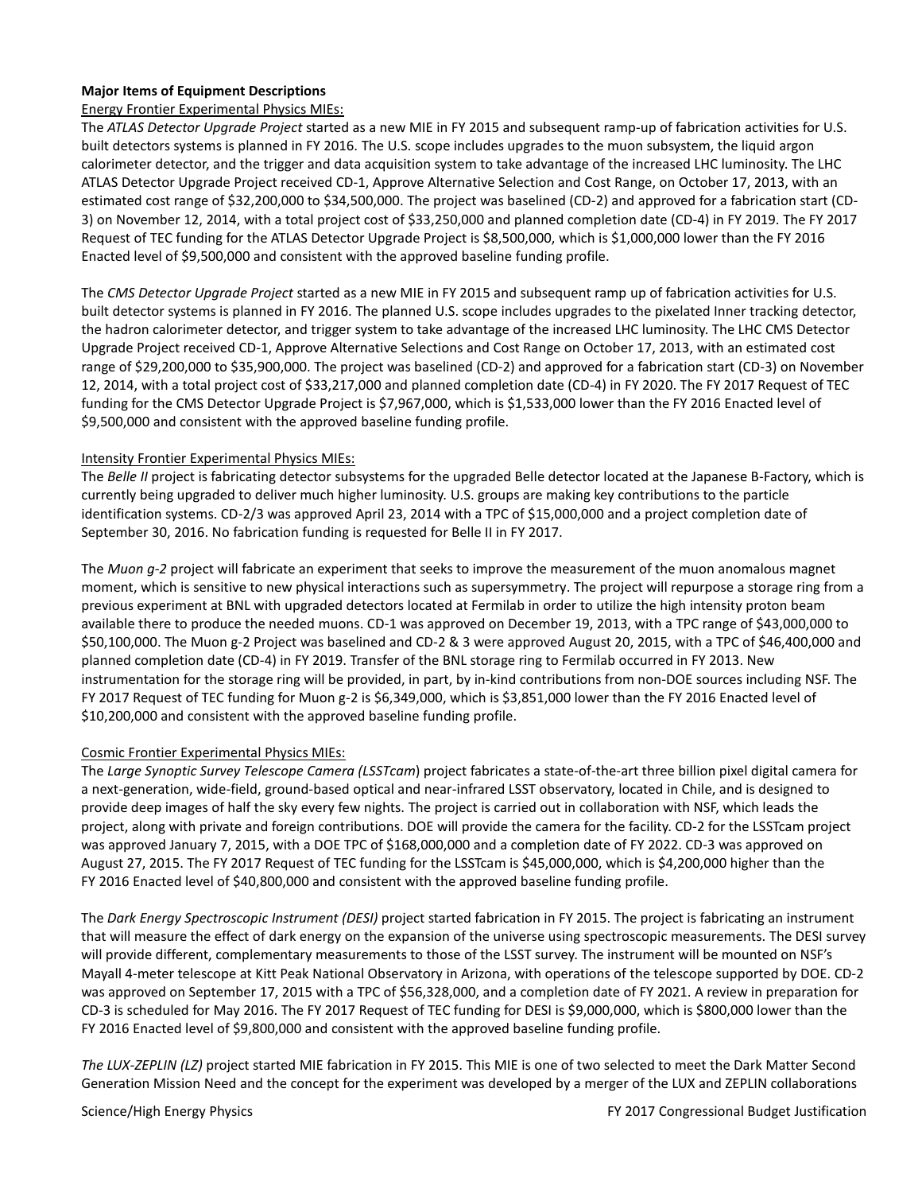**Major Items of Equipment Descriptions**

Energy Frontier Experimental Physics MIEs:

The *ATLAS Detector Upgrade Project* started as a new MIE in FY 2015 and subsequent ramp-up of fabrication activities for U.S. built detectors systems is planned in FY 2016. The U.S. scope includes upgrades to the muon subsystem, the liquid argon calorimeter detector, and the trigger and data acquisition system to take advantage of the increased LHC luminosity. The LHC ATLAS Detector Upgrade Project received CD-1, Approve Alternative Selection and Cost Range, on October 17, 2013, with an estimated cost range of $32,200,000 to $34,500,000. The project was baselined (CD-2) and approved for a fabrication start (CD-3) on November 12, 2014, with a total project cost of $33,250,000 and planned completion date (CD-4) in FY 2019. The FY 2017 Request of TEC funding for the ATLAS Detector Upgrade Project is $8,500,000, which is $1,000,000 lower than the FY 2016 Enacted level of $9,500,000 and consistent with the approved baseline funding profile.

The *CMS Detector Upgrade Project* started as a new MIE in FY 2015 and subsequent ramp up of fabrication activities for U.S. built detector systems is planned in FY 2016. The planned U.S. scope includes upgrades to the pixelated Inner tracking detector, the hadron calorimeter detector, and trigger system to take advantage of the increased LHC luminosity. The LHC CMS Detector Upgrade Project received CD-1, Approve Alternative Selections and Cost Range on October 17, 2013, with an estimated cost range of $29,200,000 to $35,900,000. The project was baselined (CD-2) and approved for a fabrication start (CD-3) on November 12, 2014, with a total project cost of $33,217,000 and planned completion date (CD-4) in FY 2020. The FY 2017 Request of TEC funding for the CMS Detector Upgrade Project is $7,967,000, which is $1,533,000 lower than the FY 2016 Enacted level of $9,500,000 and consistent with the approved baseline funding profile.

Intensity Frontier Experimental Physics MIEs:

The *Belle II* project is fabricating detector subsystems for the upgraded Belle detector located at the Japanese B-Factory, which is currently being upgraded to deliver much higher luminosity. U.S. groups are making key contributions to the particle identification systems. CD-2/3 was approved April 23, 2014 with a TPC of $15,000,000 and a project completion date of September 30, 2016. No fabrication funding is requested for Belle II in FY 2017.

The *Muon g-2* project will fabricate an experiment that seeks to improve the measurement of the muon anomalous magnet moment, which is sensitive to new physical interactions such as supersymmetry. The project will repurpose a storage ring from a previous experiment at BNL with upgraded detectors located at Fermilab in order to utilize the high intensity proton beam available there to produce the needed muons. CD-1 was approved on December 19, 2013, with a TPC range of $43,000,000 to $50,100,000. The Muon g-2 Project was baselined and CD-2 & 3 were approved August 20, 2015, with a TPC of $46,400,000 and planned completion date (CD-4) in FY 2019. Transfer of the BNL storage ring to Fermilab occurred in FY 2013. New instrumentation for the storage ring will be provided, in part, by in-kind contributions from non-DOE sources including NSF. The FY 2017 Request of TEC funding for Muon g-2 is $6,349,000, which is $3,851,000 lower than the FY 2016 Enacted level of $10,200,000 and consistent with the approved baseline funding profile.

Cosmic Frontier Experimental Physics MIEs:

The *Large Synoptic Survey Telescope Camera (LSSTcam*) project fabricates a state-of-the-art three billion pixel digital camera for a next-generation, wide-field, ground-based optical and near-infrared LSST observatory, located in Chile, and is designed to provide deep images of half the sky every few nights. The project is carried out in collaboration with NSF, which leads the project, along with private and foreign contributions. DOE will provide the camera for the facility. CD-2 for the LSSTcam project was approved January 7, 2015, with a DOE TPC of $168,000,000 and a completion date of FY 2022. CD-3 was approved on August 27, 2015. The FY 2017 Request of TEC funding for the LSSTcam is $45,000,000, which is $4,200,000 higher than the FY 2016 Enacted level of $40,800,000 and consistent with the approved baseline funding profile.

The *Dark Energy Spectroscopic Instrument (DESI)* project started fabrication in FY 2015. The project is fabricating an instrument that will measure the effect of dark energy on the expansion of the universe using spectroscopic measurements. The DESI survey will provide different, complementary measurements to those of the LSST survey. The instrument will be mounted on NSF's Mayall 4-meter telescope at Kitt Peak National Observatory in Arizona, with operations of the telescope supported by DOE. CD-2 was approved on September 17, 2015 with a TPC of $56,328,000, and a completion date of FY 2021. A review in preparation for CD-3 is scheduled for May 2016. The FY 2017 Request of TEC funding for DESI is $9,000,000, which is $800,000 lower than the FY 2016 Enacted level of $9,800,000 and consistent with the approved baseline funding profile.

*The LUX-ZEPLIN (LZ)* project started MIE fabrication in FY 2015. This MIE is one of two selected to meet the Dark Matter Second Generation Mission Need and the concept for the experiment was developed by a merger of the LUX and ZEPLIN collaborations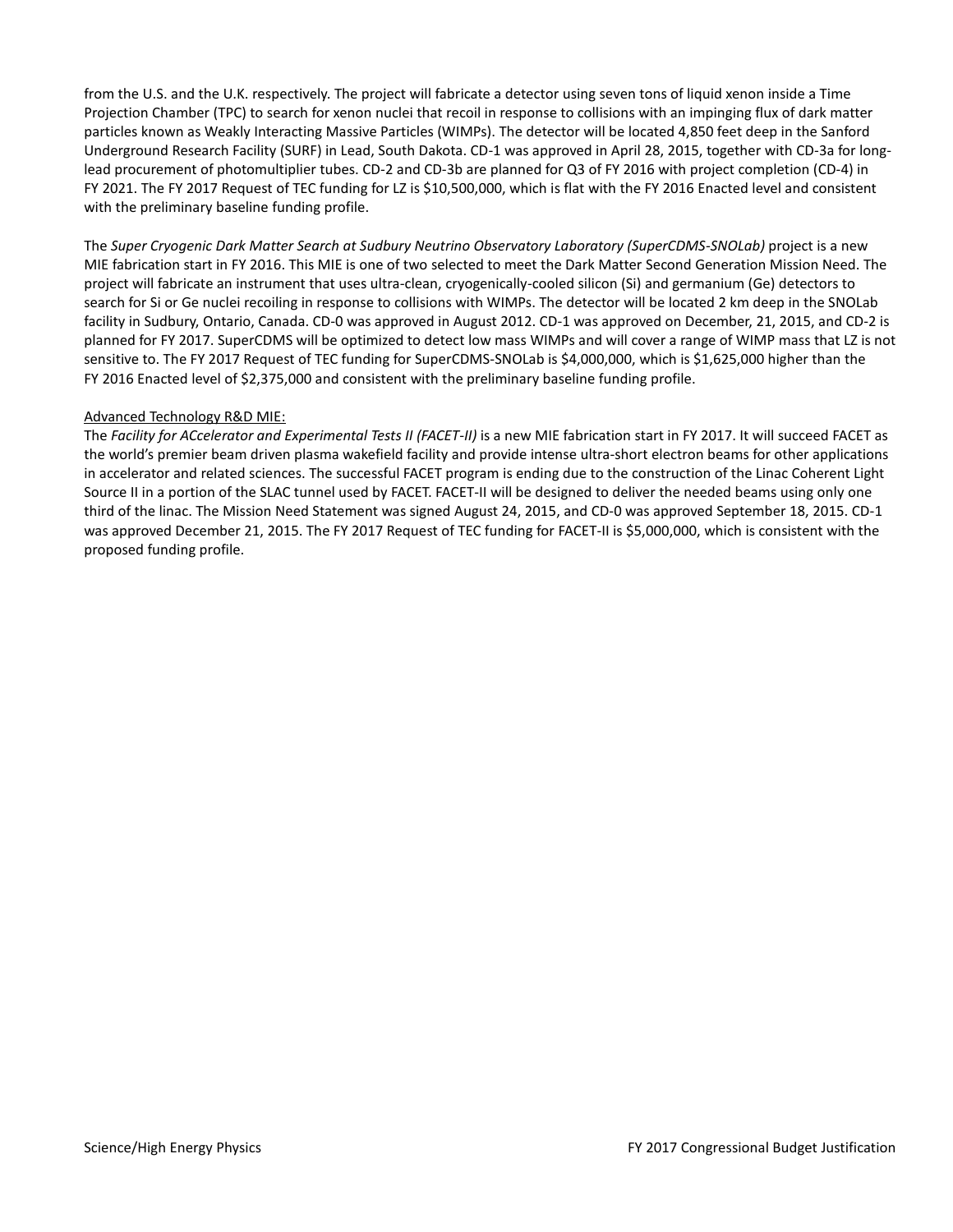from the U.S. and the U.K. respectively. The project will fabricate a detector using seven tons of liquid xenon inside a Time Projection Chamber (TPC) to search for xenon nuclei that recoil in response to collisions with an impinging flux of dark matter particles known as Weakly Interacting Massive Particles (WIMPs). The detector will be located 4,850 feet deep in the Sanford Underground Research Facility (SURF) in Lead, South Dakota. CD-1 was approved in April 28, 2015, together with CD-3a for long-lead procurement of photomultiplier tubes. CD-2 and CD-3b are planned for Q3 of FY 2016 with project completion (CD-4) in FY 2021. The FY 2017 Request of TEC funding for LZ is $10,500,000, which is flat with the FY 2016 Enacted level and consistent with the preliminary baseline funding profile.

The *Super Cryogenic Dark Matter Search at Sudbury Neutrino Observatory Laboratory (SuperCDMS-SNOLab)* project is a new MIE fabrication start in FY 2016. This MIE is one of two selected to meet the Dark Matter Second Generation Mission Need. The project will fabricate an instrument that uses ultra-clean, cryogenically-cooled silicon (Si) and germanium (Ge) detectors to search for Si or Ge nuclei recoiling in response to collisions with WIMPs. The detector will be located 2 km deep in the SNOLab facility in Sudbury, Ontario, Canada. CD-0 was approved in August 2012. CD-1 was approved on December, 21, 2015, and CD-2 is planned for FY 2017. SuperCDMS will be optimized to detect low mass WIMPs and will cover a range of WIMP mass that LZ is not sensitive to. The FY 2017 Request of TEC funding for SuperCDMS-SNOLab is $4,000,000, which is $1,625,000 higher than the FY 2016 Enacted level of $2,375,000 and consistent with the preliminary baseline funding profile.

Advanced Technology R&D MIE:

The *Facility for ACcelerator and Experimental Tests II (FACET-II)* is a new MIE fabrication start in FY 2017. It will succeed FACET as the world's premier beam driven plasma wakefield facility and provide intense ultra-short electron beams for other applications in accelerator and related sciences. The successful FACET program is ending due to the construction of the Linac Coherent Light Source II in a portion of the SLAC tunnel used by FACET. FACET-II will be designed to deliver the needed beams using only one third of the linac. The Mission Need Statement was signed August 24, 2015, and CD-0 was approved September 18, 2015. CD-1 was approved December 21, 2015. The FY 2017 Request of TEC funding for FACET-II is $5,000,000, which is consistent with the proposed funding profile.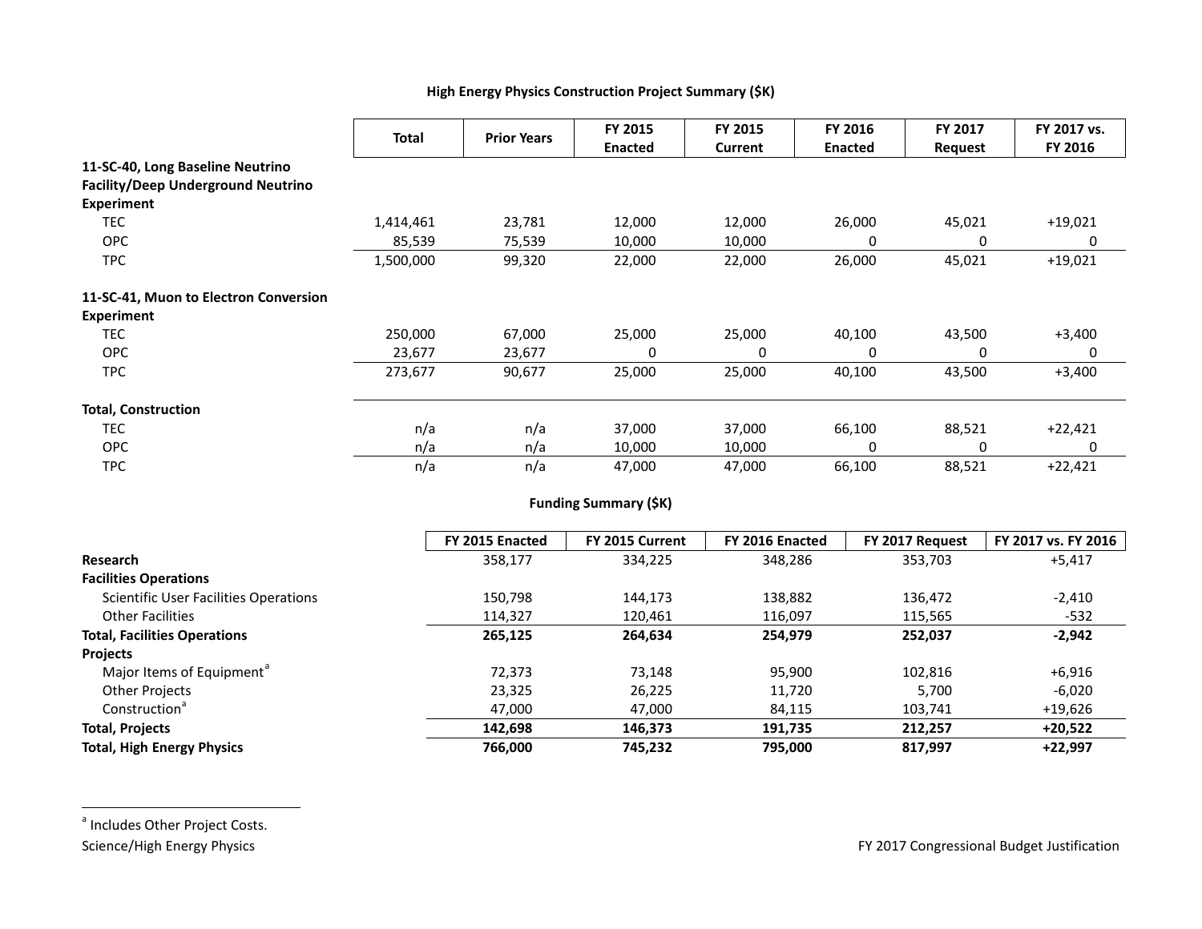**High Energy Physics Construction Project Summary ($K)**

| | Total | Prior Years | FY 2015 Enacted | FY 2015 Current | FY 2016 Enacted | FY 2017 Request | FY 2017 vs. FY 2016 |
|---|---|---|---|---|---|---|---|
| **11-SC-40, Long Baseline Neutrino Facility/Deep Underground Neutrino Experiment** | | | | | | | |
| TEC | 1,414,461 | 23,781 | 12,000 | 12,000 | 26,000 | 45,021 | +19,021 |
| OPC | 85,539 | 75,539 | 10,000 | 10,000 | 0 | 0 | 0 |
| TPC | 1,500,000 | 99,320 | 22,000 | 22,000 | 26,000 | 45,021 | +19,021 |
| **11-SC-41, Muon to Electron Conversion Experiment** | | | | | | | |
| TEC | 250,000 | 67,000 | 25,000 | 25,000 | 40,100 | 43,500 | +3,400 |
| OPC | 23,677 | 23,677 | 0 | 0 | 0 | 0 | 0 |
| TPC | 273,677 | 90,677 | 25,000 | 25,000 | 40,100 | 43,500 | +3,400 |
| **Total, Construction** | | | | | | | |
| TEC | n/a | n/a | 37,000 | 37,000 | 66,100 | 88,521 | +22,421 |
| OPC | n/a | n/a | 10,000 | 10,000 | 0 | 0 | 0 |
| TPC | n/a | n/a | 47,000 | 47,000 | 66,100 | 88,521 | +22,421 |

**Funding Summary ($K)**

| | FY 2015 Enacted | FY 2015 Current | FY 2016 Enacted | FY 2017 Request | FY 2017 vs. FY 2016 |
|---|---|---|---|---|---|
| **Research** | 358,177 | 334,225 | 348,286 | 353,703 | +5,417 |
| **Facilities Operations** | | | | | |
| Scientific User Facilities Operations | 150,798 | 144,173 | 138,882 | 136,472 | -2,410 |
| Other Facilities | 114,327 | 120,461 | 116,097 | 115,565 | -532 |
| **Total, Facilities Operations** | **265,125** | **264,634** | **254,979** | **252,037** | **-2,942** |
| **Projects** | | | | | |
| Major Items of Equipment[a] | 72,373 | 73,148 | 95,900 | 102,816 | +6,916 |
| Other Projects | 23,325 | 26,225 | 11,720 | 5,700 | -6,020 |
| Construction[a] | 47,000 | 47,000 | 84,115 | 103,741 | +19,626 |
| **Total, Projects** | **142,698** | **146,373** | **191,735** | **212,257** | **+20,522** |
| **Total, High Energy Physics** | **766,000** | **745,232** | **795,000** | **817,997** | **+22,997** |

[a] Includes Other Project Costs.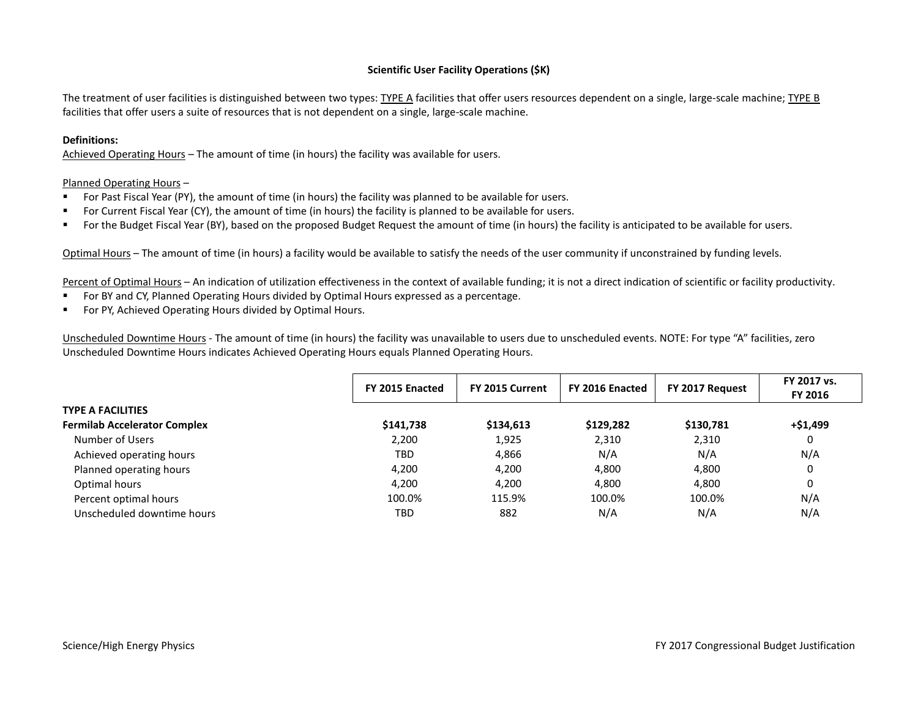**Scientific User Facility Operations ($K)**

The treatment of user facilities is distinguished between two types: <u>TYPE A</u> facilities that offer users resources dependent on a single, large-scale machine; <u>TYPE B</u> facilities that offer users a suite of resources that is not dependent on a single, large-scale machine.

**Definitions:**

<u>Achieved Operating Hours</u> – The amount of time (in hours) the facility was available for users.

<u>Planned Operating Hours</u> –

- For Past Fiscal Year (PY), the amount of time (in hours) the facility was planned to be available for users.
- For Current Fiscal Year (CY), the amount of time (in hours) the facility is planned to be available for users.
- For the Budget Fiscal Year (BY), based on the proposed Budget Request the amount of time (in hours) the facility is anticipated to be available for users.

<u>Optimal Hours</u> – The amount of time (in hours) a facility would be available to satisfy the needs of the user community if unconstrained by funding levels.

<u>Percent of Optimal Hours</u> – An indication of utilization effectiveness in the context of available funding; it is not a direct indication of scientific or facility productivity.

- For BY and CY, Planned Operating Hours divided by Optimal Hours expressed as a percentage.
- For PY, Achieved Operating Hours divided by Optimal Hours.

<u>Unscheduled Downtime Hours</u> - The amount of time (in hours) the facility was unavailable to users due to unscheduled events. NOTE: For type "A" facilities, zero Unscheduled Downtime Hours indicates Achieved Operating Hours equals Planned Operating Hours.

| | FY 2015 Enacted | FY 2015 Current | FY 2016 Enacted | FY 2017 Request | FY 2017 vs. FY 2016 |
|---|---|---|---|---|---|
| **TYPE A FACILITIES** | | | | | |
| **Fermilab Accelerator Complex** | **$141,738** | **$134,613** | **$129,282** | **$130,781** | **+$1,499** |
| Number of Users | 2,200 | 1,925 | 2,310 | 2,310 | 0 |
| Achieved operating hours | TBD | 4,866 | N/A | N/A | N/A |
| Planned operating hours | 4,200 | 4,200 | 4,800 | 4,800 | 0 |
| Optimal hours | 4,200 | 4,200 | 4,800 | 4,800 | 0 |
| Percent optimal hours | 100.0% | 115.9% | 100.0% | 100.0% | N/A |
| Unscheduled downtime hours | TBD | 882 | N/A | N/A | N/A |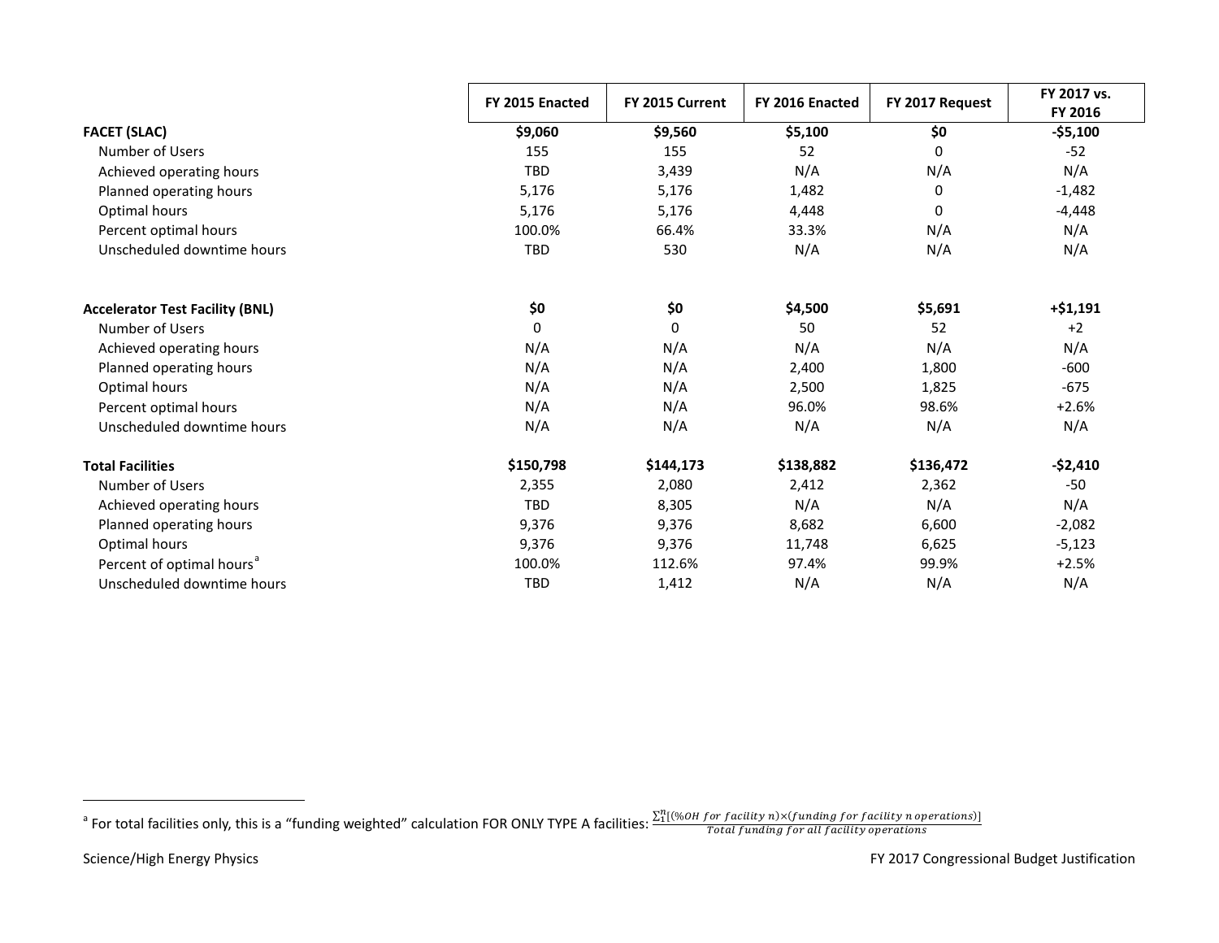| | FY 2015 Enacted | FY 2015 Current | FY 2016 Enacted | FY 2017 Request | FY 2017 vs. FY 2016 |
|---|---|---|---|---|---|
| **FACET (SLAC)** | **$9,060** | **$9,560** | **$5,100** | **$0** | **-$5,100** |
| Number of Users | 155 | 155 | 52 | 0 | -52 |
| Achieved operating hours | TBD | 3,439 | N/A | N/A | N/A |
| Planned operating hours | 5,176 | 5,176 | 1,482 | 0 | -1,482 |
| Optimal hours | 5,176 | 5,176 | 4,448 | 0 | -4,448 |
| Percent optimal hours | 100.0% | 66.4% | 33.3% | N/A | N/A |
| Unscheduled downtime hours | TBD | 530 | N/A | N/A | N/A |
| | | | | | |
| **Accelerator Test Facility (BNL)** | **$0** | **$0** | **$4,500** | **$5,691** | **+$1,191** |
| Number of Users | 0 | 0 | 50 | 52 | +2 |
| Achieved operating hours | N/A | N/A | N/A | N/A | N/A |
| Planned operating hours | N/A | N/A | 2,400 | 1,800 | -600 |
| Optimal hours | N/A | N/A | 2,500 | 1,825 | -675 |
| Percent optimal hours | N/A | N/A | 96.0% | 98.6% | +2.6% |
| Unscheduled downtime hours | N/A | N/A | N/A | N/A | N/A |
| | | | | | |
| **Total Facilities** | **$150,798** | **$144,173** | **$138,882** | **$136,472** | **-$2,410** |
| Number of Users | 2,355 | 2,080 | 2,412 | 2,362 | -50 |
| Achieved operating hours | TBD | 8,305 | N/A | N/A | N/A |
| Planned operating hours | 9,376 | 9,376 | 8,682 | 6,600 | -2,082 |
| Optimal hours | 9,376 | 9,376 | 11,748 | 6,625 | -5,123 |
| Percent of optimal hours[a] | 100.0% | 112.6% | 97.4% | 99.9% | +2.5% |
| Unscheduled downtime hours | TBD | 1,412 | N/A | N/A | N/A |

[a] For total facilities only, this is a "funding weighted" calculation FOR ONLY TYPE A facilities: $\frac{\sum_{1}^{n}[(\%OH\ for\ facility\ n)\times(funding\ for\ facility\ n\ operations)]}{Total\ funding\ for\ all\ facility\ operations}$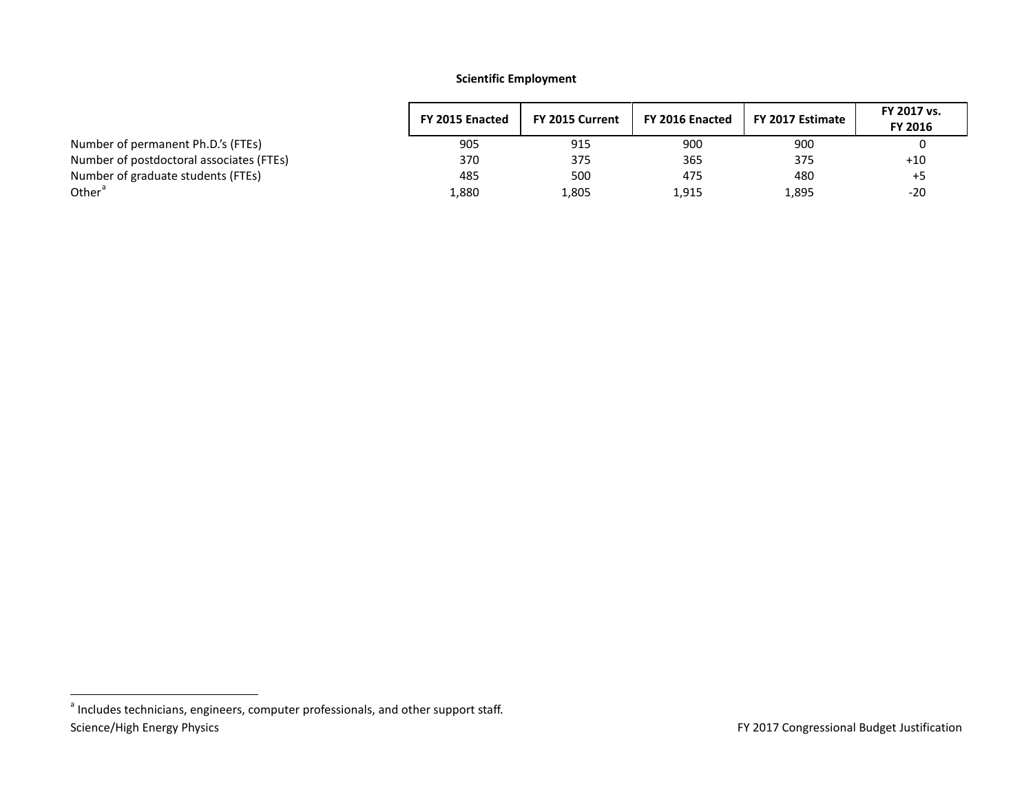**Scientific Employment**

| | FY 2015 Enacted | FY 2015 Current | FY 2016 Enacted | FY 2017 Estimate | FY 2017 vs. FY 2016 |
|---|---|---|---|---|---|
| Number of permanent Ph.D.'s (FTEs) | 905 | 915 | 900 | 900 | 0 |
| Number of postdoctoral associates (FTEs) | 370 | 375 | 365 | 375 | +10 |
| Number of graduate students (FTEs) | 485 | 500 | 475 | 480 | +5 |
| Other[a] | 1,880 | 1,805 | 1,915 | 1,895 | -20 |

[a] Includes technicians, engineers, computer professionals, and other support staff.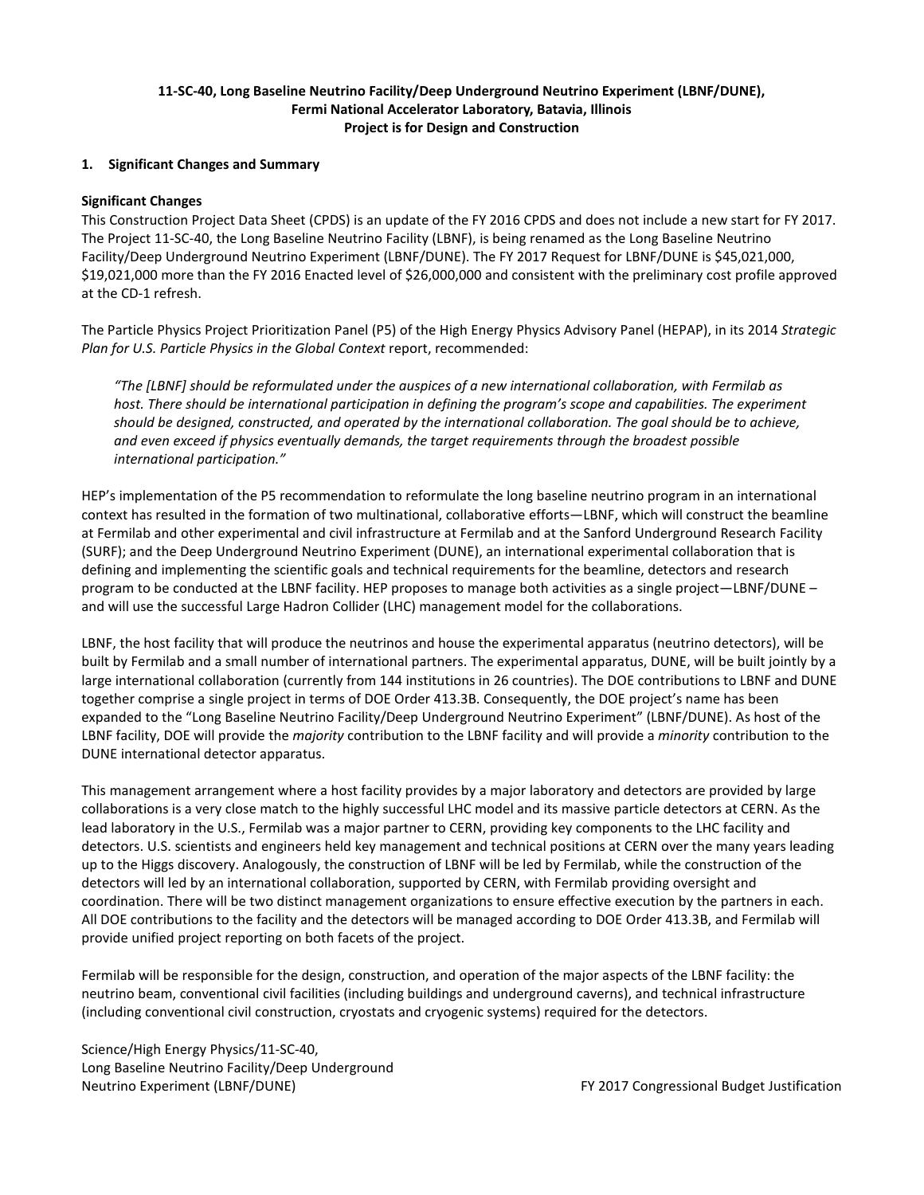**11-SC-40, Long Baseline Neutrino Facility/Deep Underground Neutrino Experiment (LBNF/DUNE), Fermi National Accelerator Laboratory, Batavia, Illinois Project is for Design and Construction**

## 1. Significant Changes and Summary

**Significant Changes**

This Construction Project Data Sheet (CPDS) is an update of the FY 2016 CPDS and does not include a new start for FY 2017. The Project 11-SC-40, the Long Baseline Neutrino Facility (LBNF), is being renamed as the Long Baseline Neutrino Facility/Deep Underground Neutrino Experiment (LBNF/DUNE). The FY 2017 Request for LBNF/DUNE is $45,021,000, $19,021,000 more than the FY 2016 Enacted level of $26,000,000 and consistent with the preliminary cost profile approved at the CD-1 refresh.

The Particle Physics Project Prioritization Panel (P5) of the High Energy Physics Advisory Panel (HEPAP), in its 2014 *Strategic Plan for U.S. Particle Physics in the Global Context* report, recommended:

> *"The [LBNF] should be reformulated under the auspices of a new international collaboration, with Fermilab as host. There should be international participation in defining the program's scope and capabilities. The experiment should be designed, constructed, and operated by the international collaboration. The goal should be to achieve, and even exceed if physics eventually demands, the target requirements through the broadest possible international participation."*

HEP's implementation of the P5 recommendation to reformulate the long baseline neutrino program in an international context has resulted in the formation of two multinational, collaborative efforts—LBNF, which will construct the beamline at Fermilab and other experimental and civil infrastructure at Fermilab and at the Sanford Underground Research Facility (SURF); and the Deep Underground Neutrino Experiment (DUNE), an international experimental collaboration that is defining and implementing the scientific goals and technical requirements for the beamline, detectors and research program to be conducted at the LBNF facility. HEP proposes to manage both activities as a single project—LBNF/DUNE – and will use the successful Large Hadron Collider (LHC) management model for the collaborations.

LBNF, the host facility that will produce the neutrinos and house the experimental apparatus (neutrino detectors), will be built by Fermilab and a small number of international partners. The experimental apparatus, DUNE, will be built jointly by a large international collaboration (currently from 144 institutions in 26 countries). The DOE contributions to LBNF and DUNE together comprise a single project in terms of DOE Order 413.3B. Consequently, the DOE project's name has been expanded to the "Long Baseline Neutrino Facility/Deep Underground Neutrino Experiment" (LBNF/DUNE). As host of the LBNF facility, DOE will provide the *majority* contribution to the LBNF facility and will provide a *minority* contribution to the DUNE international detector apparatus.

This management arrangement where a host facility provides by a major laboratory and detectors are provided by large collaborations is a very close match to the highly successful LHC model and its massive particle detectors at CERN. As the lead laboratory in the U.S., Fermilab was a major partner to CERN, providing key components to the LHC facility and detectors. U.S. scientists and engineers held key management and technical positions at CERN over the many years leading up to the Higgs discovery. Analogously, the construction of LBNF will be led by Fermilab, while the construction of the detectors will led by an international collaboration, supported by CERN, with Fermilab providing oversight and coordination. There will be two distinct management organizations to ensure effective execution by the partners in each. All DOE contributions to the facility and the detectors will be managed according to DOE Order 413.3B, and Fermilab will provide unified project reporting on both facets of the project.

Fermilab will be responsible for the design, construction, and operation of the major aspects of the LBNF facility: the neutrino beam, conventional civil facilities (including buildings and underground caverns), and technical infrastructure (including conventional civil construction, cryostats and cryogenic systems) required for the detectors.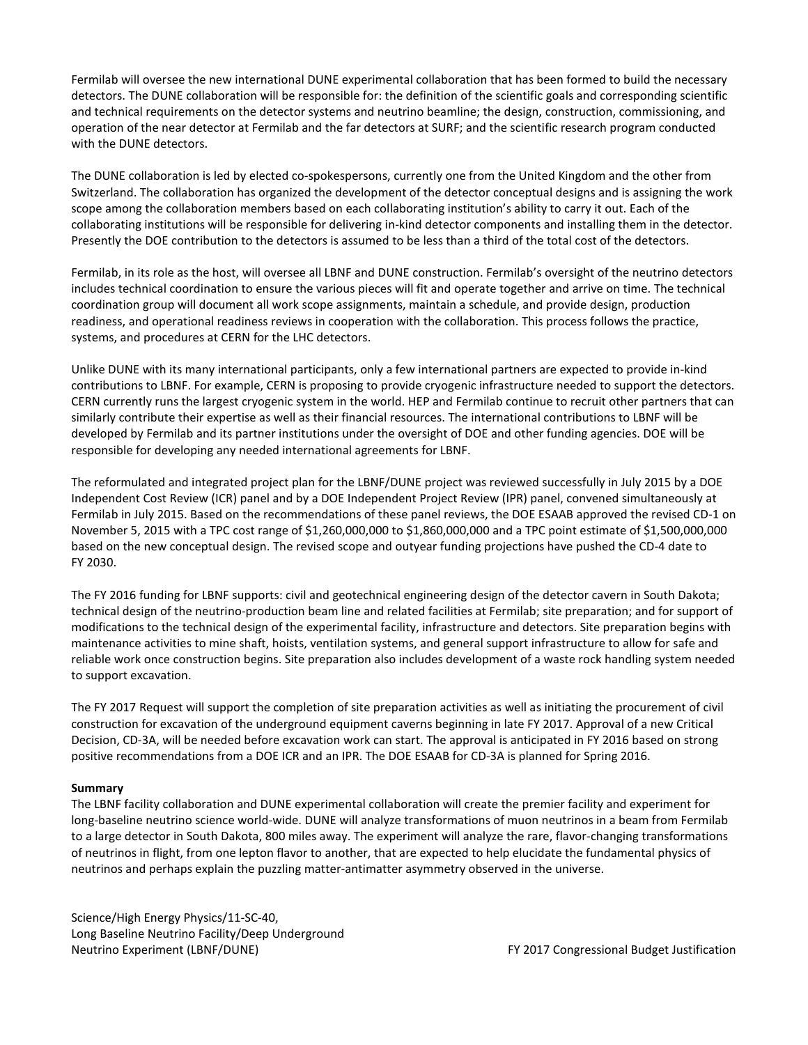Fermilab will oversee the new international DUNE experimental collaboration that has been formed to build the necessary detectors. The DUNE collaboration will be responsible for: the definition of the scientific goals and corresponding scientific and technical requirements on the detector systems and neutrino beamline; the design, construction, commissioning, and operation of the near detector at Fermilab and the far detectors at SURF; and the scientific research program conducted with the DUNE detectors.

The DUNE collaboration is led by elected co-spokespersons, currently one from the United Kingdom and the other from Switzerland. The collaboration has organized the development of the detector conceptual designs and is assigning the work scope among the collaboration members based on each collaborating institution's ability to carry it out. Each of the collaborating institutions will be responsible for delivering in-kind detector components and installing them in the detector. Presently the DOE contribution to the detectors is assumed to be less than a third of the total cost of the detectors.

Fermilab, in its role as the host, will oversee all LBNF and DUNE construction. Fermilab's oversight of the neutrino detectors includes technical coordination to ensure the various pieces will fit and operate together and arrive on time. The technical coordination group will document all work scope assignments, maintain a schedule, and provide design, production readiness, and operational readiness reviews in cooperation with the collaboration. This process follows the practice, systems, and procedures at CERN for the LHC detectors.

Unlike DUNE with its many international participants, only a few international partners are expected to provide in-kind contributions to LBNF. For example, CERN is proposing to provide cryogenic infrastructure needed to support the detectors. CERN currently runs the largest cryogenic system in the world. HEP and Fermilab continue to recruit other partners that can similarly contribute their expertise as well as their financial resources. The international contributions to LBNF will be developed by Fermilab and its partner institutions under the oversight of DOE and other funding agencies. DOE will be responsible for developing any needed international agreements for LBNF.

The reformulated and integrated project plan for the LBNF/DUNE project was reviewed successfully in July 2015 by a DOE Independent Cost Review (ICR) panel and by a DOE Independent Project Review (IPR) panel, convened simultaneously at Fermilab in July 2015. Based on the recommendations of these panel reviews, the DOE ESAAB approved the revised CD-1 on November 5, 2015 with a TPC cost range of $1,260,000,000 to $1,860,000,000 and a TPC point estimate of $1,500,000,000 based on the new conceptual design. The revised scope and outyear funding projections have pushed the CD-4 date to FY 2030.

The FY 2016 funding for LBNF supports: civil and geotechnical engineering design of the detector cavern in South Dakota; technical design of the neutrino-production beam line and related facilities at Fermilab; site preparation; and for support of modifications to the technical design of the experimental facility, infrastructure and detectors. Site preparation begins with maintenance activities to mine shaft, hoists, ventilation systems, and general support infrastructure to allow for safe and reliable work once construction begins. Site preparation also includes development of a waste rock handling system needed to support excavation.

The FY 2017 Request will support the completion of site preparation activities as well as initiating the procurement of civil construction for excavation of the underground equipment caverns beginning in late FY 2017. Approval of a new Critical Decision, CD-3A, will be needed before excavation work can start. The approval is anticipated in FY 2016 based on strong positive recommendations from a DOE ICR and an IPR. The DOE ESAAB for CD-3A is planned for Spring 2016.

**Summary**

The LBNF facility collaboration and DUNE experimental collaboration will create the premier facility and experiment for long-baseline neutrino science world-wide. DUNE will analyze transformations of muon neutrinos in a beam from Fermilab to a large detector in South Dakota, 800 miles away. The experiment will analyze the rare, flavor-changing transformations of neutrinos in flight, from one lepton flavor to another, that are expected to help elucidate the fundamental physics of neutrinos and perhaps explain the puzzling matter-antimatter asymmetry observed in the universe.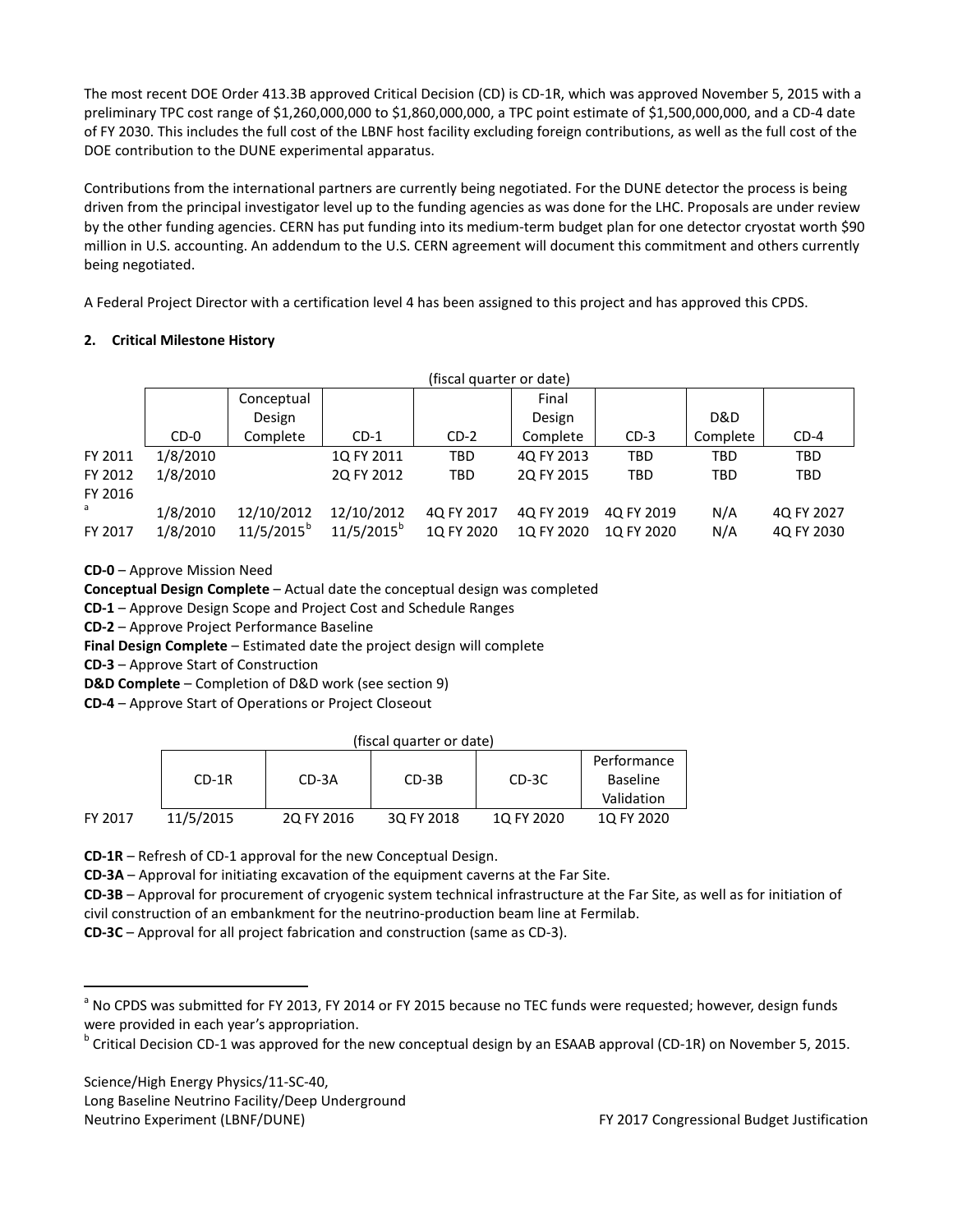The most recent DOE Order 413.3B approved Critical Decision (CD) is CD-1R, which was approved November 5, 2015 with a preliminary TPC cost range of $1,260,000,000 to $1,860,000,000, a TPC point estimate of $1,500,000,000, and a CD-4 date of FY 2030. This includes the full cost of the LBNF host facility excluding foreign contributions, as well as the full cost of the DOE contribution to the DUNE experimental apparatus.

Contributions from the international partners are currently being negotiated. For the DUNE detector the process is being driven from the principal investigator level up to the funding agencies as was done for the LHC. Proposals are under review by the other funding agencies. CERN has put funding into its medium-term budget plan for one detector cryostat worth $90 million in U.S. accounting. An addendum to the U.S. CERN agreement will document this commitment and others currently being negotiated.

A Federal Project Director with a certification level 4 has been assigned to this project and has approved this CPDS.

## 2. Critical Milestone History

(fiscal quarter or date)

| | CD-0 | Conceptual Design Complete | CD-1 | CD-2 | Final Design Complete | CD-3 | D&D Complete | CD-4 |
|---|---|---|---|---|---|---|---|---|
| FY 2011 | 1/8/2010 | | 1Q FY 2011 | TBD | 4Q FY 2013 | TBD | TBD | TBD |
| FY 2012 | 1/8/2010 | | 2Q FY 2012 | TBD | 2Q FY 2015 | TBD | TBD | TBD |
| FY 2016 [a] | 1/8/2010 | 12/10/2012 | 12/10/2012 | 4Q FY 2017 | 4Q FY 2019 | 4Q FY 2019 | N/A | 4Q FY 2027 |
| FY 2017 | 1/8/2010 | 11/5/2015[b] | 11/5/2015[b] | 1Q FY 2020 | 1Q FY 2020 | 1Q FY 2020 | N/A | 4Q FY 2030 |

**CD-0** – Approve Mission Need
**Conceptual Design Complete** – Actual date the conceptual design was completed
**CD-1** – Approve Design Scope and Project Cost and Schedule Ranges
**CD-2** – Approve Project Performance Baseline
**Final Design Complete** – Estimated date the project design will complete
**CD-3** – Approve Start of Construction
**D&D Complete** – Completion of D&D work (see section 9)
**CD-4** – Approve Start of Operations or Project Closeout

(fiscal quarter or date)

| | CD-1R | CD-3A | CD-3B | CD-3C | Performance Baseline Validation |
|---|---|---|---|---|---|
| FY 2017 | 11/5/2015 | 2Q FY 2016 | 3Q FY 2018 | 1Q FY 2020 | 1Q FY 2020 |

**CD-1R** – Refresh of CD-1 approval for the new Conceptual Design.
**CD-3A** – Approval for initiating excavation of the equipment caverns at the Far Site.
**CD-3B** – Approval for procurement of cryogenic system technical infrastructure at the Far Site, as well as for initiation of civil construction of an embankment for the neutrino-production beam line at Fermilab.
**CD-3C** – Approval for all project fabrication and construction (same as CD-3).

[a] No CPDS was submitted for FY 2013, FY 2014 or FY 2015 because no TEC funds were requested; however, design funds were provided in each year's appropriation.

[b] Critical Decision CD-1 was approved for the new conceptual design by an ESAAB approval (CD-1R) on November 5, 2015.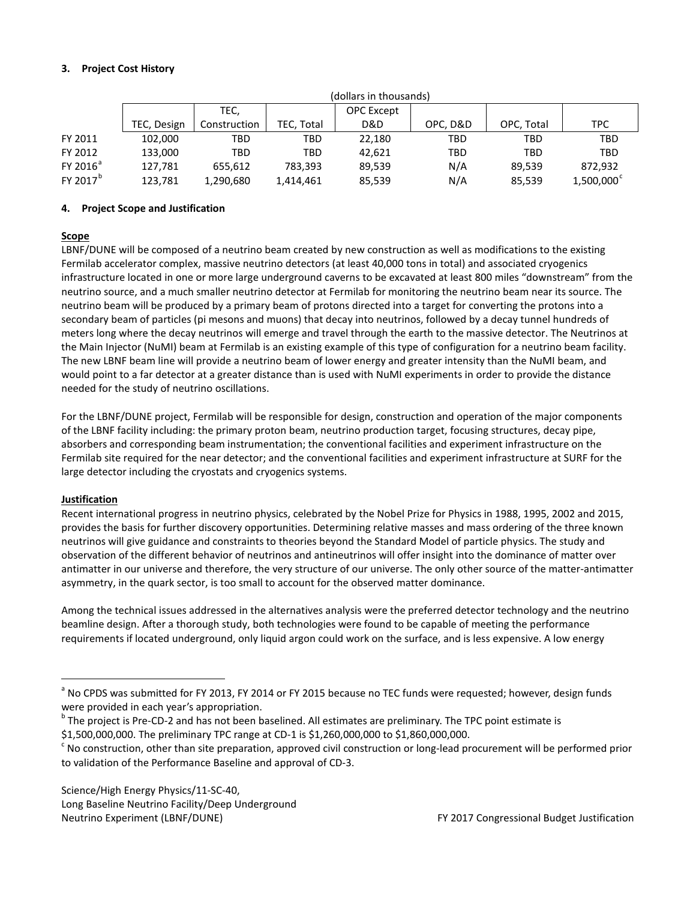### 3. Project Cost History

| | (dollars in thousands) | | | | | | |
|---|---|---|---|---|---|---|---|
| | TEC, Design | TEC, Construction | TEC, Total | OPC Except D&D | OPC, D&D | OPC, Total | TPC |
| FY 2011 | 102,000 | TBD | TBD | 22,180 | TBD | TBD | TBD |
| FY 2012 | 133,000 | TBD | TBD | 42,621 | TBD | TBD | TBD |
| FY 2016[a] | 127,781 | 655,612 | 783,393 | 89,539 | N/A | 89,539 | 872,932 |
| FY 2017[b] | 123,781 | 1,290,680 | 1,414,461 | 85,539 | N/A | 85,539 | 1,500,000[c] |

### 4. Project Scope and Justification

**Scope**

LBNF/DUNE will be composed of a neutrino beam created by new construction as well as modifications to the existing Fermilab accelerator complex, massive neutrino detectors (at least 40,000 tons in total) and associated cryogenics infrastructure located in one or more large underground caverns to be excavated at least 800 miles "downstream" from the neutrino source, and a much smaller neutrino detector at Fermilab for monitoring the neutrino beam near its source. The neutrino beam will be produced by a primary beam of protons directed into a target for converting the protons into a secondary beam of particles (pi mesons and muons) that decay into neutrinos, followed by a decay tunnel hundreds of meters long where the decay neutrinos will emerge and travel through the earth to the massive detector. The Neutrinos at the Main Injector (NuMI) beam at Fermilab is an existing example of this type of configuration for a neutrino beam facility. The new LBNF beam line will provide a neutrino beam of lower energy and greater intensity than the NuMI beam, and would point to a far detector at a greater distance than is used with NuMI experiments in order to provide the distance needed for the study of neutrino oscillations.

For the LBNF/DUNE project, Fermilab will be responsible for design, construction and operation of the major components of the LBNF facility including: the primary proton beam, neutrino production target, focusing structures, decay pipe, absorbers and corresponding beam instrumentation; the conventional facilities and experiment infrastructure on the Fermilab site required for the near detector; and the conventional facilities and experiment infrastructure at SURF for the large detector including the cryostats and cryogenics systems.

**Justification**

Recent international progress in neutrino physics, celebrated by the Nobel Prize for Physics in 1988, 1995, 2002 and 2015, provides the basis for further discovery opportunities. Determining relative masses and mass ordering of the three known neutrinos will give guidance and constraints to theories beyond the Standard Model of particle physics. The study and observation of the different behavior of neutrinos and antineutrinos will offer insight into the dominance of matter over antimatter in our universe and therefore, the very structure of our universe. The only other source of the matter-antimatter asymmetry, in the quark sector, is too small to account for the observed matter dominance.

Among the technical issues addressed in the alternatives analysis were the preferred detector technology and the neutrino beamline design. After a thorough study, both technologies were found to be capable of meeting the performance requirements if located underground, only liquid argon could work on the surface, and is less expensive. A low energy

---

[a] No CPDS was submitted for FY 2013, FY 2014 or FY 2015 because no TEC funds were requested; however, design funds were provided in each year's appropriation.

[b] The project is Pre-CD-2 and has not been baselined. All estimates are preliminary. The TPC point estimate is $1,500,000,000. The preliminary TPC range at CD-1 is $1,260,000,000 to $1,860,000,000.

[c] No construction, other than site preparation, approved civil construction or long-lead procurement will be performed prior to validation of the Performance Baseline and approval of CD-3.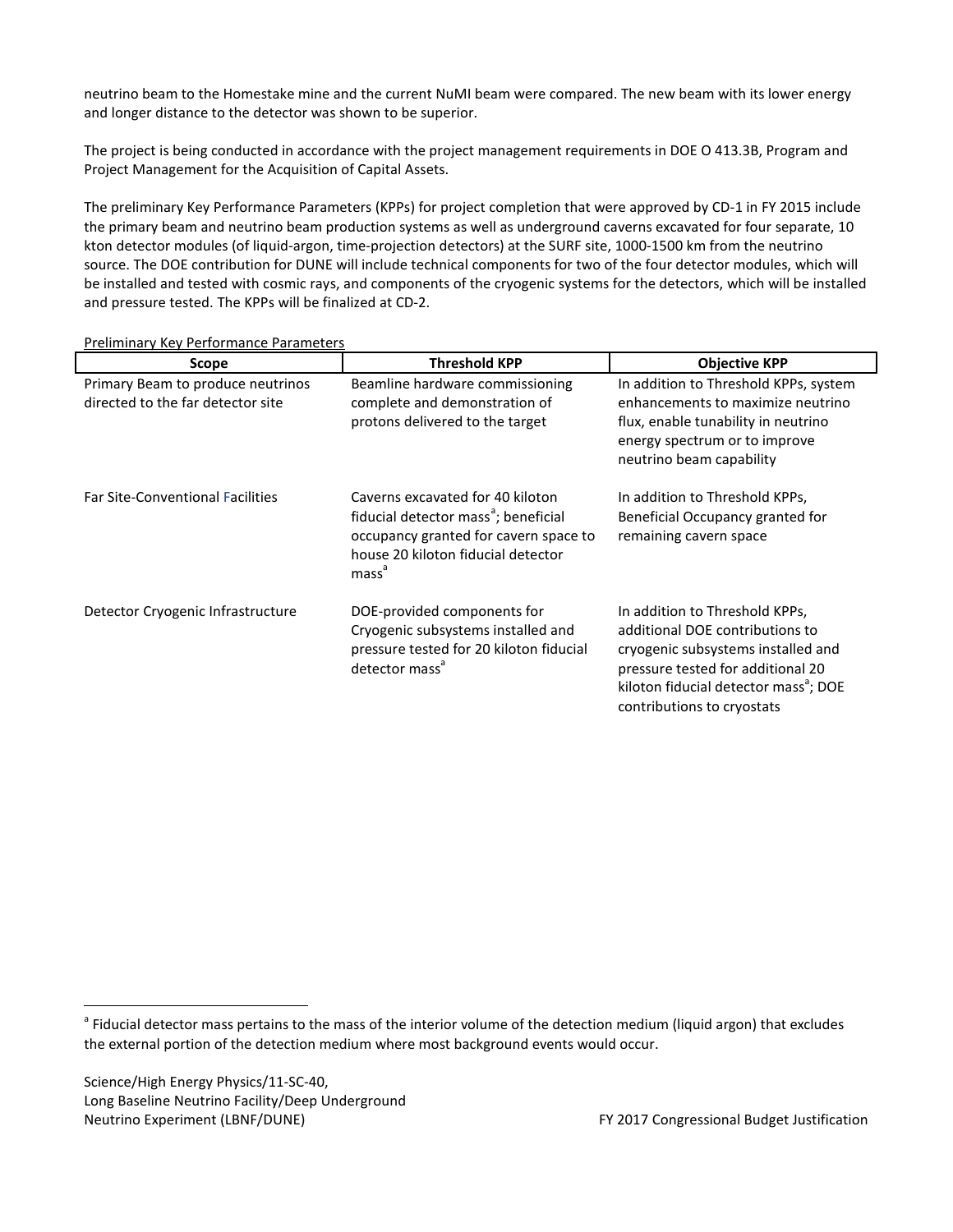neutrino beam to the Homestake mine and the current NuMI beam were compared. The new beam with its lower energy and longer distance to the detector was shown to be superior.

The project is being conducted in accordance with the project management requirements in DOE O 413.3B, Program and Project Management for the Acquisition of Capital Assets.

The preliminary Key Performance Parameters (KPPs) for project completion that were approved by CD-1 in FY 2015 include the primary beam and neutrino beam production systems as well as underground caverns excavated for four separate, 10 kton detector modules (of liquid-argon, time-projection detectors) at the SURF site, 1000-1500 km from the neutrino source. The DOE contribution for DUNE will include technical components for two of the four detector modules, which will be installed and tested with cosmic rays, and components of the cryogenic systems for the detectors, which will be installed and pressure tested. The KPPs will be finalized at CD-2.

Preliminary Key Performance Parameters

| Scope | Threshold KPP | Objective KPP |
|---|---|---|
| Primary Beam to produce neutrinos directed to the far detector site | Beamline hardware commissioning complete and demonstration of protons delivered to the target | In addition to Threshold KPPs, system enhancements to maximize neutrino flux, enable tunability in neutrino energy spectrum or to improve neutrino beam capability |
| Far Site-Conventional Facilities | Caverns excavated for 40 kiloton fiducial detector mass[a]; beneficial occupancy granted for cavern space to house 20 kiloton fiducial detector mass[a] | In addition to Threshold KPPs, Beneficial Occupancy granted for remaining cavern space |
| Detector Cryogenic Infrastructure | DOE-provided components for Cryogenic subsystems installed and pressure tested for 20 kiloton fiducial detector mass[a] | In addition to Threshold KPPs, additional DOE contributions to cryogenic subsystems installed and pressure tested for additional 20 kiloton fiducial detector mass[a]; DOE contributions to cryostats |

[a] Fiducial detector mass pertains to the mass of the interior volume of the detection medium (liquid argon) that excludes the external portion of the detection medium where most background events would occur.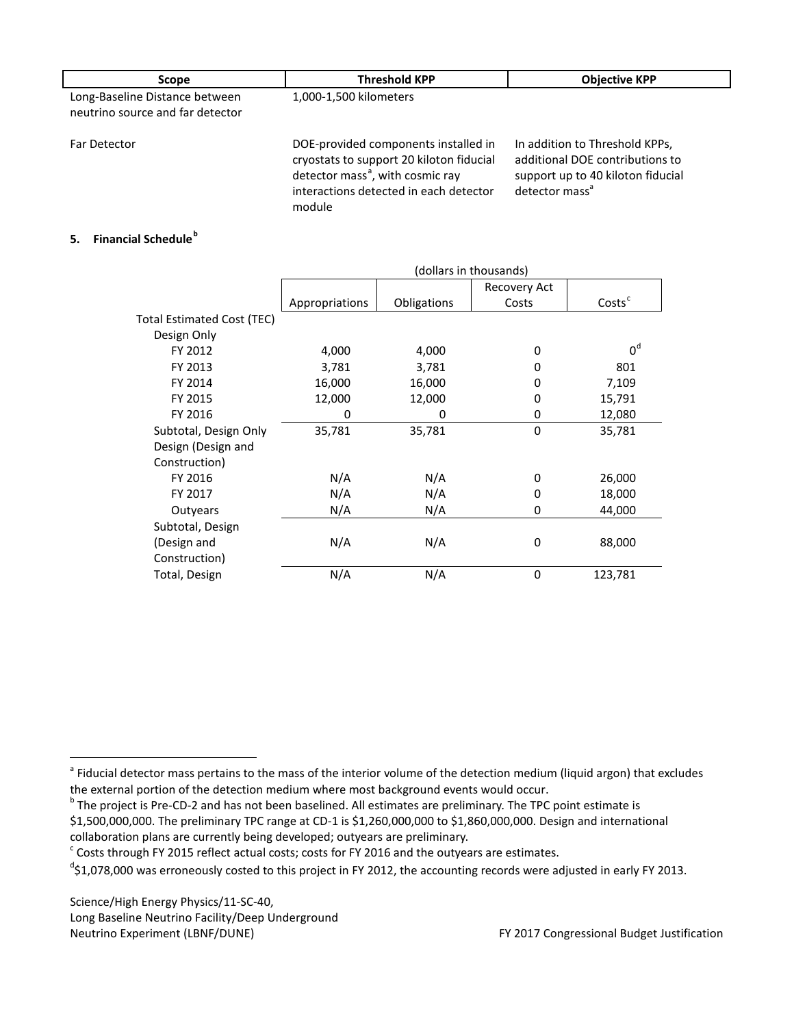| Scope | Threshold KPP | Objective KPP |
|---|---|---|
| Long-Baseline Distance between neutrino source and far detector | 1,000-1,500 kilometers | |
| Far Detector | DOE-provided components installed in cryostats to support 20 kiloton fiducial detector mass[a], with cosmic ray interactions detected in each detector module | In addition to Threshold KPPs, additional DOE contributions to support up to 40 kiloton fiducial detector mass[a] |

## 5. Financial Schedule[b]

| | (dollars in thousands) | | | |
|---|---|---|---|---|
| | Appropriations | Obligations | Recovery Act Costs | Costs[c] |
| Total Estimated Cost (TEC) | | | | |
| Design Only | | | | |
| FY 2012 | 4,000 | 4,000 | 0 | 0[d] |
| FY 2013 | 3,781 | 3,781 | 0 | 801 |
| FY 2014 | 16,000 | 16,000 | 0 | 7,109 |
| FY 2015 | 12,000 | 12,000 | 0 | 15,791 |
| FY 2016 | 0 | 0 | 0 | 12,080 |
| Subtotal, Design Only | 35,781 | 35,781 | 0 | 35,781 |
| Design (Design and Construction) | | | | |
| FY 2016 | N/A | N/A | 0 | 26,000 |
| FY 2017 | N/A | N/A | 0 | 18,000 |
| Outyears | N/A | N/A | 0 | 44,000 |
| Subtotal, Design (Design and Construction) | N/A | N/A | 0 | 88,000 |
| Total, Design | N/A | N/A | 0 | 123,781 |

[a] Fiducial detector mass pertains to the mass of the interior volume of the detection medium (liquid argon) that excludes the external portion of the detection medium where most background events would occur.

[b] The project is Pre-CD-2 and has not been baselined. All estimates are preliminary. The TPC point estimate is $1,500,000,000. The preliminary TPC range at CD-1 is $1,260,000,000 to $1,860,000,000. Design and international collaboration plans are currently being developed; outyears are preliminary.

[c] Costs through FY 2015 reflect actual costs; costs for FY 2016 and the outyears are estimates.

[d] $1,078,000 was erroneously costed to this project in FY 2012, the accounting records were adjusted in early FY 2013.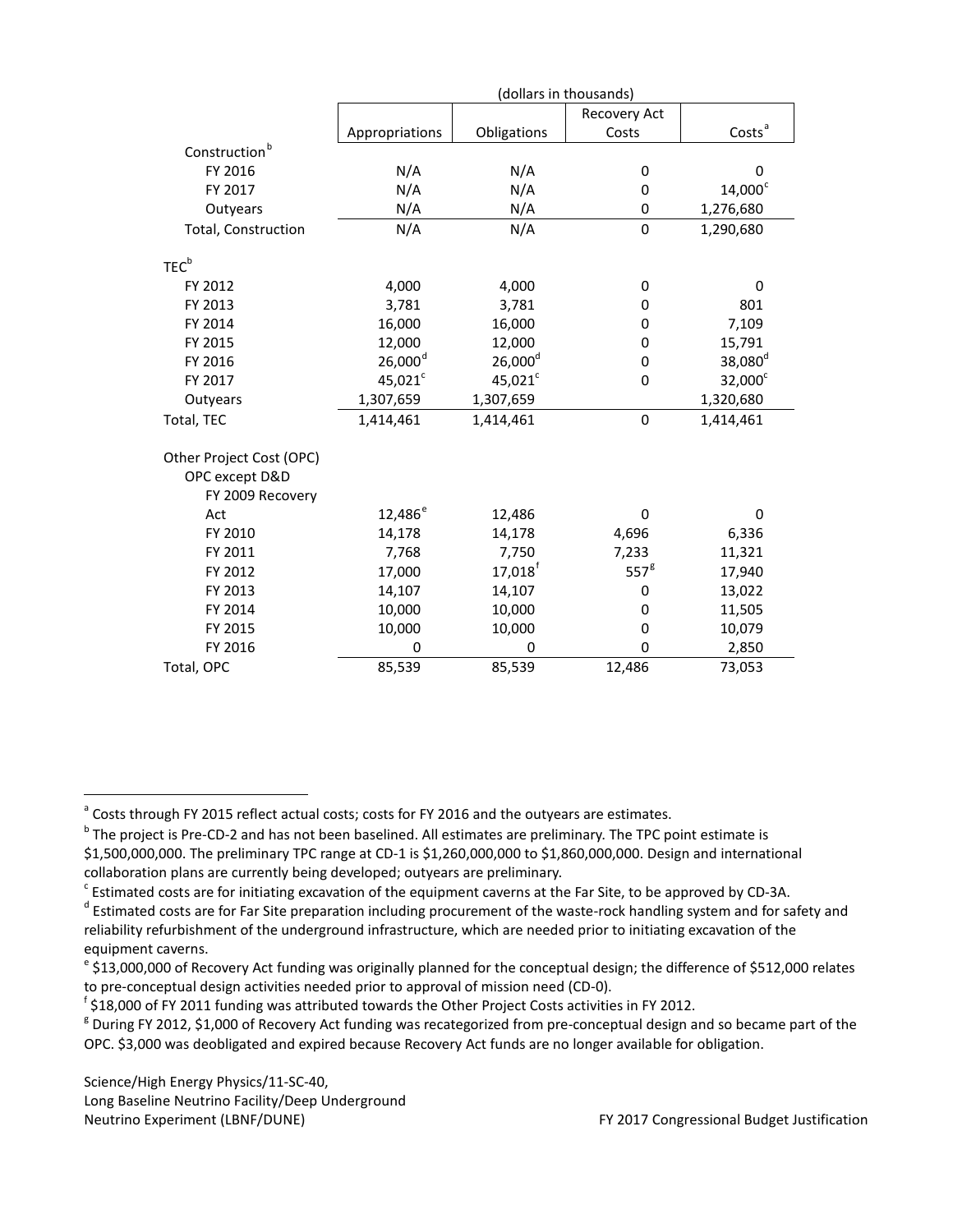| | (dollars in thousands) | | | |
|---|---|---|---|---|
| | Appropriations | Obligations | Recovery Act Costs | Costs[a] |
| Construction[b] | | | | |
| FY 2016 | N/A | N/A | 0 | 0 |
| FY 2017 | N/A | N/A | 0 | 14,000[c] |
| Outyears | N/A | N/A | 0 | 1,276,680 |
| Total, Construction | N/A | N/A | 0 | 1,290,680 |
| | | | | |
| TEC[b] | | | | |
| FY 2012 | 4,000 | 4,000 | 0 | 0 |
| FY 2013 | 3,781 | 3,781 | 0 | 801 |
| FY 2014 | 16,000 | 16,000 | 0 | 7,109 |
| FY 2015 | 12,000 | 12,000 | 0 | 15,791 |
| FY 2016 | 26,000[d] | 26,000[d] | 0 | 38,080[d] |
| FY 2017 | 45,021[c] | 45,021[c] | 0 | 32,000[c] |
| Outyears | 1,307,659 | 1,307,659 | | 1,320,680 |
| Total, TEC | 1,414,461 | 1,414,461 | 0 | 1,414,461 |
| | | | | |
| Other Project Cost (OPC) | | | | |
| OPC except D&D | | | | |
| FY 2009 Recovery Act | 12,486[e] | 12,486 | 0 | 0 |
| FY 2010 | 14,178 | 14,178 | 4,696 | 6,336 |
| FY 2011 | 7,768 | 7,750 | 7,233 | 11,321 |
| FY 2012 | 17,000 | 17,018[f] | 557[g] | 17,940 |
| FY 2013 | 14,107 | 14,107 | 0 | 13,022 |
| FY 2014 | 10,000 | 10,000 | 0 | 11,505 |
| FY 2015 | 10,000 | 10,000 | 0 | 10,079 |
| FY 2016 | 0 | 0 | 0 | 2,850 |
| Total, OPC | 85,539 | 85,539 | 12,486 | 73,053 |

[a] Costs through FY 2015 reflect actual costs; costs for FY 2016 and the outyears are estimates.

[b] The project is Pre-CD-2 and has not been baselined. All estimates are preliminary. The TPC point estimate is $1,500,000,000. The preliminary TPC range at CD-1 is $1,260,000,000 to $1,860,000,000. Design and international collaboration plans are currently being developed; outyears are preliminary.

[c] Estimated costs are for initiating excavation of the equipment caverns at the Far Site, to be approved by CD-3A.

[d] Estimated costs are for Far Site preparation including procurement of the waste-rock handling system and for safety and reliability refurbishment of the underground infrastructure, which are needed prior to initiating excavation of the equipment caverns.

[e] $13,000,000 of Recovery Act funding was originally planned for the conceptual design; the difference of $512,000 relates to pre-conceptual design activities needed prior to approval of mission need (CD-0).

[f] $18,000 of FY 2011 funding was attributed towards the Other Project Costs activities in FY 2012.

[g] During FY 2012, $1,000 of Recovery Act funding was recategorized from pre-conceptual design and so became part of the OPC. $3,000 was deobligated and expired because Recovery Act funds are no longer available for obligation.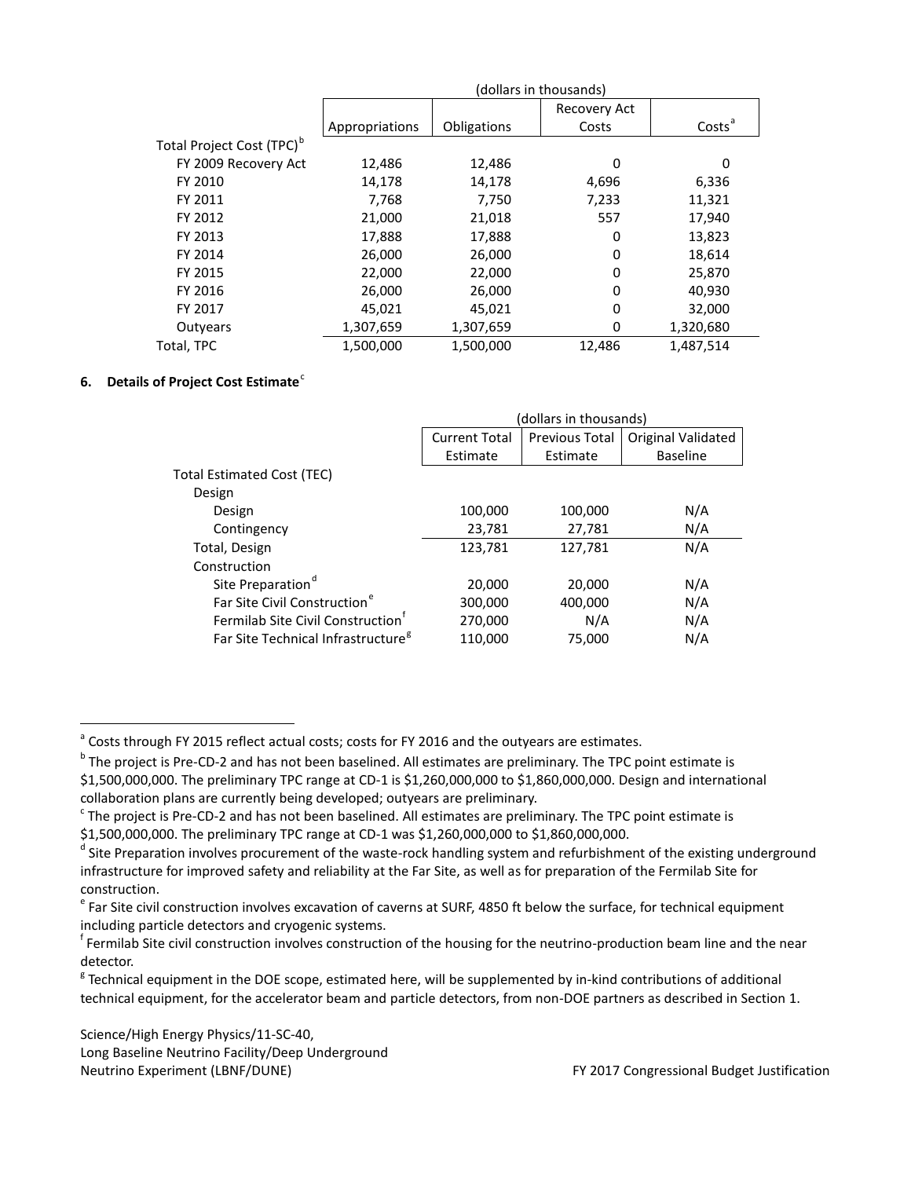| | (dollars in thousands) | | | |
|---|---|---|---|---|
| | Appropriations | Obligations | Recovery Act Costs | Costs[a] |
| Total Project Cost (TPC)[b] | | | | |
| FY 2009 Recovery Act | 12,486 | 12,486 | 0 | 0 |
| FY 2010 | 14,178 | 14,178 | 4,696 | 6,336 |
| FY 2011 | 7,768 | 7,750 | 7,233 | 11,321 |
| FY 2012 | 21,000 | 21,018 | 557 | 17,940 |
| FY 2013 | 17,888 | 17,888 | 0 | 13,823 |
| FY 2014 | 26,000 | 26,000 | 0 | 18,614 |
| FY 2015 | 22,000 | 22,000 | 0 | 25,870 |
| FY 2016 | 26,000 | 26,000 | 0 | 40,930 |
| FY 2017 | 45,021 | 45,021 | 0 | 32,000 |
| Outyears | 1,307,659 | 1,307,659 | 0 | 1,320,680 |
| Total, TPC | 1,500,000 | 1,500,000 | 12,486 | 1,487,514 |

### 6. Details of Project Cost Estimate[c]

| | (dollars in thousands) | | |
|---|---|---|---|
| | Current Total Estimate | Previous Total Estimate | Original Validated Baseline |
| Total Estimated Cost (TEC) | | | |
| Design | | | |
| Design | 100,000 | 100,000 | N/A |
| Contingency | 23,781 | 27,781 | N/A |
| Total, Design | 123,781 | 127,781 | N/A |
| Construction | | | |
| Site Preparation[d] | 20,000 | 20,000 | N/A |
| Far Site Civil Construction[e] | 300,000 | 400,000 | N/A |
| Fermilab Site Civil Construction[f] | 270,000 | N/A | N/A |
| Far Site Technical Infrastructure[g] | 110,000 | 75,000 | N/A |

[a] Costs through FY 2015 reflect actual costs; costs for FY 2016 and the outyears are estimates.

[b] The project is Pre-CD-2 and has not been baselined. All estimates are preliminary. The TPC point estimate is $1,500,000,000. The preliminary TPC range at CD-1 is $1,260,000,000 to $1,860,000,000. Design and international collaboration plans are currently being developed; outyears are preliminary.

[c] The project is Pre-CD-2 and has not been baselined. All estimates are preliminary. The TPC point estimate is $1,500,000,000. The preliminary TPC range at CD-1 was $1,260,000,000 to $1,860,000,000.

[d] Site Preparation involves procurement of the waste-rock handling system and refurbishment of the existing underground infrastructure for improved safety and reliability at the Far Site, as well as for preparation of the Fermilab Site for construction.

[e] Far Site civil construction involves excavation of caverns at SURF, 4850 ft below the surface, for technical equipment including particle detectors and cryogenic systems.

[f] Fermilab Site civil construction involves construction of the housing for the neutrino-production beam line and the near detector.

[g] Technical equipment in the DOE scope, estimated here, will be supplemented by in-kind contributions of additional technical equipment, for the accelerator beam and particle detectors, from non-DOE partners as described in Section 1.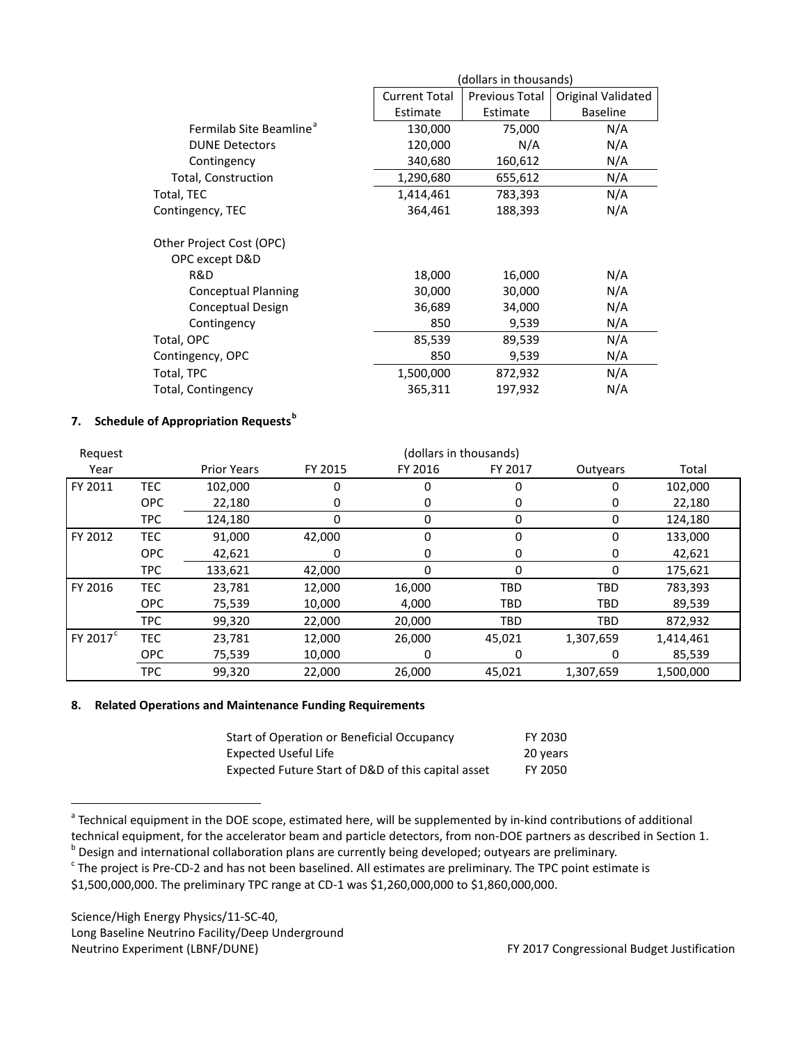| | (dollars in thousands) | | |
|---|---|---|---|
| | Current Total Estimate | Previous Total Estimate | Original Validated Baseline |
| Fermilab Site Beamline[a] | 130,000 | 75,000 | N/A |
| DUNE Detectors | 120,000 | N/A | N/A |
| Contingency | 340,680 | 160,612 | N/A |
| Total, Construction | 1,290,680 | 655,612 | N/A |
| Total, TEC | 1,414,461 | 783,393 | N/A |
| Contingency, TEC | 364,461 | 188,393 | N/A |
| | | | |
| Other Project Cost (OPC) | | | |
| OPC except D&D | | | |
| R&D | 18,000 | 16,000 | N/A |
| Conceptual Planning | 30,000 | 30,000 | N/A |
| Conceptual Design | 36,689 | 34,000 | N/A |
| Contingency | 850 | 9,539 | N/A |
| Total, OPC | 85,539 | 89,539 | N/A |
| Contingency, OPC | 850 | 9,539 | N/A |
| Total, TPC | 1,500,000 | 872,932 | N/A |
| Total, Contingency | 365,311 | 197,932 | N/A |

### 7. Schedule of Appropriation Requests[b]

| Request Year | | (dollars in thousands) Prior Years | FY 2015 | FY 2016 | FY 2017 | Outyears | Total |
|---|---|---|---|---|---|---|---|
| FY 2011 | TEC | 102,000 | 0 | 0 | 0 | 0 | 102,000 |
| | OPC | 22,180 | 0 | 0 | 0 | 0 | 22,180 |
| | TPC | 124,180 | 0 | 0 | 0 | 0 | 124,180 |
| FY 2012 | TEC | 91,000 | 42,000 | 0 | 0 | 0 | 133,000 |
| | OPC | 42,621 | 0 | 0 | 0 | 0 | 42,621 |
| | TPC | 133,621 | 42,000 | 0 | 0 | 0 | 175,621 |
| FY 2016 | TEC | 23,781 | 12,000 | 16,000 | TBD | TBD | 783,393 |
| | OPC | 75,539 | 10,000 | 4,000 | TBD | TBD | 89,539 |
| | TPC | 99,320 | 22,000 | 20,000 | TBD | TBD | 872,932 |
| FY 2017[c] | TEC | 23,781 | 12,000 | 26,000 | 45,021 | 1,307,659 | 1,414,461 |
| | OPC | 75,539 | 10,000 | 0 | 0 | 0 | 85,539 |
| | TPC | 99,320 | 22,000 | 26,000 | 45,021 | 1,307,659 | 1,500,000 |

### 8. Related Operations and Maintenance Funding Requirements

| | |
|---|---|
| Start of Operation or Beneficial Occupancy | FY 2030 |
| Expected Useful Life | 20 years |
| Expected Future Start of D&D of this capital asset | FY 2050 |

[a] Technical equipment in the DOE scope, estimated here, will be supplemented by in-kind contributions of additional technical equipment, for the accelerator beam and particle detectors, from non-DOE partners as described in Section 1.

[b] Design and international collaboration plans are currently being developed; outyears are preliminary.

[c] The project is Pre-CD-2 and has not been baselined. All estimates are preliminary. The TPC point estimate is $1,500,000,000. The preliminary TPC range at CD-1 was $1,260,000,000 to $1,860,000,000.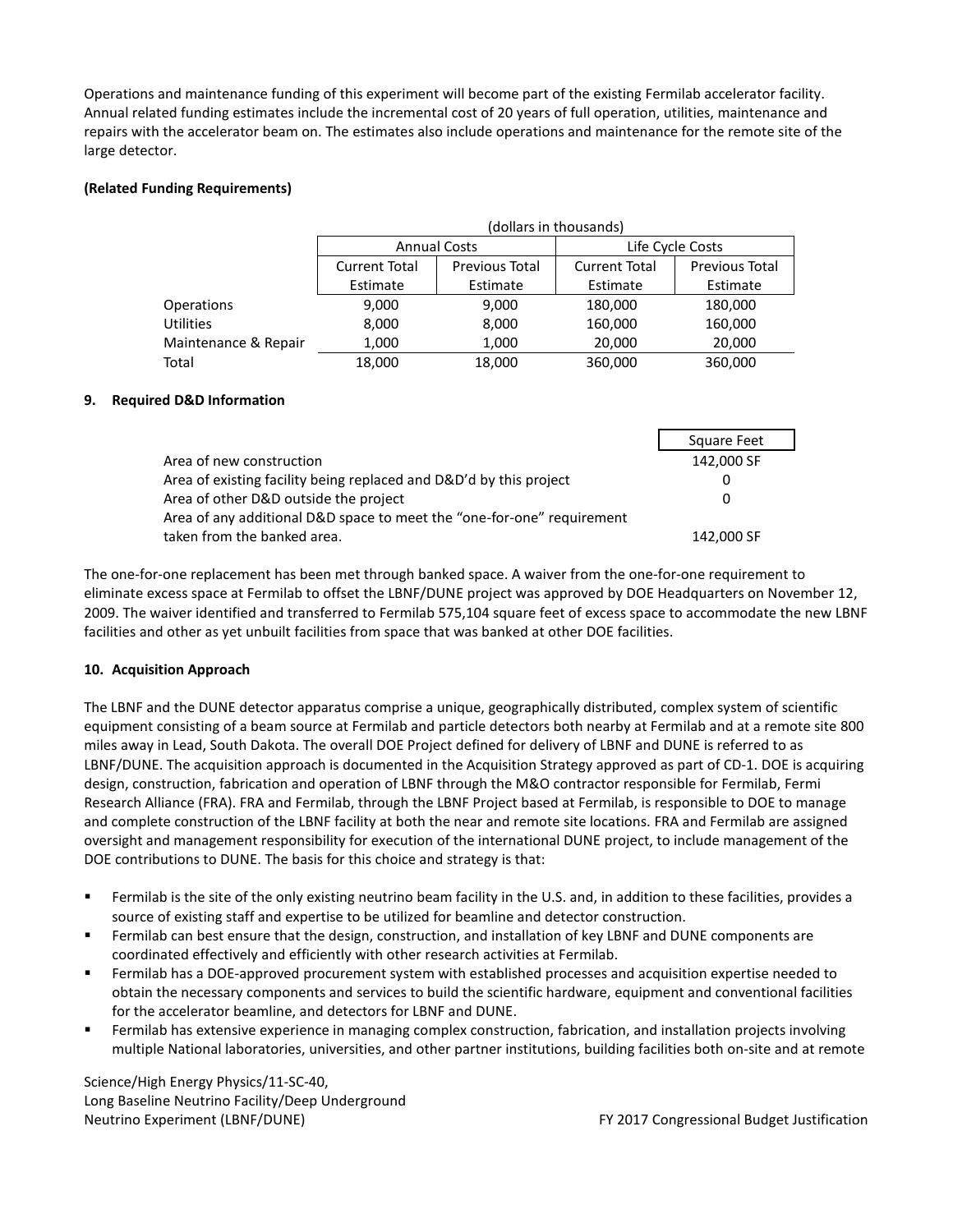Operations and maintenance funding of this experiment will become part of the existing Fermilab accelerator facility. Annual related funding estimates include the incremental cost of 20 years of full operation, utilities, maintenance and repairs with the accelerator beam on. The estimates also include operations and maintenance for the remote site of the large detector.

**(Related Funding Requirements)**

| | (dollars in thousands) | | | |
|---|---|---|---|---|
| | Annual Costs | | Life Cycle Costs | |
| | Current Total Estimate | Previous Total Estimate | Current Total Estimate | Previous Total Estimate |
| Operations | 9,000 | 9,000 | 180,000 | 180,000 |
| Utilities | 8,000 | 8,000 | 160,000 | 160,000 |
| Maintenance & Repair | 1,000 | 1,000 | 20,000 | 20,000 |
| Total | 18,000 | 18,000 | 360,000 | 360,000 |

### 9. Required D&D Information

| | Square Feet |
|---|---|
| Area of new construction | 142,000 SF |
| Area of existing facility being replaced and D&D'd by this project | 0 |
| Area of other D&D outside the project | 0 |
| Area of any additional D&D space to meet the "one-for-one" requirement taken from the banked area. | 142,000 SF |

The one-for-one replacement has been met through banked space. A waiver from the one-for-one requirement to eliminate excess space at Fermilab to offset the LBNF/DUNE project was approved by DOE Headquarters on November 12, 2009. The waiver identified and transferred to Fermilab 575,104 square feet of excess space to accommodate the new LBNF facilities and other as yet unbuilt facilities from space that was banked at other DOE facilities.

### 10. Acquisition Approach

The LBNF and the DUNE detector apparatus comprise a unique, geographically distributed, complex system of scientific equipment consisting of a beam source at Fermilab and particle detectors both nearby at Fermilab and at a remote site 800 miles away in Lead, South Dakota. The overall DOE Project defined for delivery of LBNF and DUNE is referred to as LBNF/DUNE. The acquisition approach is documented in the Acquisition Strategy approved as part of CD-1. DOE is acquiring design, construction, fabrication and operation of LBNF through the M&O contractor responsible for Fermilab, Fermi Research Alliance (FRA). FRA and Fermilab, through the LBNF Project based at Fermilab, is responsible to DOE to manage and complete construction of the LBNF facility at both the near and remote site locations. FRA and Fermilab are assigned oversight and management responsibility for execution of the international DUNE project, to include management of the DOE contributions to DUNE. The basis for this choice and strategy is that:

- Fermilab is the site of the only existing neutrino beam facility in the U.S. and, in addition to these facilities, provides a source of existing staff and expertise to be utilized for beamline and detector construction.
- Fermilab can best ensure that the design, construction, and installation of key LBNF and DUNE components are coordinated effectively and efficiently with other research activities at Fermilab.
- Fermilab has a DOE-approved procurement system with established processes and acquisition expertise needed to obtain the necessary components and services to build the scientific hardware, equipment and conventional facilities for the accelerator beamline, and detectors for LBNF and DUNE.
- Fermilab has extensive experience in managing complex construction, fabrication, and installation projects involving multiple National laboratories, universities, and other partner institutions, building facilities both on-site and at remote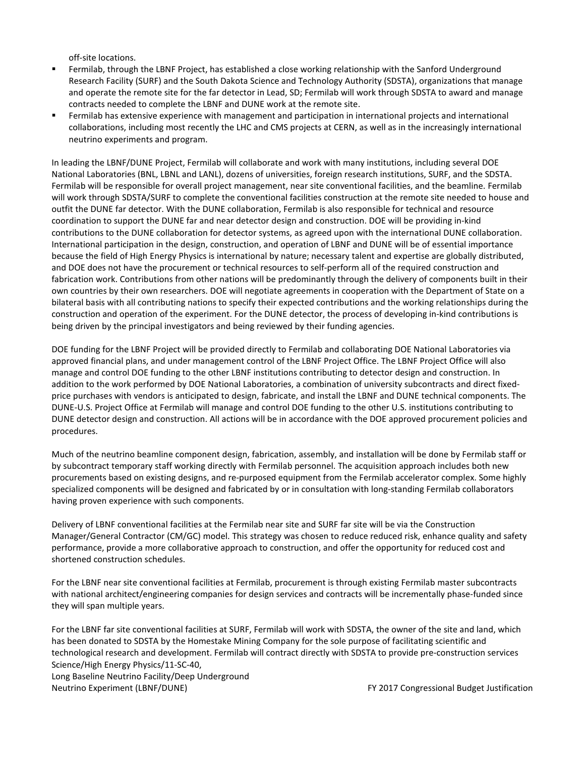off-site locations.

- Fermilab, through the LBNF Project, has established a close working relationship with the Sanford Underground Research Facility (SURF) and the South Dakota Science and Technology Authority (SDSTA), organizations that manage and operate the remote site for the far detector in Lead, SD; Fermilab will work through SDSTA to award and manage contracts needed to complete the LBNF and DUNE work at the remote site.
- Fermilab has extensive experience with management and participation in international projects and international collaborations, including most recently the LHC and CMS projects at CERN, as well as in the increasingly international neutrino experiments and program.

In leading the LBNF/DUNE Project, Fermilab will collaborate and work with many institutions, including several DOE National Laboratories (BNL, LBNL and LANL), dozens of universities, foreign research institutions, SURF, and the SDSTA. Fermilab will be responsible for overall project management, near site conventional facilities, and the beamline. Fermilab will work through SDSTA/SURF to complete the conventional facilities construction at the remote site needed to house and outfit the DUNE far detector. With the DUNE collaboration, Fermilab is also responsible for technical and resource coordination to support the DUNE far and near detector design and construction. DOE will be providing in-kind contributions to the DUNE collaboration for detector systems, as agreed upon with the international DUNE collaboration. International participation in the design, construction, and operation of LBNF and DUNE will be of essential importance because the field of High Energy Physics is international by nature; necessary talent and expertise are globally distributed, and DOE does not have the procurement or technical resources to self-perform all of the required construction and fabrication work. Contributions from other nations will be predominantly through the delivery of components built in their own countries by their own researchers. DOE will negotiate agreements in cooperation with the Department of State on a bilateral basis with all contributing nations to specify their expected contributions and the working relationships during the construction and operation of the experiment. For the DUNE detector, the process of developing in-kind contributions is being driven by the principal investigators and being reviewed by their funding agencies.

DOE funding for the LBNF Project will be provided directly to Fermilab and collaborating DOE National Laboratories via approved financial plans, and under management control of the LBNF Project Office. The LBNF Project Office will also manage and control DOE funding to the other LBNF institutions contributing to detector design and construction. In addition to the work performed by DOE National Laboratories, a combination of university subcontracts and direct fixed-price purchases with vendors is anticipated to design, fabricate, and install the LBNF and DUNE technical components. The DUNE-U.S. Project Office at Fermilab will manage and control DOE funding to the other U.S. institutions contributing to DUNE detector design and construction. All actions will be in accordance with the DOE approved procurement policies and procedures.

Much of the neutrino beamline component design, fabrication, assembly, and installation will be done by Fermilab staff or by subcontract temporary staff working directly with Fermilab personnel. The acquisition approach includes both new procurements based on existing designs, and re-purposed equipment from the Fermilab accelerator complex. Some highly specialized components will be designed and fabricated by or in consultation with long-standing Fermilab collaborators having proven experience with such components.

Delivery of LBNF conventional facilities at the Fermilab near site and SURF far site will be via the Construction Manager/General Contractor (CM/GC) model. This strategy was chosen to reduce reduced risk, enhance quality and safety performance, provide a more collaborative approach to construction, and offer the opportunity for reduced cost and shortened construction schedules.

For the LBNF near site conventional facilities at Fermilab, procurement is through existing Fermilab master subcontracts with national architect/engineering companies for design services and contracts will be incrementally phase-funded since they will span multiple years.

For the LBNF far site conventional facilities at SURF, Fermilab will work with SDSTA, the owner of the site and land, which has been donated to SDSTA by the Homestake Mining Company for the sole purpose of facilitating scientific and technological research and development. Fermilab will contract directly with SDSTA to provide pre-construction services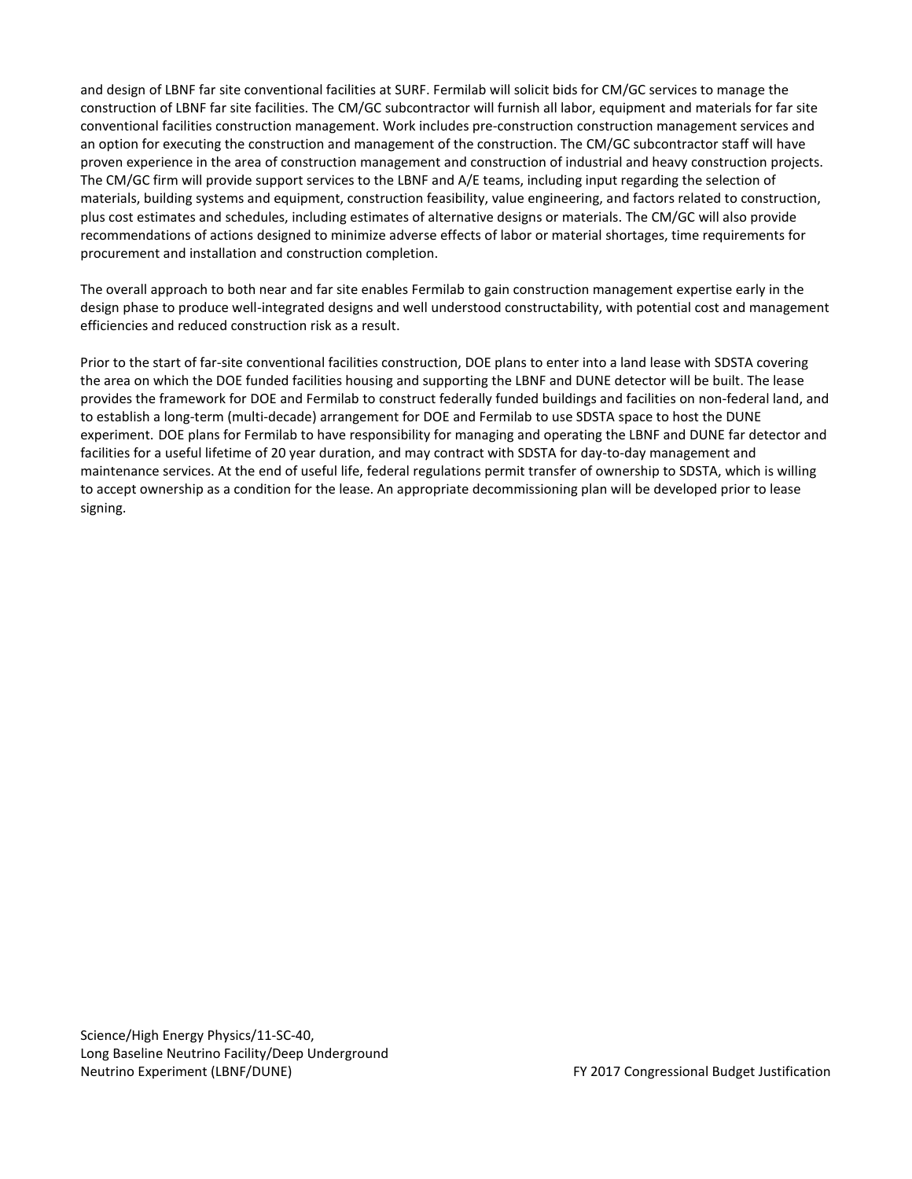and design of LBNF far site conventional facilities at SURF. Fermilab will solicit bids for CM/GC services to manage the construction of LBNF far site facilities. The CM/GC subcontractor will furnish all labor, equipment and materials for far site conventional facilities construction management. Work includes pre-construction construction management services and an option for executing the construction and management of the construction. The CM/GC subcontractor staff will have proven experience in the area of construction management and construction of industrial and heavy construction projects. The CM/GC firm will provide support services to the LBNF and A/E teams, including input regarding the selection of materials, building systems and equipment, construction feasibility, value engineering, and factors related to construction, plus cost estimates and schedules, including estimates of alternative designs or materials. The CM/GC will also provide recommendations of actions designed to minimize adverse effects of labor or material shortages, time requirements for procurement and installation and construction completion.

The overall approach to both near and far site enables Fermilab to gain construction management expertise early in the design phase to produce well-integrated designs and well understood constructability, with potential cost and management efficiencies and reduced construction risk as a result.

Prior to the start of far-site conventional facilities construction, DOE plans to enter into a land lease with SDSTA covering the area on which the DOE funded facilities housing and supporting the LBNF and DUNE detector will be built. The lease provides the framework for DOE and Fermilab to construct federally funded buildings and facilities on non-federal land, and to establish a long-term (multi-decade) arrangement for DOE and Fermilab to use SDSTA space to host the DUNE experiment. DOE plans for Fermilab to have responsibility for managing and operating the LBNF and DUNE far detector and facilities for a useful lifetime of 20 year duration, and may contract with SDSTA for day-to-day management and maintenance services. At the end of useful life, federal regulations permit transfer of ownership to SDSTA, which is willing to accept ownership as a condition for the lease. An appropriate decommissioning plan will be developed prior to lease signing.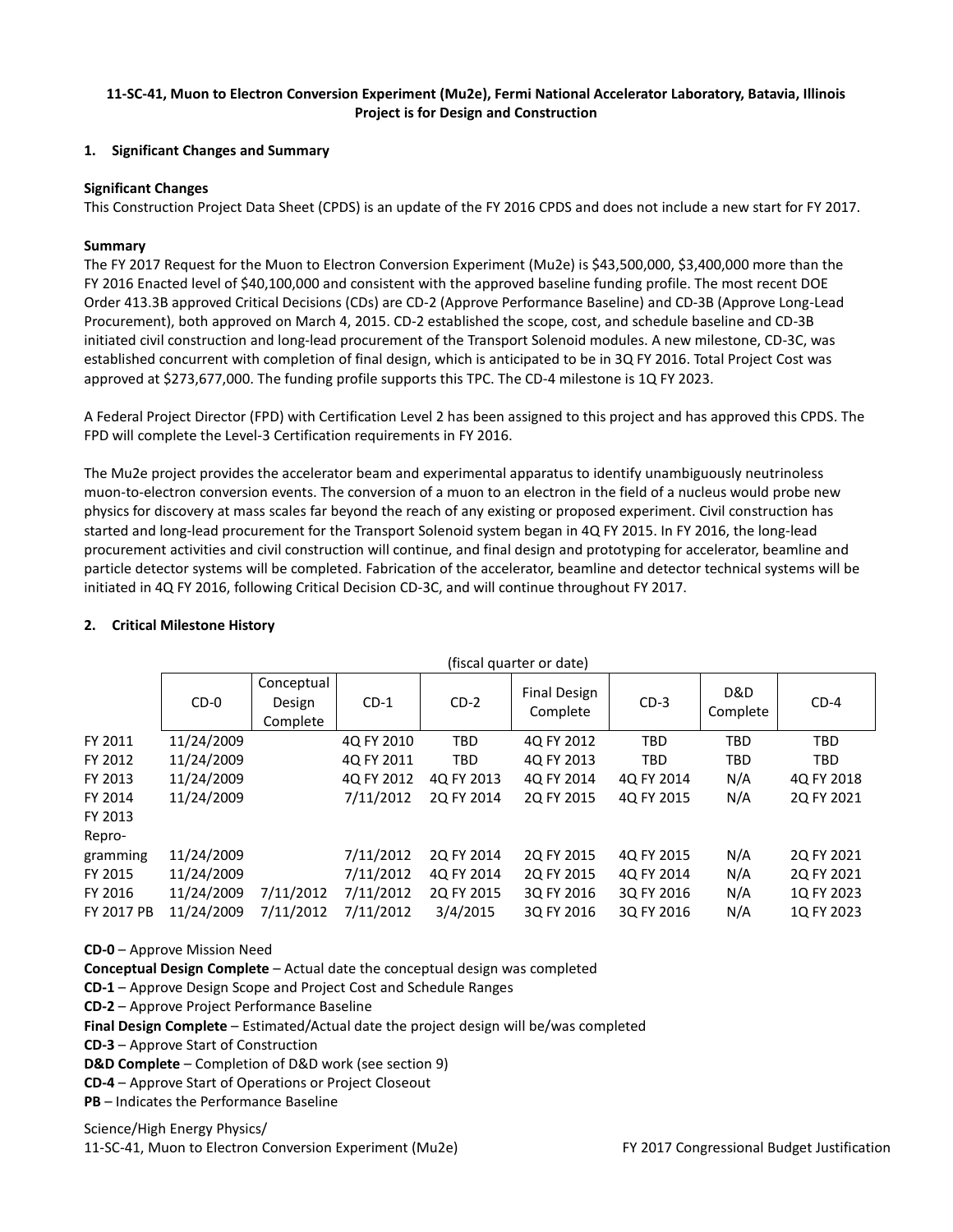**11-SC-41, Muon to Electron Conversion Experiment (Mu2e), Fermi National Accelerator Laboratory, Batavia, Illinois**
**Project is for Design and Construction**

## 1. Significant Changes and Summary

**Significant Changes**

This Construction Project Data Sheet (CPDS) is an update of the FY 2016 CPDS and does not include a new start for FY 2017.

**Summary**

The FY 2017 Request for the Muon to Electron Conversion Experiment (Mu2e) is $43,500,000, $3,400,000 more than the FY 2016 Enacted level of $40,100,000 and consistent with the approved baseline funding profile. The most recent DOE Order 413.3B approved Critical Decisions (CDs) are CD-2 (Approve Performance Baseline) and CD-3B (Approve Long-Lead Procurement), both approved on March 4, 2015. CD-2 established the scope, cost, and schedule baseline and CD-3B initiated civil construction and long-lead procurement of the Transport Solenoid modules. A new milestone, CD-3C, was established concurrent with completion of final design, which is anticipated to be in 3Q FY 2016. Total Project Cost was approved at $273,677,000. The funding profile supports this TPC. The CD-4 milestone is 1Q FY 2023.

A Federal Project Director (FPD) with Certification Level 2 has been assigned to this project and has approved this CPDS. The FPD will complete the Level-3 Certification requirements in FY 2016.

The Mu2e project provides the accelerator beam and experimental apparatus to identify unambiguously neutrinoless muon-to-electron conversion events. The conversion of a muon to an electron in the field of a nucleus would probe new physics for discovery at mass scales far beyond the reach of any existing or proposed experiment. Civil construction has started and long-lead procurement for the Transport Solenoid system began in 4Q FY 2015. In FY 2016, the long-lead procurement activities and civil construction will continue, and final design and prototyping for accelerator, beamline and particle detector systems will be completed. Fabrication of the accelerator, beamline and detector technical systems will be initiated in 4Q FY 2016, following Critical Decision CD-3C, and will continue throughout FY 2017.

## 2. Critical Milestone History

(fiscal quarter or date)

| | CD-0 | Conceptual Design Complete | CD-1 | CD-2 | Final Design Complete | CD-3 | D&D Complete | CD-4 |
|---|---|---|---|---|---|---|---|---|
| FY 2011 | 11/24/2009 | | 4Q FY 2010 | TBD | 4Q FY 2012 | TBD | TBD | TBD |
| FY 2012 | 11/24/2009 | | 4Q FY 2011 | TBD | 4Q FY 2013 | TBD | TBD | TBD |
| FY 2013 | 11/24/2009 | | 4Q FY 2012 | 4Q FY 2013 | 4Q FY 2014 | 4Q FY 2014 | N/A | 4Q FY 2018 |
| FY 2014 | 11/24/2009 | | 7/11/2012 | 2Q FY 2014 | 2Q FY 2015 | 4Q FY 2015 | N/A | 2Q FY 2021 |
| FY 2013 Repro-gramming | 11/24/2009 | | 7/11/2012 | 2Q FY 2014 | 2Q FY 2015 | 4Q FY 2015 | N/A | 2Q FY 2021 |
| FY 2015 | 11/24/2009 | | 7/11/2012 | 4Q FY 2014 | 2Q FY 2015 | 4Q FY 2014 | N/A | 2Q FY 2021 |
| FY 2016 | 11/24/2009 | 7/11/2012 | 7/11/2012 | 2Q FY 2015 | 3Q FY 2016 | 3Q FY 2016 | N/A | 1Q FY 2023 |
| FY 2017 PB | 11/24/2009 | 7/11/2012 | 7/11/2012 | 3/4/2015 | 3Q FY 2016 | 3Q FY 2016 | N/A | 1Q FY 2023 |

**CD-0** – Approve Mission Need
**Conceptual Design Complete** – Actual date the conceptual design was completed
**CD-1** – Approve Design Scope and Project Cost and Schedule Ranges
**CD-2** – Approve Project Performance Baseline
**Final Design Complete** – Estimated/Actual date the project design will be/was completed
**CD-3** – Approve Start of Construction
**D&D Complete** – Completion of D&D work (see section 9)
**CD-4** – Approve Start of Operations or Project Closeout
**PB** – Indicates the Performance Baseline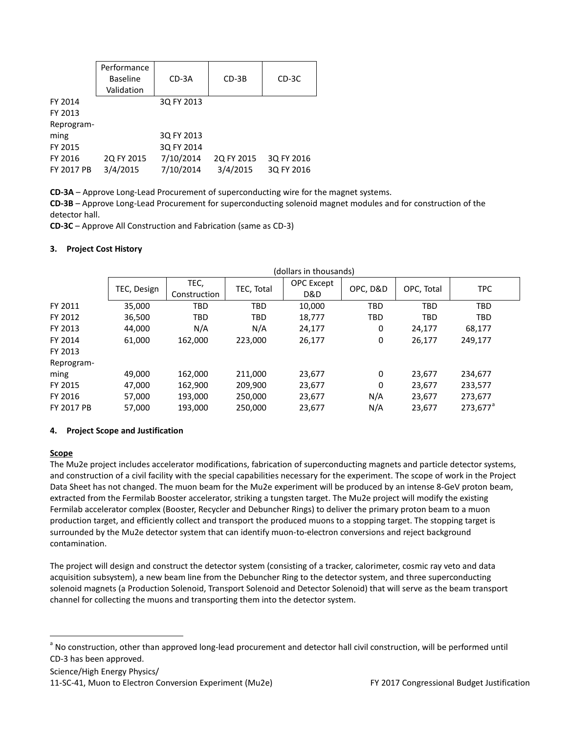| | Performance Baseline Validation | CD-3A | CD-3B | CD-3C |
|---|---|---|---|---|
| FY 2014 | | 3Q FY 2013 | | |
| FY 2013 Reprogram-ming | | 3Q FY 2013 | | |
| FY 2015 | | 3Q FY 2014 | | |
| FY 2016 | 2Q FY 2015 | 7/10/2014 | 2Q FY 2015 | 3Q FY 2016 |
| FY 2017 PB | 3/4/2015 | 7/10/2014 | 3/4/2015 | 3Q FY 2016 |

**CD-3A** – Approve Long-Lead Procurement of superconducting wire for the magnet systems.
**CD-3B** – Approve Long-Lead Procurement for superconducting solenoid magnet modules and for construction of the detector hall.
**CD-3C** – Approve All Construction and Fabrication (same as CD-3)

### 3. Project Cost History

(dollars in thousands)

| | TEC, Design | TEC, Construction | TEC, Total | OPC Except D&D | OPC, D&D | OPC, Total | TPC |
|---|---|---|---|---|---|---|---|
| FY 2011 | 35,000 | TBD | TBD | 10,000 | TBD | TBD | TBD |
| FY 2012 | 36,500 | TBD | TBD | 18,777 | TBD | TBD | TBD |
| FY 2013 | 44,000 | N/A | N/A | 24,177 | 0 | 24,177 | 68,177 |
| FY 2014 | 61,000 | 162,000 | 223,000 | 26,177 | 0 | 26,177 | 249,177 |
| FY 2013 Reprogram-ming | 49,000 | 162,000 | 211,000 | 23,677 | 0 | 23,677 | 234,677 |
| FY 2015 | 47,000 | 162,900 | 209,900 | 23,677 | 0 | 23,677 | 233,577 |
| FY 2016 | 57,000 | 193,000 | 250,000 | 23,677 | N/A | 23,677 | 273,677 |
| FY 2017 PB | 57,000 | 193,000 | 250,000 | 23,677 | N/A | 23,677 | 273,677[a] |

### 4. Project Scope and Justification

**Scope**

The Mu2e project includes accelerator modifications, fabrication of superconducting magnets and particle detector systems, and construction of a civil facility with the special capabilities necessary for the experiment. The scope of work in the Project Data Sheet has not changed. The muon beam for the Mu2e experiment will be produced by an intense 8-GeV proton beam, extracted from the Fermilab Booster accelerator, striking a tungsten target. The Mu2e project will modify the existing Fermilab accelerator complex (Booster, Recycler and Debuncher Rings) to deliver the primary proton beam to a muon production target, and efficiently collect and transport the produced muons to a stopping target. The stopping target is surrounded by the Mu2e detector system that can identify muon-to-electron conversions and reject background contamination.

The project will design and construct the detector system (consisting of a tracker, calorimeter, cosmic ray veto and data acquisition subsystem), a new beam line from the Debuncher Ring to the detector system, and three superconducting solenoid magnets (a Production Solenoid, Transport Solenoid and Detector Solenoid) that will serve as the beam transport channel for collecting the muons and transporting them into the detector system.

[a] No construction, other than approved long-lead procurement and detector hall civil construction, will be performed until CD-3 has been approved.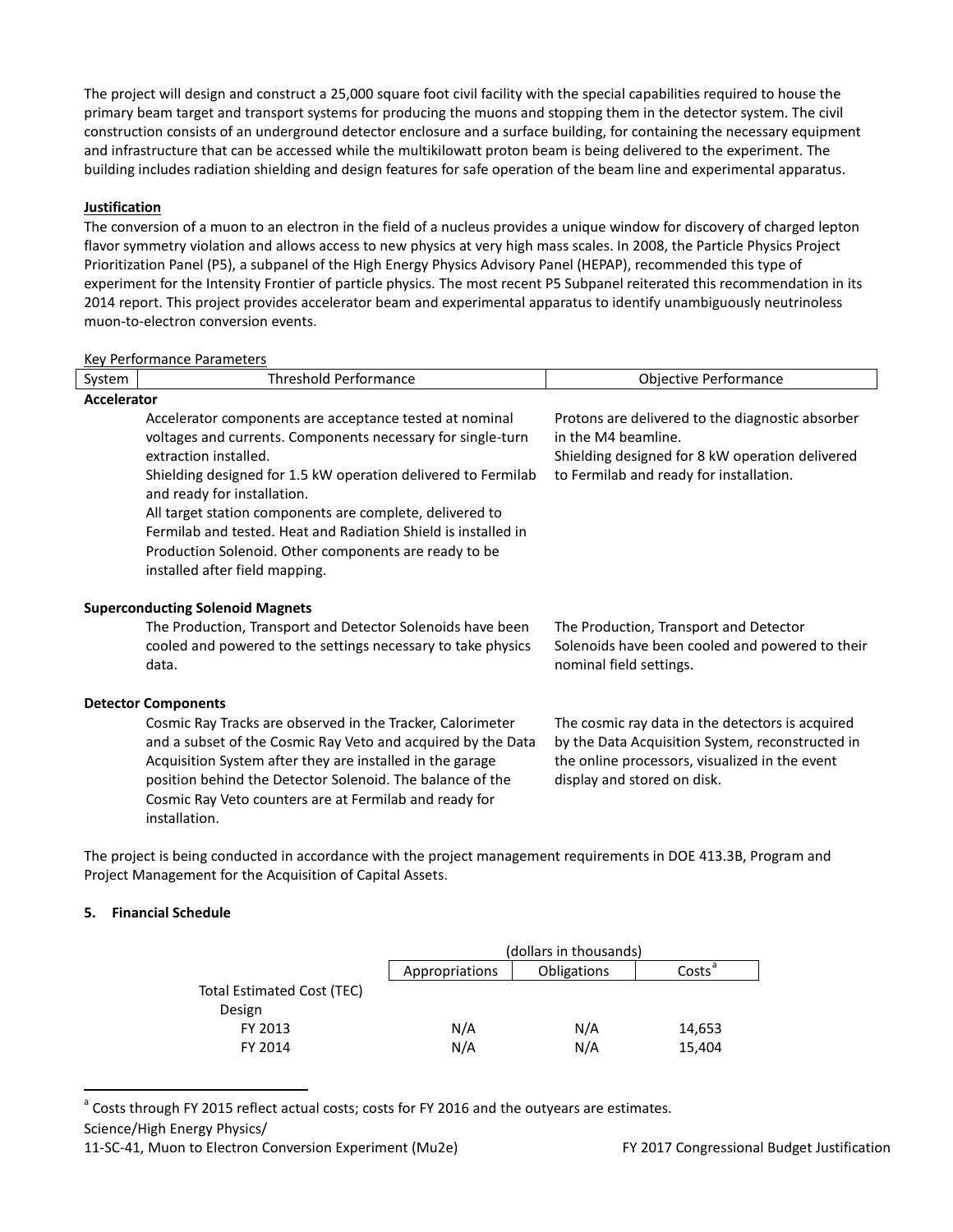The project will design and construct a 25,000 square foot civil facility with the special capabilities required to house the primary beam target and transport systems for producing the muons and stopping them in the detector system. The civil construction consists of an underground detector enclosure and a surface building, for containing the necessary equipment and infrastructure that can be accessed while the multikilowatt proton beam is being delivered to the experiment. The building includes radiation shielding and design features for safe operation of the beam line and experimental apparatus.

**Justification**

The conversion of a muon to an electron in the field of a nucleus provides a unique window for discovery of charged lepton flavor symmetry violation and allows access to new physics at very high mass scales. In 2008, the Particle Physics Project Prioritization Panel (P5), a subpanel of the High Energy Physics Advisory Panel (HEPAP), recommended this type of experiment for the Intensity Frontier of particle physics. The most recent P5 Subpanel reiterated this recommendation in its 2014 report. This project provides accelerator beam and experimental apparatus to identify unambiguously neutrinoless muon-to-electron conversion events.

Key Performance Parameters

| System | Threshold Performance | Objective Performance |
|---|---|---|
| **Accelerator** | | |
| | Accelerator components are acceptance tested at nominal voltages and currents. Components necessary for single-turn extraction installed. Shielding designed for 1.5 kW operation delivered to Fermilab and ready for installation. All target station components are complete, delivered to Fermilab and tested. Heat and Radiation Shield is installed in Production Solenoid. Other components are ready to be installed after field mapping. | Protons are delivered to the diagnostic absorber in the M4 beamline. Shielding designed for 8 kW operation delivered to Fermilab and ready for installation. |
| **Superconducting Solenoid Magnets** | | |
| | The Production, Transport and Detector Solenoids have been cooled and powered to the settings necessary to take physics data. | The Production, Transport and Detector Solenoids have been cooled and powered to their nominal field settings. |
| **Detector Components** | | |
| | Cosmic Ray Tracks are observed in the Tracker, Calorimeter and a subset of the Cosmic Ray Veto and acquired by the Data Acquisition System after they are installed in the garage position behind the Detector Solenoid. The balance of the Cosmic Ray Veto counters are at Fermilab and ready for installation. | The cosmic ray data in the detectors is acquired by the Data Acquisition System, reconstructed in the online processors, visualized in the event display and stored on disk. |

The project is being conducted in accordance with the project management requirements in DOE 413.3B, Program and Project Management for the Acquisition of Capital Assets.

## 5. Financial Schedule

| | (dollars in thousands) | | |
|---|---|---|---|
| | Appropriations | Obligations | Costs[a] |
| Total Estimated Cost (TEC) | | | |
| Design | | | |
| FY 2013 | N/A | N/A | 14,653 |
| FY 2014 | N/A | N/A | 15,404 |

[a] Costs through FY 2015 reflect actual costs; costs for FY 2016 and the outyears are estimates.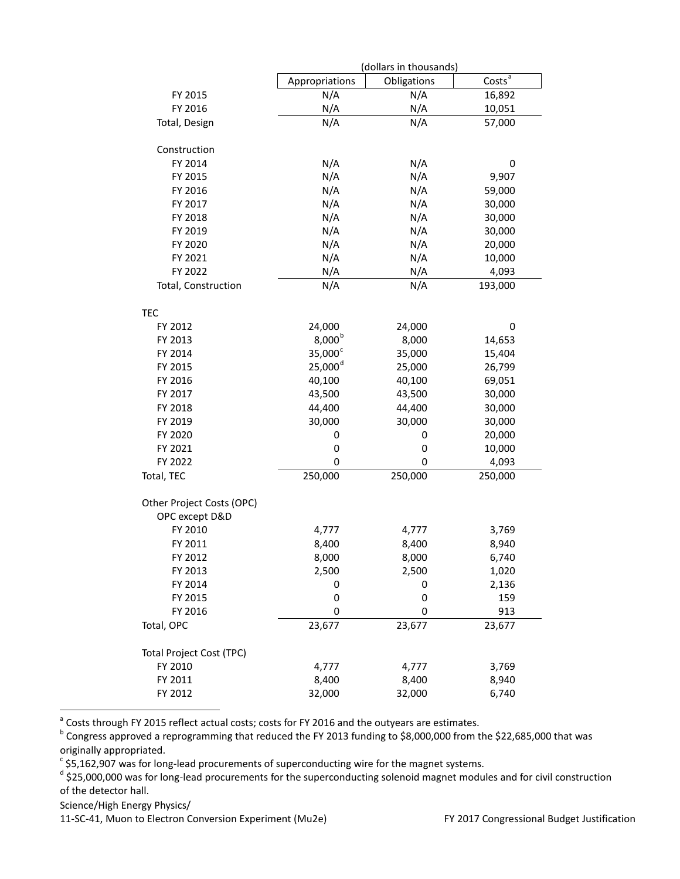| | (dollars in thousands) | | |
|---|---|---|---|
| | Appropriations | Obligations | Costs[a] |
| FY 2015 | N/A | N/A | 16,892 |
| FY 2016 | N/A | N/A | 10,051 |
| Total, Design | N/A | N/A | 57,000 |
| | | | |
| Construction | | | |
| FY 2014 | N/A | N/A | 0 |
| FY 2015 | N/A | N/A | 9,907 |
| FY 2016 | N/A | N/A | 59,000 |
| FY 2017 | N/A | N/A | 30,000 |
| FY 2018 | N/A | N/A | 30,000 |
| FY 2019 | N/A | N/A | 30,000 |
| FY 2020 | N/A | N/A | 20,000 |
| FY 2021 | N/A | N/A | 10,000 |
| FY 2022 | N/A | N/A | 4,093 |
| Total, Construction | N/A | N/A | 193,000 |
| | | | |
| TEC | | | |
| FY 2012 | 24,000 | 24,000 | 0 |
| FY 2013 | 8,000[b] | 8,000 | 14,653 |
| FY 2014 | 35,000[c] | 35,000 | 15,404 |
| FY 2015 | 25,000[d] | 25,000 | 26,799 |
| FY 2016 | 40,100 | 40,100 | 69,051 |
| FY 2017 | 43,500 | 43,500 | 30,000 |
| FY 2018 | 44,400 | 44,400 | 30,000 |
| FY 2019 | 30,000 | 30,000 | 30,000 |
| FY 2020 | 0 | 0 | 20,000 |
| FY 2021 | 0 | 0 | 10,000 |
| FY 2022 | 0 | 0 | 4,093 |
| Total, TEC | 250,000 | 250,000 | 250,000 |
| | | | |
| Other Project Costs (OPC) | | | |
| OPC except D&D | | | |
| FY 2010 | 4,777 | 4,777 | 3,769 |
| FY 2011 | 8,400 | 8,400 | 8,940 |
| FY 2012 | 8,000 | 8,000 | 6,740 |
| FY 2013 | 2,500 | 2,500 | 1,020 |
| FY 2014 | 0 | 0 | 2,136 |
| FY 2015 | 0 | 0 | 159 |
| FY 2016 | 0 | 0 | 913 |
| Total, OPC | 23,677 | 23,677 | 23,677 |
| | | | |
| Total Project Cost (TPC) | | | |
| FY 2010 | 4,777 | 4,777 | 3,769 |
| FY 2011 | 8,400 | 8,400 | 8,940 |
| FY 2012 | 32,000 | 32,000 | 6,740 |

[a] Costs through FY 2015 reflect actual costs; costs for FY 2016 and the outyears are estimates.

[b] Congress approved a reprogramming that reduced the FY 2013 funding to $8,000,000 from the $22,685,000 that was originally appropriated.

[c] $5,162,907 was for long-lead procurements of superconducting wire for the magnet systems.

[d] $25,000,000 was for long-lead procurements for the superconducting solenoid magnet modules and for civil construction of the detector hall.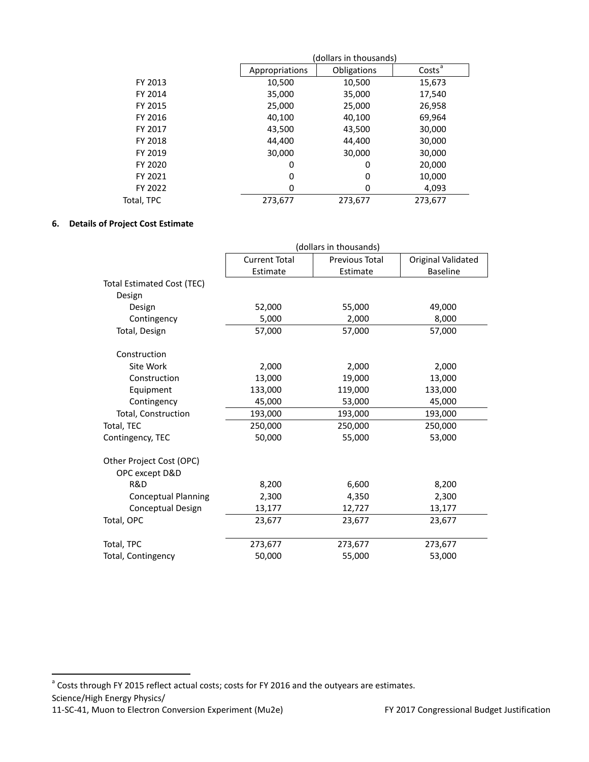| | (dollars in thousands) | | |
|---|---|---|---|
| | Appropriations | Obligations | Costs[a] |
| FY 2013 | 10,500 | 10,500 | 15,673 |
| FY 2014 | 35,000 | 35,000 | 17,540 |
| FY 2015 | 25,000 | 25,000 | 26,958 |
| FY 2016 | 40,100 | 40,100 | 69,964 |
| FY 2017 | 43,500 | 43,500 | 30,000 |
| FY 2018 | 44,400 | 44,400 | 30,000 |
| FY 2019 | 30,000 | 30,000 | 30,000 |
| FY 2020 | 0 | 0 | 20,000 |
| FY 2021 | 0 | 0 | 10,000 |
| FY 2022 | 0 | 0 | 4,093 |
| Total, TPC | 273,677 | 273,677 | 273,677 |

### 6. Details of Project Cost Estimate

| | (dollars in thousands) | | |
|---|---|---|---|
| | Current Total Estimate | Previous Total Estimate | Original Validated Baseline |
| Total Estimated Cost (TEC) | | | |
| Design | | | |
| Design | 52,000 | 55,000 | 49,000 |
| Contingency | 5,000 | 2,000 | 8,000 |
| Total, Design | 57,000 | 57,000 | 57,000 |
| | | | |
| Construction | | | |
| Site Work | 2,000 | 2,000 | 2,000 |
| Construction | 13,000 | 19,000 | 13,000 |
| Equipment | 133,000 | 119,000 | 133,000 |
| Contingency | 45,000 | 53,000 | 45,000 |
| Total, Construction | 193,000 | 193,000 | 193,000 |
| Total, TEC | 250,000 | 250,000 | 250,000 |
| Contingency, TEC | 50,000 | 55,000 | 53,000 |
| | | | |
| Other Project Cost (OPC) | | | |
| OPC except D&D | | | |
| R&D | 8,200 | 6,600 | 8,200 |
| Conceptual Planning | 2,300 | 4,350 | 2,300 |
| Conceptual Design | 13,177 | 12,727 | 13,177 |
| Total, OPC | 23,677 | 23,677 | 23,677 |
| | | | |
| Total, TPC | 273,677 | 273,677 | 273,677 |
| Total, Contingency | 50,000 | 55,000 | 53,000 |

[a] Costs through FY 2015 reflect actual costs; costs for FY 2016 and the outyears are estimates.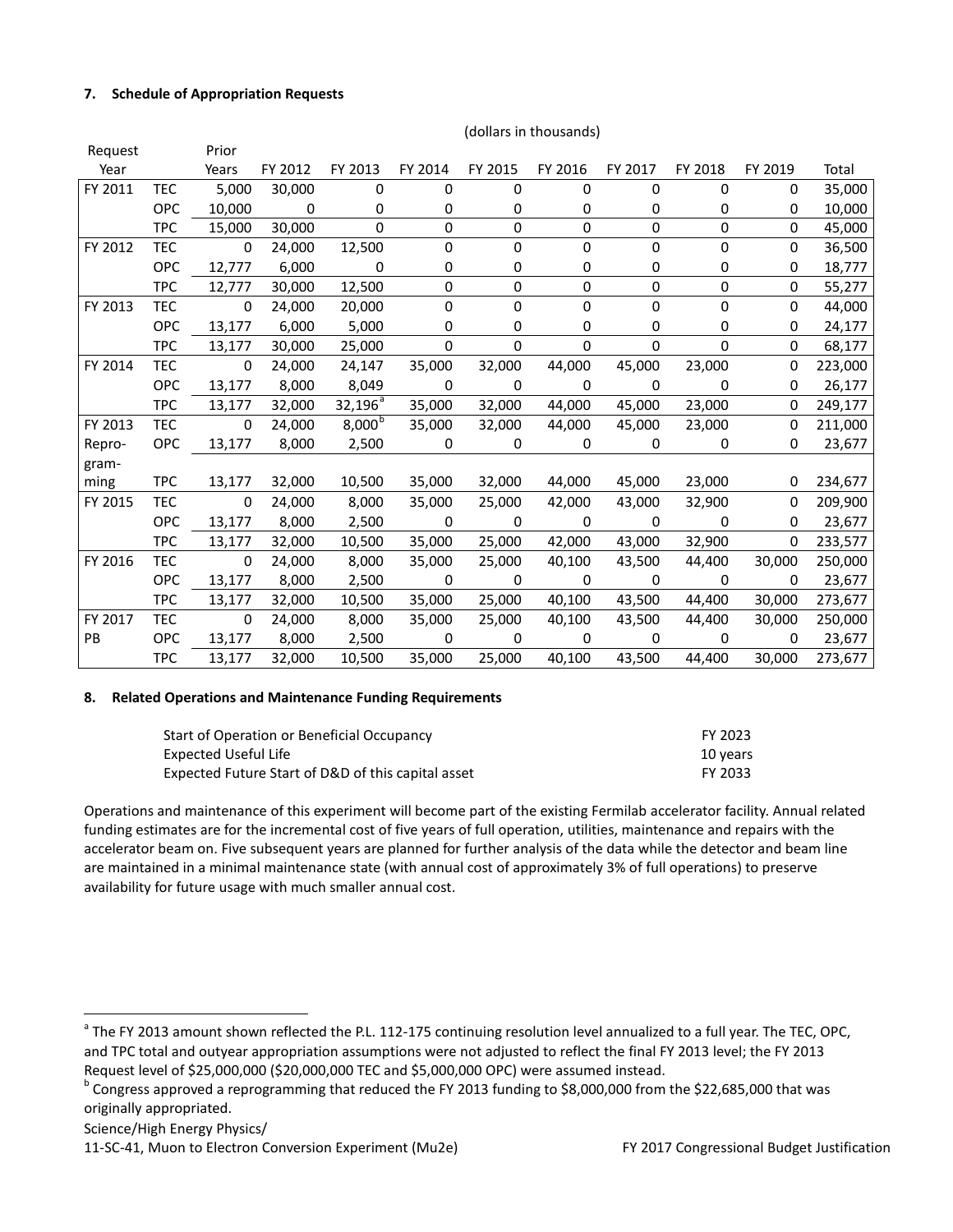### 7. Schedule of Appropriation Requests

(dollars in thousands)

| Request Year | | Prior Years | FY 2012 | FY 2013 | FY 2014 | FY 2015 | FY 2016 | FY 2017 | FY 2018 | FY 2019 | Total |
|---|---|---|---|---|---|---|---|---|---|---|---|
| FY 2011 | TEC | 5,000 | 30,000 | 0 | 0 | 0 | 0 | 0 | 0 | 0 | 35,000 |
| | OPC | 10,000 | 0 | 0 | 0 | 0 | 0 | 0 | 0 | 0 | 10,000 |
| | TPC | 15,000 | 30,000 | 0 | 0 | 0 | 0 | 0 | 0 | 0 | 45,000 |
| FY 2012 | TEC | 0 | 24,000 | 12,500 | 0 | 0 | 0 | 0 | 0 | 0 | 36,500 |
| | OPC | 12,777 | 6,000 | 0 | 0 | 0 | 0 | 0 | 0 | 0 | 18,777 |
| | TPC | 12,777 | 30,000 | 12,500 | 0 | 0 | 0 | 0 | 0 | 0 | 55,277 |
| FY 2013 | TEC | 0 | 24,000 | 20,000 | 0 | 0 | 0 | 0 | 0 | 0 | 44,000 |
| | OPC | 13,177 | 6,000 | 5,000 | 0 | 0 | 0 | 0 | 0 | 0 | 24,177 |
| | TPC | 13,177 | 30,000 | 25,000 | 0 | 0 | 0 | 0 | 0 | 0 | 68,177 |
| FY 2014 | TEC | 0 | 24,000 | 24,147 | 35,000 | 32,000 | 44,000 | 45,000 | 23,000 | 0 | 223,000 |
| | OPC | 13,177 | 8,000 | 8,049 | 0 | 0 | 0 | 0 | 0 | 0 | 26,177 |
| | TPC | 13,177 | 32,000 | 32,196[a] | 35,000 | 32,000 | 44,000 | 45,000 | 23,000 | 0 | 249,177 |
| FY 2013 Repro-gramming | TEC | 0 | 24,000 | 8,000[b] | 35,000 | 32,000 | 44,000 | 45,000 | 23,000 | 0 | 211,000 |
| | OPC | 13,177 | 8,000 | 2,500 | 0 | 0 | 0 | 0 | 0 | 0 | 23,677 |
| | TPC | 13,177 | 32,000 | 10,500 | 35,000 | 32,000 | 44,000 | 45,000 | 23,000 | 0 | 234,677 |
| FY 2015 | TEC | 0 | 24,000 | 8,000 | 35,000 | 25,000 | 42,000 | 43,000 | 32,900 | 0 | 209,900 |
| | OPC | 13,177 | 8,000 | 2,500 | 0 | 0 | 0 | 0 | 0 | 0 | 23,677 |
| | TPC | 13,177 | 32,000 | 10,500 | 35,000 | 25,000 | 42,000 | 43,000 | 32,900 | 0 | 233,577 |
| FY 2016 | TEC | 0 | 24,000 | 8,000 | 35,000 | 25,000 | 40,100 | 43,500 | 44,400 | 30,000 | 250,000 |
| | OPC | 13,177 | 8,000 | 2,500 | 0 | 0 | 0 | 0 | 0 | 0 | 23,677 |
| | TPC | 13,177 | 32,000 | 10,500 | 35,000 | 25,000 | 40,100 | 43,500 | 44,400 | 30,000 | 273,677 |
| FY 2017 PB | TEC | 0 | 24,000 | 8,000 | 35,000 | 25,000 | 40,100 | 43,500 | 44,400 | 30,000 | 250,000 |
| | OPC | 13,177 | 8,000 | 2,500 | 0 | 0 | 0 | 0 | 0 | 0 | 23,677 |
| | TPC | 13,177 | 32,000 | 10,500 | 35,000 | 25,000 | 40,100 | 43,500 | 44,400 | 30,000 | 273,677 |

### 8. Related Operations and Maintenance Funding Requirements

| | |
|---|---|
| Start of Operation or Beneficial Occupancy | FY 2023 |
| Expected Useful Life | 10 years |
| Expected Future Start of D&D of this capital asset | FY 2033 |

Operations and maintenance of this experiment will become part of the existing Fermilab accelerator facility. Annual related funding estimates are for the incremental cost of five years of full operation, utilities, maintenance and repairs with the accelerator beam on. Five subsequent years are planned for further analysis of the data while the detector and beam line are maintained in a minimal maintenance state (with annual cost of approximately 3% of full operations) to preserve availability for future usage with much smaller annual cost.

[a] The FY 2013 amount shown reflected the P.L. 112-175 continuing resolution level annualized to a full year. The TEC, OPC, and TPC total and outyear appropriation assumptions were not adjusted to reflect the final FY 2013 level; the FY 2013 Request level of $25,000,000 ($20,000,000 TEC and $5,000,000 OPC) were assumed instead.

[b] Congress approved a reprogramming that reduced the FY 2013 funding to $8,000,000 from the $22,685,000 that was originally appropriated.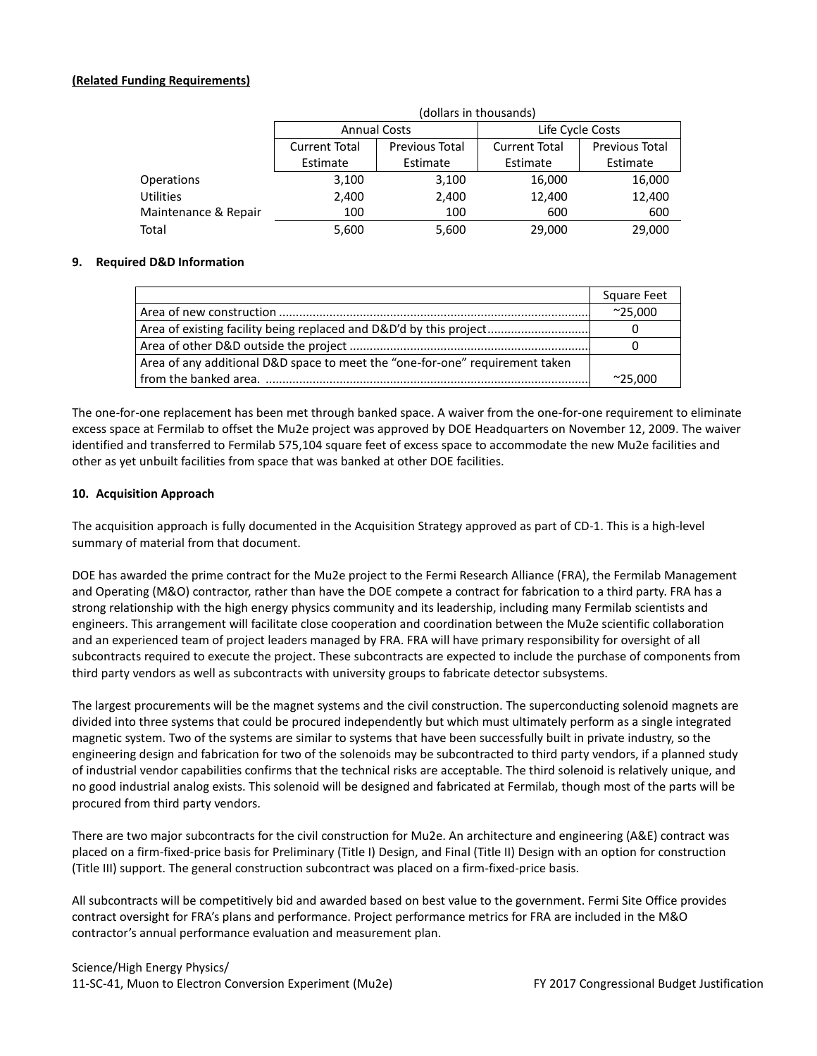**(Related Funding Requirements)**

| | (dollars in thousands) | | | |
|---|---|---|---|---|
| | Annual Costs | | Life Cycle Costs | |
| | Current Total Estimate | Previous Total Estimate | Current Total Estimate | Previous Total Estimate |
| Operations | 3,100 | 3,100 | 16,000 | 16,000 |
| Utilities | 2,400 | 2,400 | 12,400 | 12,400 |
| Maintenance & Repair | 100 | 100 | 600 | 600 |
| Total | 5,600 | 5,600 | 29,000 | 29,000 |

### 9. Required D&D Information

| | Square Feet |
|---|---|
| Area of new construction ............................................................................................ | ~25,000 |
| Area of existing facility being replaced and D&D'd by this project.............................. | 0 |
| Area of other D&D outside the project ....................................................................... | 0 |
| Area of any additional D&D space to meet the "one-for-one" requirement taken from the banked area. ................................................................................................ | ~25,000 |

The one-for-one replacement has been met through banked space. A waiver from the one-for-one requirement to eliminate excess space at Fermilab to offset the Mu2e project was approved by DOE Headquarters on November 12, 2009. The waiver identified and transferred to Fermilab 575,104 square feet of excess space to accommodate the new Mu2e facilities and other as yet unbuilt facilities from space that was banked at other DOE facilities.

### 10. Acquisition Approach

The acquisition approach is fully documented in the Acquisition Strategy approved as part of CD-1. This is a high-level summary of material from that document.

DOE has awarded the prime contract for the Mu2e project to the Fermi Research Alliance (FRA), the Fermilab Management and Operating (M&O) contractor, rather than have the DOE compete a contract for fabrication to a third party. FRA has a strong relationship with the high energy physics community and its leadership, including many Fermilab scientists and engineers. This arrangement will facilitate close cooperation and coordination between the Mu2e scientific collaboration and an experienced team of project leaders managed by FRA. FRA will have primary responsibility for oversight of all subcontracts required to execute the project. These subcontracts are expected to include the purchase of components from third party vendors as well as subcontracts with university groups to fabricate detector subsystems.

The largest procurements will be the magnet systems and the civil construction. The superconducting solenoid magnets are divided into three systems that could be procured independently but which must ultimately perform as a single integrated magnetic system. Two of the systems are similar to systems that have been successfully built in private industry, so the engineering design and fabrication for two of the solenoids may be subcontracted to third party vendors, if a planned study of industrial vendor capabilities confirms that the technical risks are acceptable. The third solenoid is relatively unique, and no good industrial analog exists. This solenoid will be designed and fabricated at Fermilab, though most of the parts will be procured from third party vendors.

There are two major subcontracts for the civil construction for Mu2e. An architecture and engineering (A&E) contract was placed on a firm-fixed-price basis for Preliminary (Title I) Design, and Final (Title II) Design with an option for construction (Title III) support. The general construction subcontract was placed on a firm-fixed-price basis.

All subcontracts will be competitively bid and awarded based on best value to the government. Fermi Site Office provides contract oversight for FRA's plans and performance. Project performance metrics for FRA are included in the M&O contractor's annual performance evaluation and measurement plan.